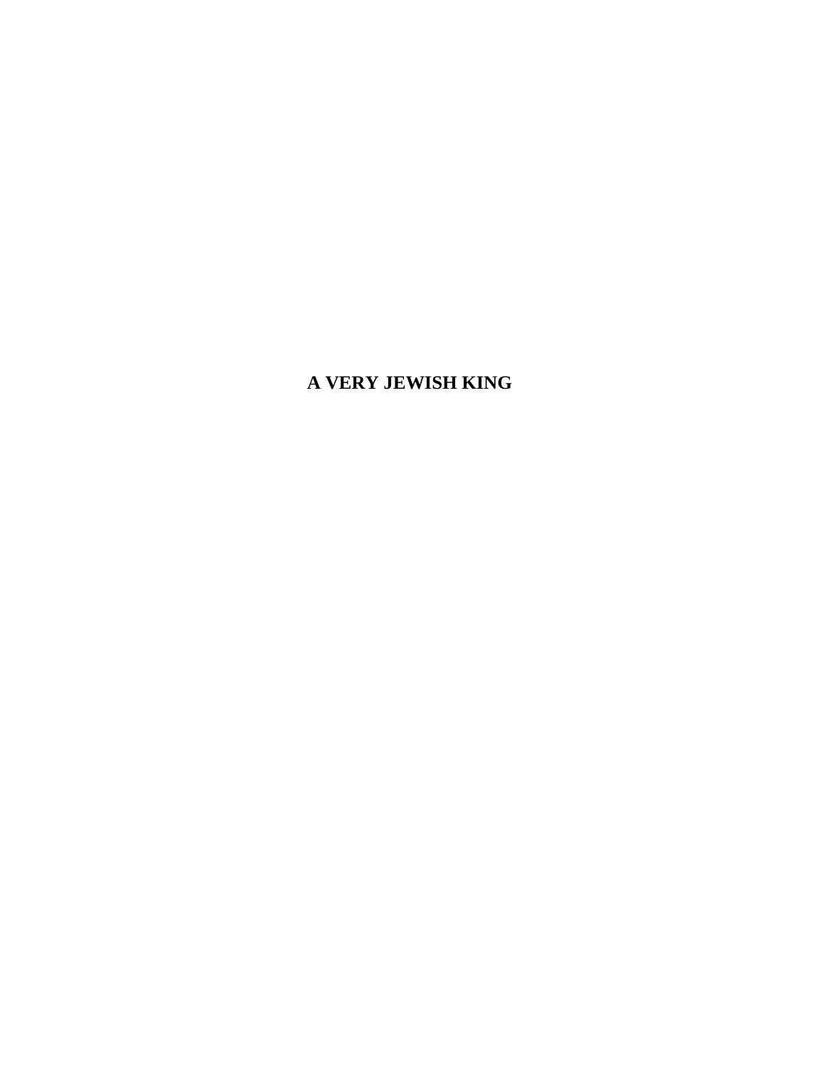# A VERY JEWISH KING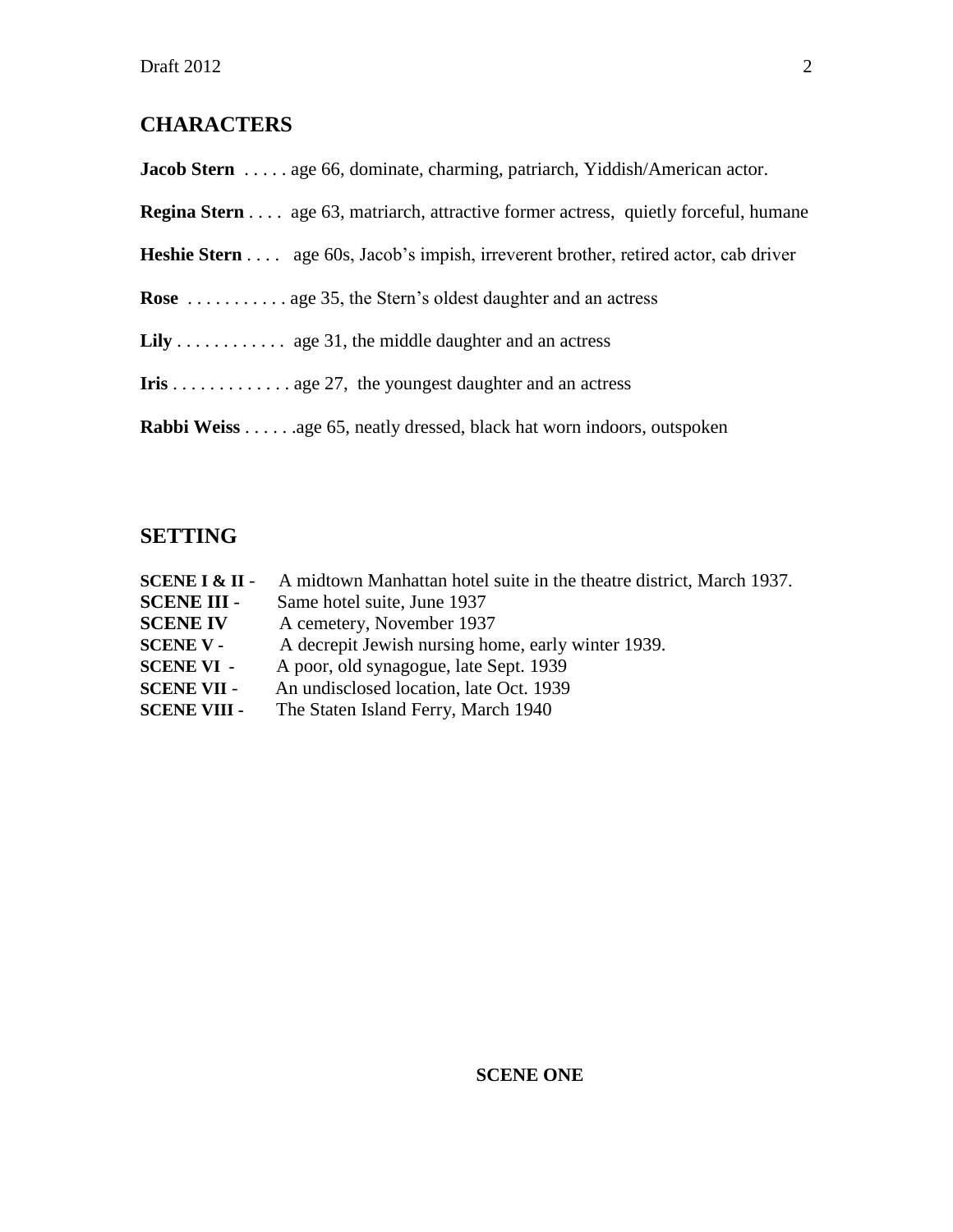## CHARACTERS

**Jacob Stern** . . . . . age 66, dominate, charming, patriarch, Yiddish/American actor.

**Regina Stern** . . . . age 63, matriarch, attractive former actress, quietly forceful, humane

**Heshie Stern** . . . . age 60s, Jacob's impish, irreverent brother, retired actor, cab driver

**Rose** . . . . . . . . . . . age 35, the Stern's oldest daughter and an actress

**Lily** . . . . . . . . . . . . age 31, the middle daughter and an actress

**Iris** . . . . . . . . . . . . . age 27, the youngest daughter and an actress

**Rabbi Weiss** . . . . . .age 65, neatly dressed, black hat worn indoors, outspoken

## SETTING

**SCENE I & II -** A midtown Manhattan hotel suite in the theatre district, March 1937.
**SCENE III -** Same hotel suite, June 1937
**SCENE IV** A cemetery, November 1937
**SCENE V -** A decrepit Jewish nursing home, early winter 1939.
**SCENE VI -** A poor, old synagogue, late Sept. 1939
**SCENE VII -** An undisclosed location, late Oct. 1939
**SCENE VIII -** The Staten Island Ferry, March 1940

**SCENE ONE**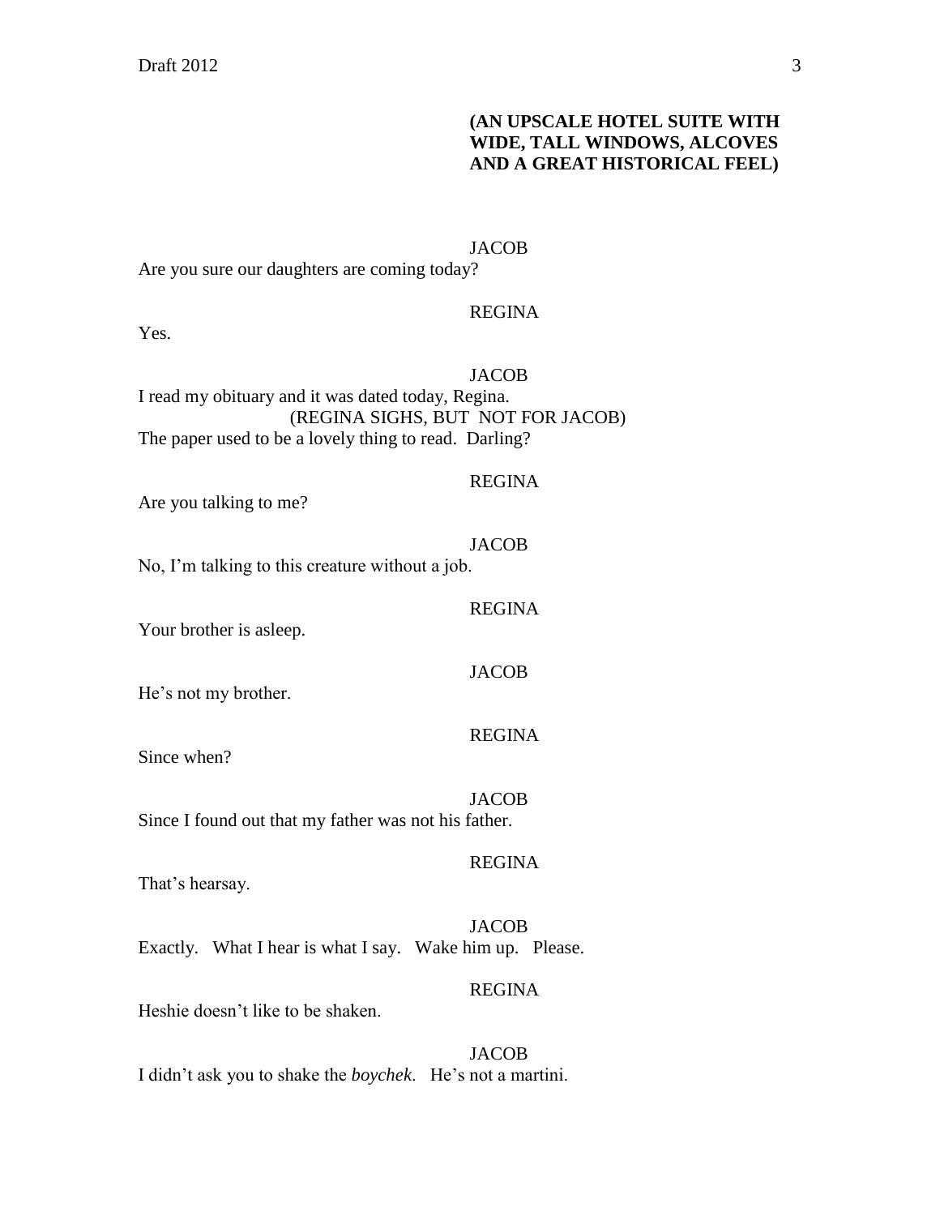**(AN UPSCALE HOTEL SUITE WITH WIDE, TALL WINDOWS, ALCOVES AND A GREAT HISTORICAL FEEL)**

JACOB

Are you sure our daughters are coming today?

REGINA

Yes.

JACOB

I read my obituary and it was dated today, Regina.

(REGINA SIGHS, BUT NOT FOR JACOB)

The paper used to be a lovely thing to read. Darling?

REGINA

Are you talking to me?

JACOB

No, I'm talking to this creature without a job.

REGINA

Your brother is asleep.

JACOB

He's not my brother.

REGINA

Since when?

JACOB

Since I found out that my father was not his father.

REGINA

That's hearsay.

JACOB

Exactly. What I hear is what I say. Wake him up. Please.

REGINA

Heshie doesn't like to be shaken.

JACOB

I didn't ask you to shake the *boychek*. He's not a martini.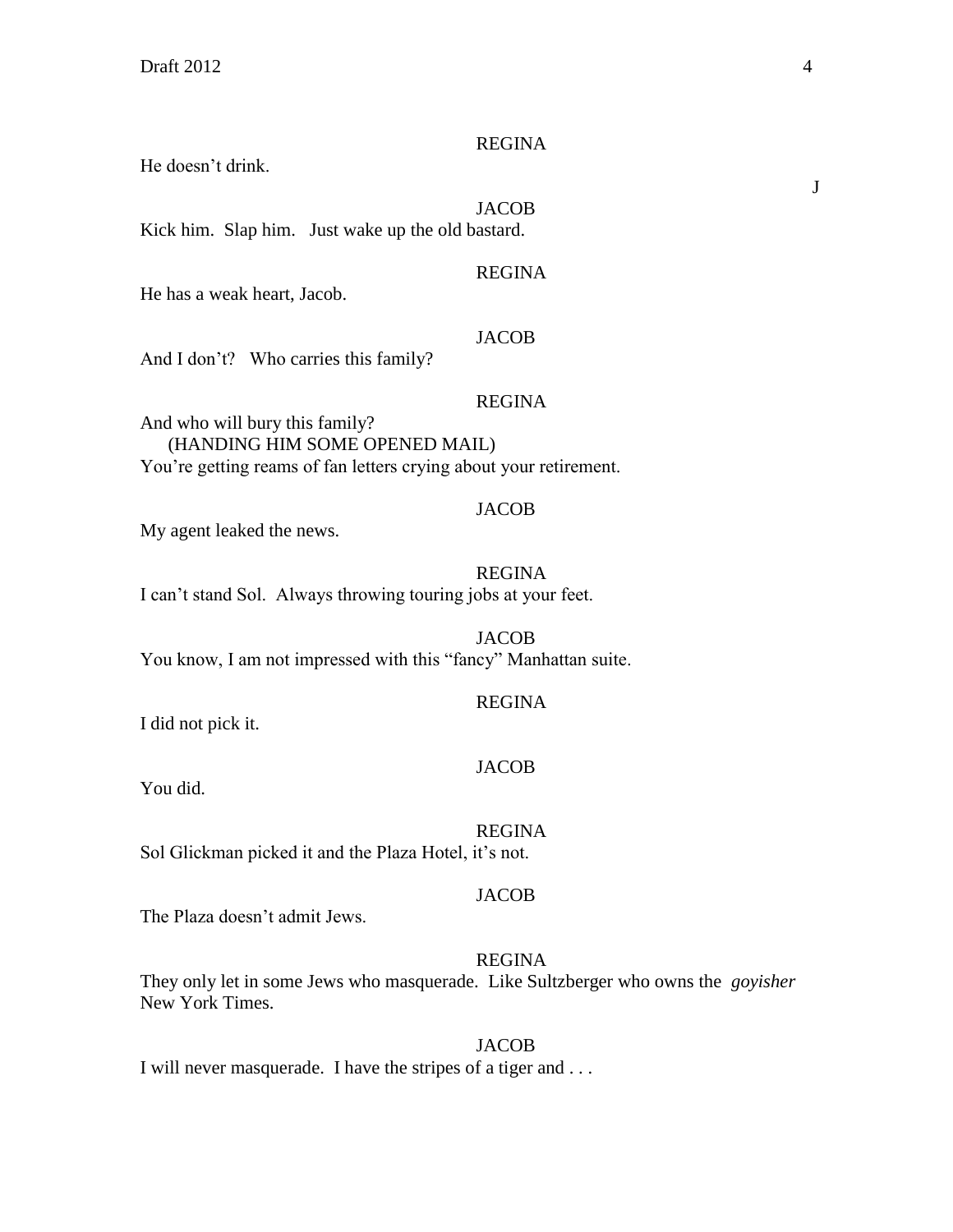REGINA

He doesn't drink.

J

JACOB

Kick him. Slap him. Just wake up the old bastard.

REGINA

He has a weak heart, Jacob.

JACOB

And I don't? Who carries this family?

REGINA

And who will bury this family?
(HANDING HIM SOME OPENED MAIL)
You're getting reams of fan letters crying about your retirement.

JACOB

My agent leaked the news.

REGINA

I can't stand Sol. Always throwing touring jobs at your feet.

JACOB

You know, I am not impressed with this "fancy" Manhattan suite.

REGINA

I did not pick it.

JACOB

You did.

REGINA

Sol Glickman picked it and the Plaza Hotel, it's not.

JACOB

The Plaza doesn't admit Jews.

REGINA

They only let in some Jews who masquerade. Like Sultzberger who owns the *goyisher* New York Times.

JACOB

I will never masquerade. I have the stripes of a tiger and . . .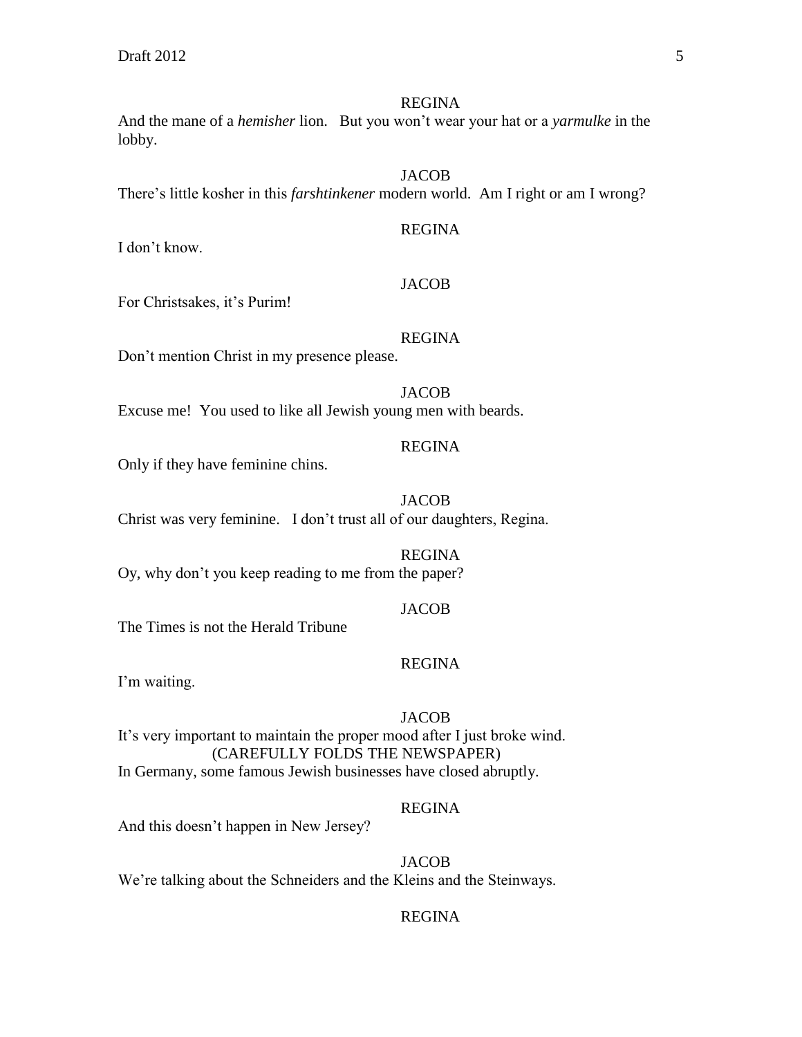REGINA

And the mane of a *hemisher* lion. But you won't wear your hat or a *yarmulke* in the lobby.

JACOB

There's little kosher in this *farshtinkener* modern world. Am I right or am I wrong?

REGINA

I don't know.

JACOB

For Christsakes, it's Purim!

REGINA

Don't mention Christ in my presence please.

JACOB

Excuse me! You used to like all Jewish young men with beards.

REGINA

Only if they have feminine chins.

JACOB

Christ was very feminine. I don't trust all of our daughters, Regina.

REGINA

Oy, why don't you keep reading to me from the paper?

JACOB

The Times is not the Herald Tribune

REGINA

I'm waiting.

JACOB

It's very important to maintain the proper mood after I just broke wind.

(CAREFULLY FOLDS THE NEWSPAPER)

In Germany, some famous Jewish businesses have closed abruptly.

REGINA

And this doesn't happen in New Jersey?

JACOB

We're talking about the Schneiders and the Kleins and the Steinways.

REGINA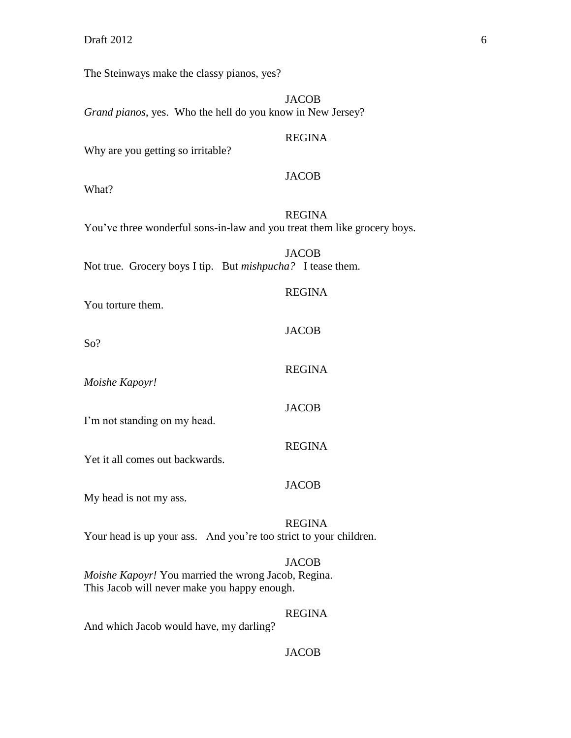The Steinways make the classy pianos, yes?

JACOB

*Grand pianos*, yes. Who the hell do you know in New Jersey?

REGINA

Why are you getting so irritable?

JACOB

What?

REGINA

You've three wonderful sons-in-law and you treat them like grocery boys.

JACOB

Not true. Grocery boys I tip. But *mishpucha?* I tease them.

REGINA

You torture them.

JACOB

So?

REGINA

*Moishe Kapoyr!*

JACOB

I'm not standing on my head.

REGINA

Yet it all comes out backwards.

JACOB

My head is not my ass.

REGINA

Your head is up your ass. And you're too strict to your children.

JACOB

*Moishe Kapoyr!* You married the wrong Jacob, Regina.
This Jacob will never make you happy enough.

REGINA

And which Jacob would have, my darling?

JACOB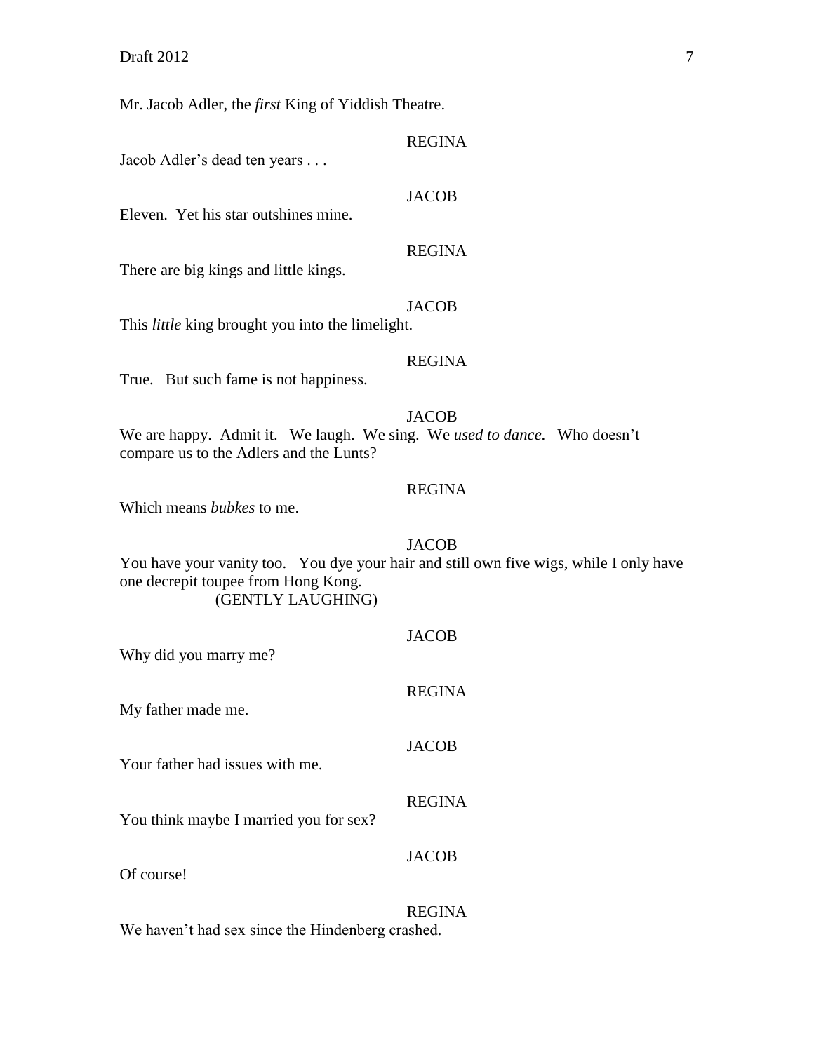Mr. Jacob Adler, the *first* King of Yiddish Theatre.

REGINA

Jacob Adler's dead ten years . . .

JACOB

Eleven. Yet his star outshines mine.

REGINA

There are big kings and little kings.

JACOB

This *little* king brought you into the limelight.

REGINA

True. But such fame is not happiness.

JACOB

We are happy. Admit it. We laugh. We sing. We *used to dance.* Who doesn't compare us to the Adlers and the Lunts?

REGINA

Which means *bubkes* to me.

JACOB

You have your vanity too. You dye your hair and still own five wigs, while I only have one decrepit toupee from Hong Kong.
(GENTLY LAUGHING)

JACOB

Why did you marry me?

REGINA

My father made me.

JACOB

Your father had issues with me.

REGINA

You think maybe I married you for sex?

JACOB

Of course!

REGINA

We haven't had sex since the Hindenberg crashed.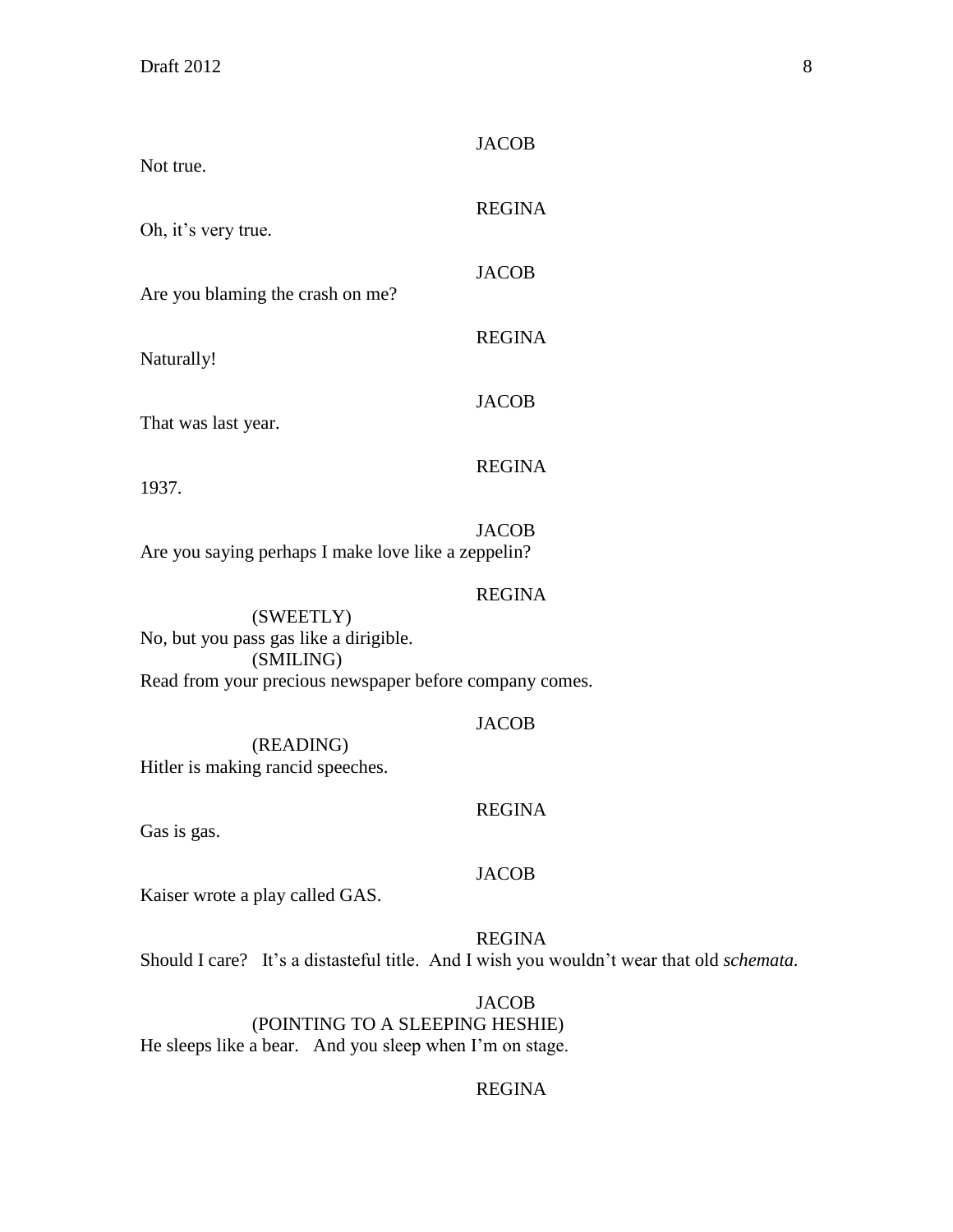JACOB

Not true.

REGINA

Oh, it's very true.

JACOB

Are you blaming the crash on me?

REGINA

Naturally!

JACOB

That was last year.

REGINA

1937.

JACOB

Are you saying perhaps I make love like a zeppelin?

REGINA

(SWEETLY)

No, but you pass gas like a dirigible.

(SMILING)

Read from your precious newspaper before company comes.

JACOB

(READING)

Hitler is making rancid speeches.

REGINA

Gas is gas.

JACOB

Kaiser wrote a play called GAS.

REGINA

Should I care? It's a distasteful title. And I wish you wouldn't wear that old *schemata.*

JACOB

(POINTING TO A SLEEPING HESHIE)

He sleeps like a bear. And you sleep when I'm on stage.

REGINA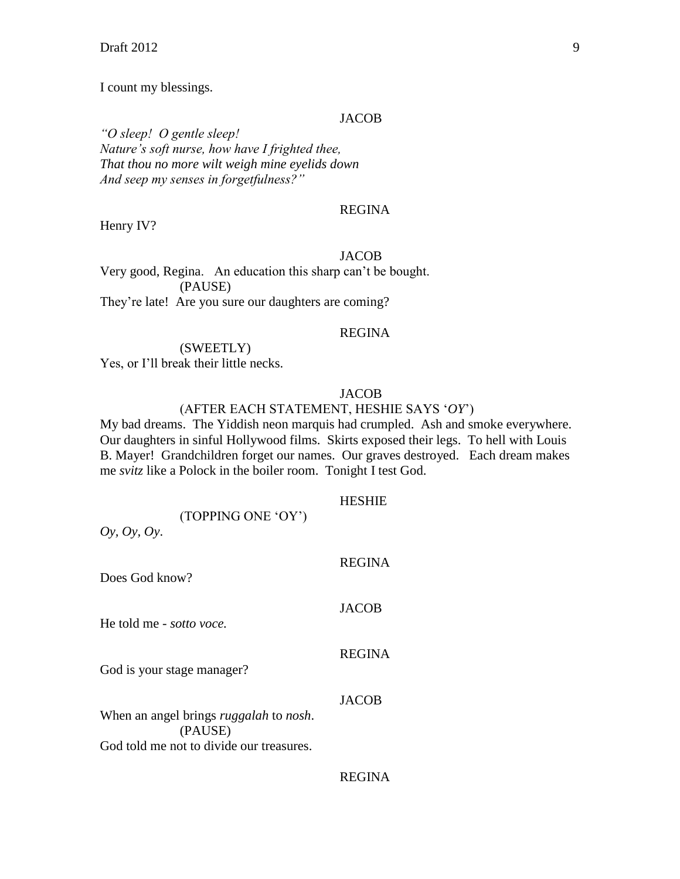I count my blessings.

JACOB

*"O sleep! O gentle sleep!*
*Nature's soft nurse, how have I frighted thee,*
*That thou no more wilt weigh mine eyelids down*
*And seep my senses in forgetfulness?"*

REGINA

Henry IV?

JACOB

Very good, Regina. An education this sharp can't be bought.
(PAUSE)
They're late! Are you sure our daughters are coming?

REGINA

(SWEETLY)
Yes, or I'll break their little necks.

JACOB

(AFTER EACH STATEMENT, HESHIE SAYS '*OY*')
My bad dreams. The Yiddish neon marquis had crumpled. Ash and smoke everywhere. Our daughters in sinful Hollywood films. Skirts exposed their legs. To hell with Louis B. Mayer! Grandchildren forget our names. Our graves destroyed. Each dream makes me *svitz* like a Polock in the boiler room. Tonight I test God.

HESHIE

(TOPPING ONE 'OY')
*Oy*, *Oy*, *Oy*.

REGINA

Does God know?

JACOB

He told me - *sotto voce.*

REGINA

God is your stage manager?

JACOB

When an angel brings *ruggalah* to *nosh*.
(PAUSE)
God told me not to divide our treasures.

REGINA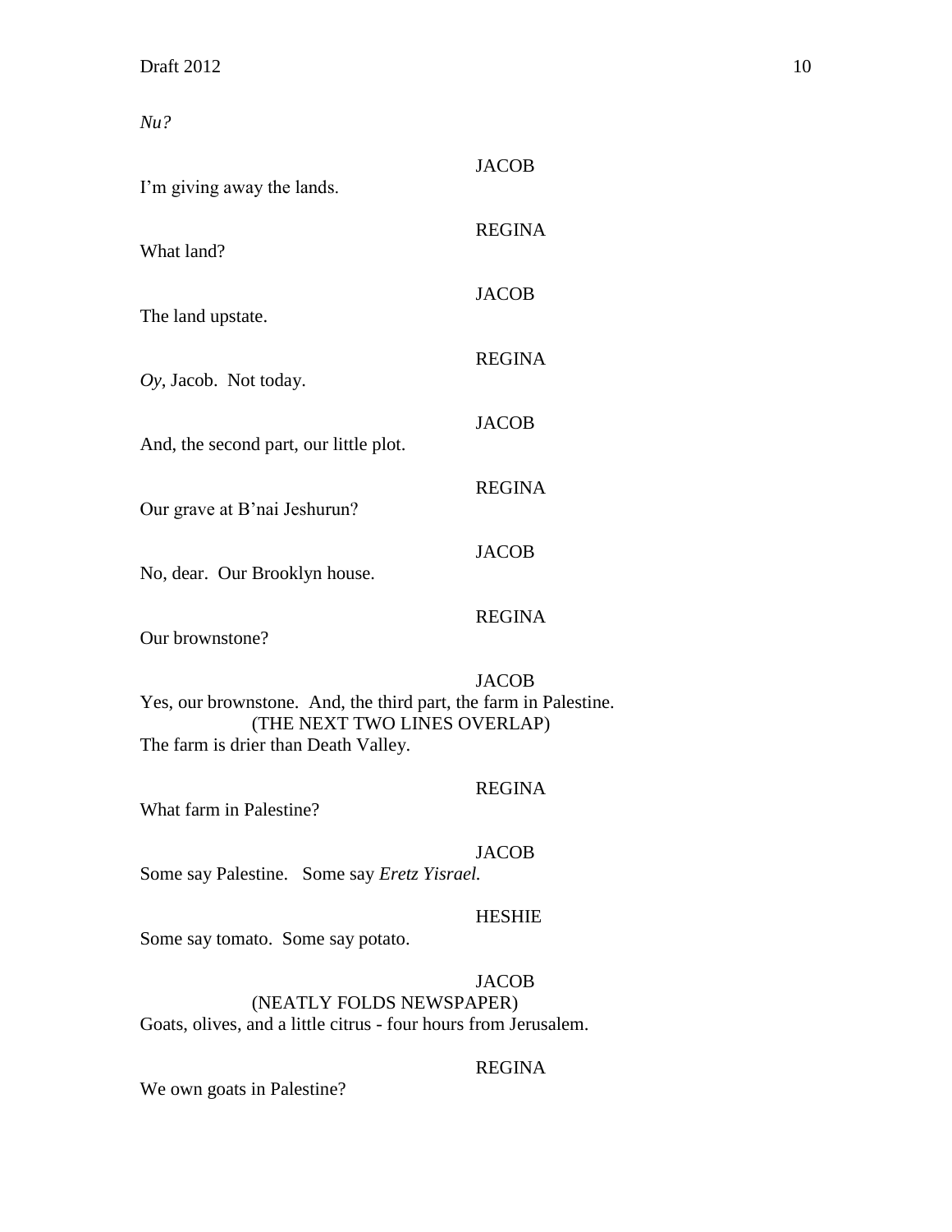*Nu?*

JACOB

I'm giving away the lands.

REGINA

What land?

JACOB

The land upstate.

REGINA

*Oy*, Jacob. Not today.

JACOB

And, the second part, our little plot.

REGINA

Our grave at B'nai Jeshurun?

JACOB

No, dear. Our Brooklyn house.

REGINA

Our brownstone?

JACOB

Yes, our brownstone. And, the third part, the farm in Palestine.

(THE NEXT TWO LINES OVERLAP)

The farm is drier than Death Valley.

REGINA

What farm in Palestine?

JACOB

Some say Palestine. Some say *Eretz Yisrael.*

HESHIE

Some say tomato. Some say potato.

JACOB

(NEATLY FOLDS NEWSPAPER)

Goats, olives, and a little citrus - four hours from Jerusalem.

REGINA

We own goats in Palestine?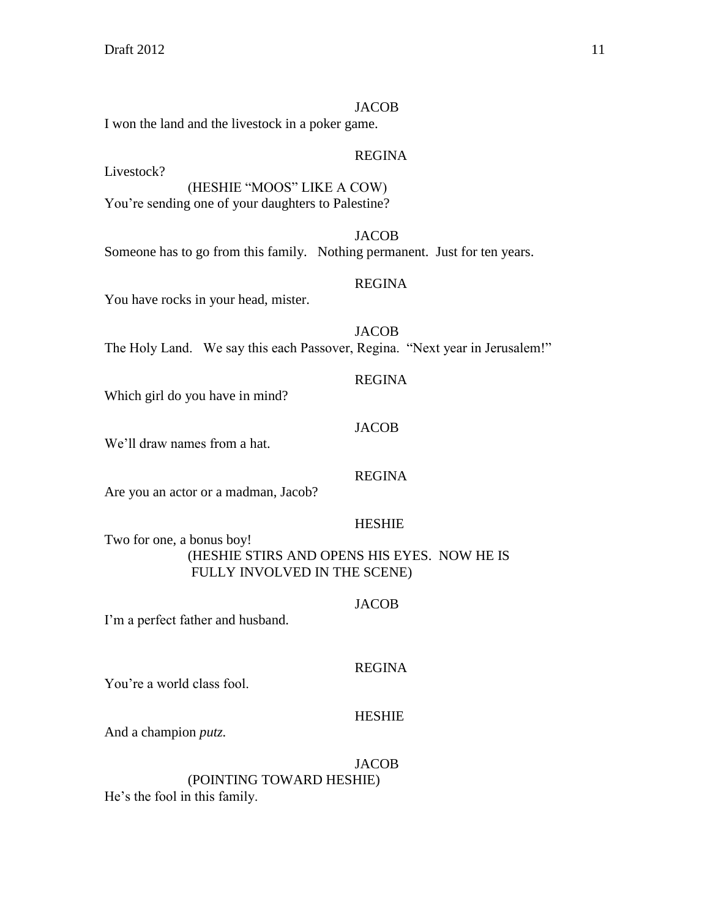JACOB

I won the land and the livestock in a poker game.

REGINA

Livestock?

(HESHIE "MOOS" LIKE A COW)

You're sending one of your daughters to Palestine?

JACOB

Someone has to go from this family. Nothing permanent. Just for ten years.

REGINA

You have rocks in your head, mister.

JACOB

The Holy Land. We say this each Passover, Regina. "Next year in Jerusalem!"

REGINA

Which girl do you have in mind?

JACOB

We'll draw names from a hat.

REGINA

Are you an actor or a madman, Jacob?

HESHIE

Two for one, a bonus boy!

(HESHIE STIRS AND OPENS HIS EYES. NOW HE IS FULLY INVOLVED IN THE SCENE)

JACOB

I'm a perfect father and husband.

REGINA

You're a world class fool.

HESHIE

And a champion *putz.*

JACOB

(POINTING TOWARD HESHIE)

He's the fool in this family.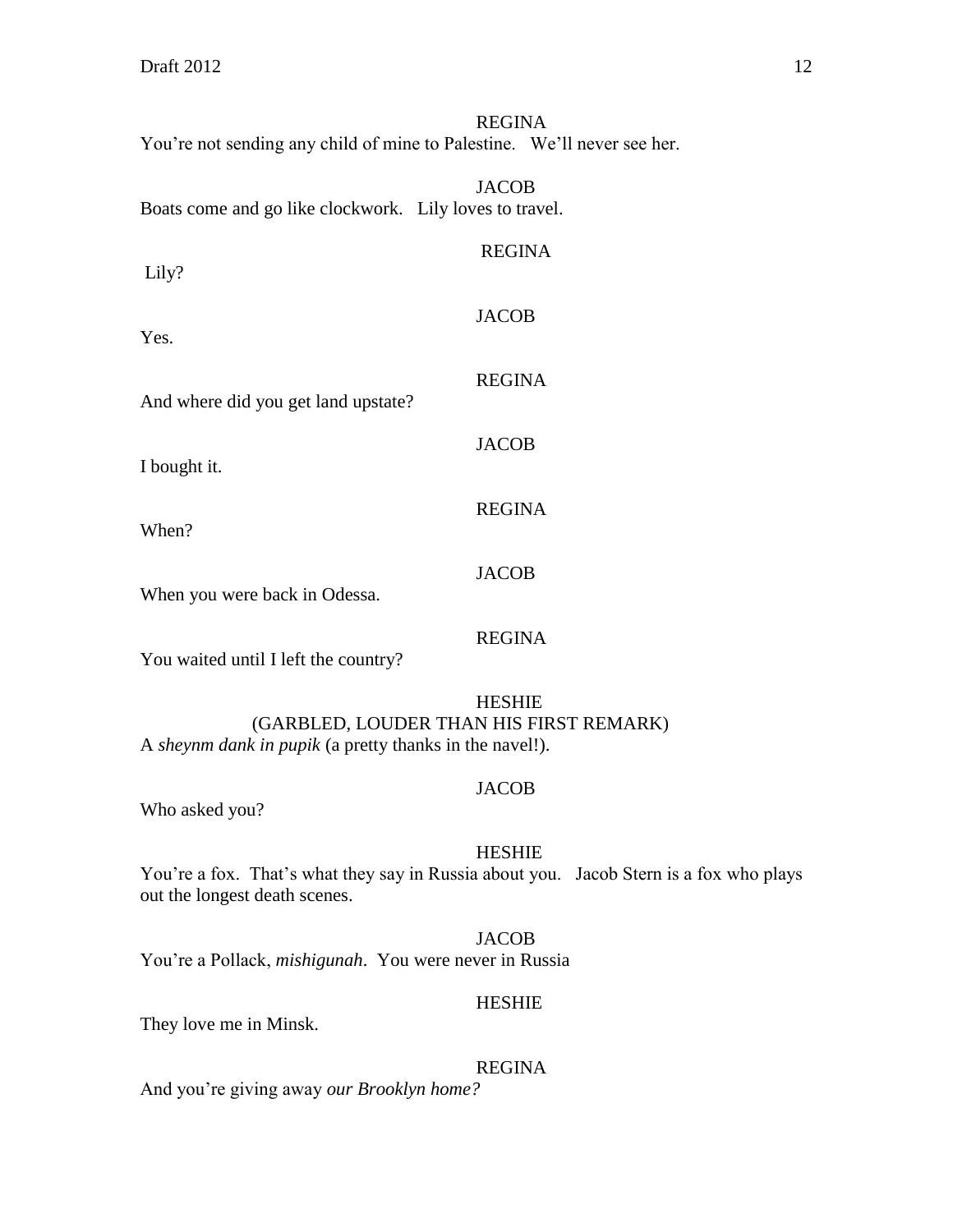REGINA

You're not sending any child of mine to Palestine. We'll never see her.

JACOB

Boats come and go like clockwork. Lily loves to travel.

REGINA

Lily?

JACOB

Yes.

REGINA

And where did you get land upstate?

JACOB

I bought it.

REGINA

When?

JACOB

When you were back in Odessa.

REGINA

You waited until I left the country?

HESHIE

(GARBLED, LOUDER THAN HIS FIRST REMARK)

A *sheynm dank in pupik* (a pretty thanks in the navel!).

JACOB

Who asked you?

HESHIE

You're a fox. That's what they say in Russia about you. Jacob Stern is a fox who plays out the longest death scenes.

JACOB

You're a Pollack, *mishigunah*. You were never in Russia

HESHIE

They love me in Minsk.

REGINA

And you're giving away *our Brooklyn home?*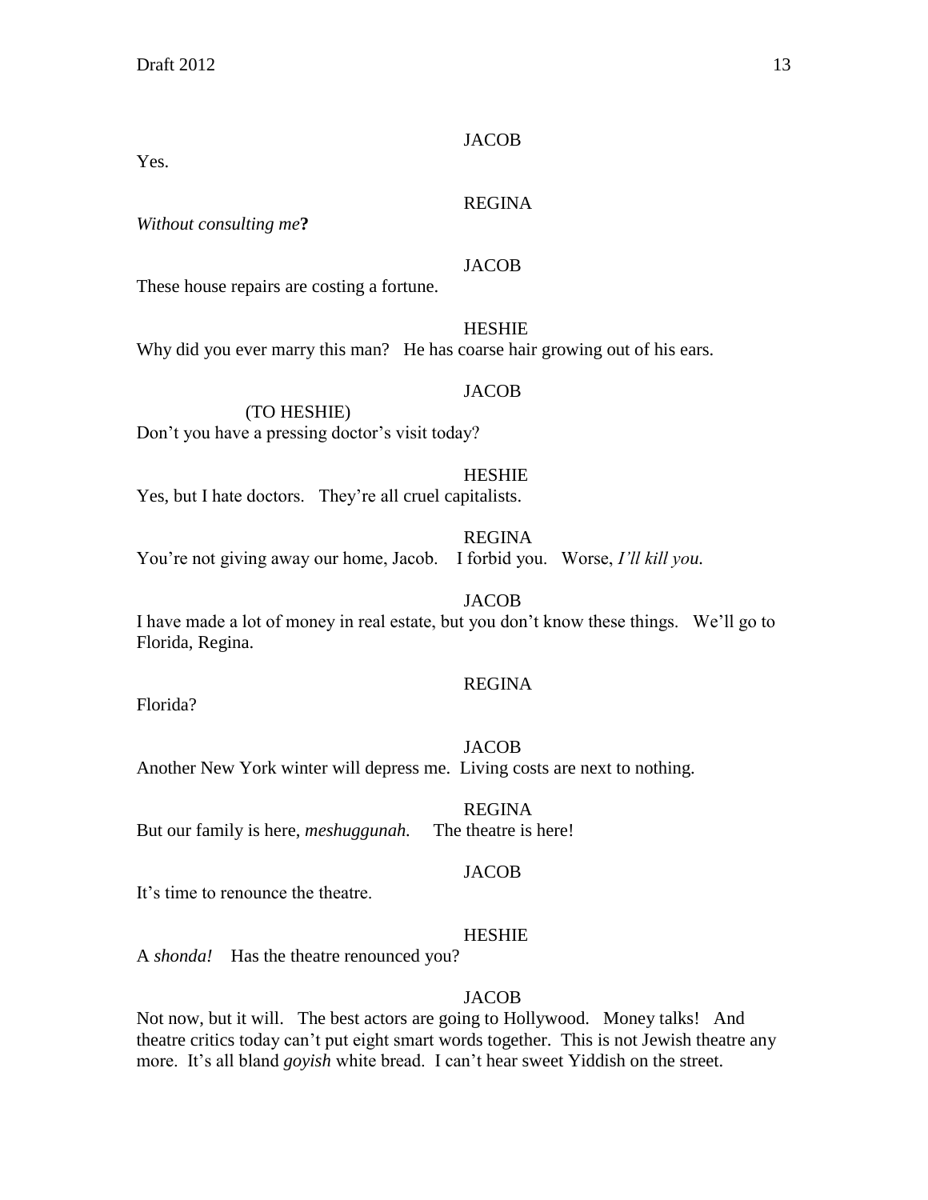JACOB

Yes.

REGINA

*Without consulting me***?**

JACOB

These house repairs are costing a fortune.

HESHIE

Why did you ever marry this man? He has coarse hair growing out of his ears.

JACOB

(TO HESHIE)

Don't you have a pressing doctor's visit today?

HESHIE

Yes, but I hate doctors. They're all cruel capitalists.

REGINA

You're not giving away our home, Jacob. I forbid you. Worse, *I'll kill you.*

JACOB

I have made a lot of money in real estate, but you don't know these things. We'll go to Florida, Regina.

REGINA

Florida?

JACOB

Another New York winter will depress me. Living costs are next to nothing.

REGINA

But our family is here, *meshuggunah.* The theatre is here!

JACOB

It's time to renounce the theatre.

HESHIE

A *shonda!* Has the theatre renounced you?

JACOB

Not now, but it will. The best actors are going to Hollywood. Money talks! And theatre critics today can't put eight smart words together. This is not Jewish theatre any more. It's all bland *goyish* white bread. I can't hear sweet Yiddish on the street.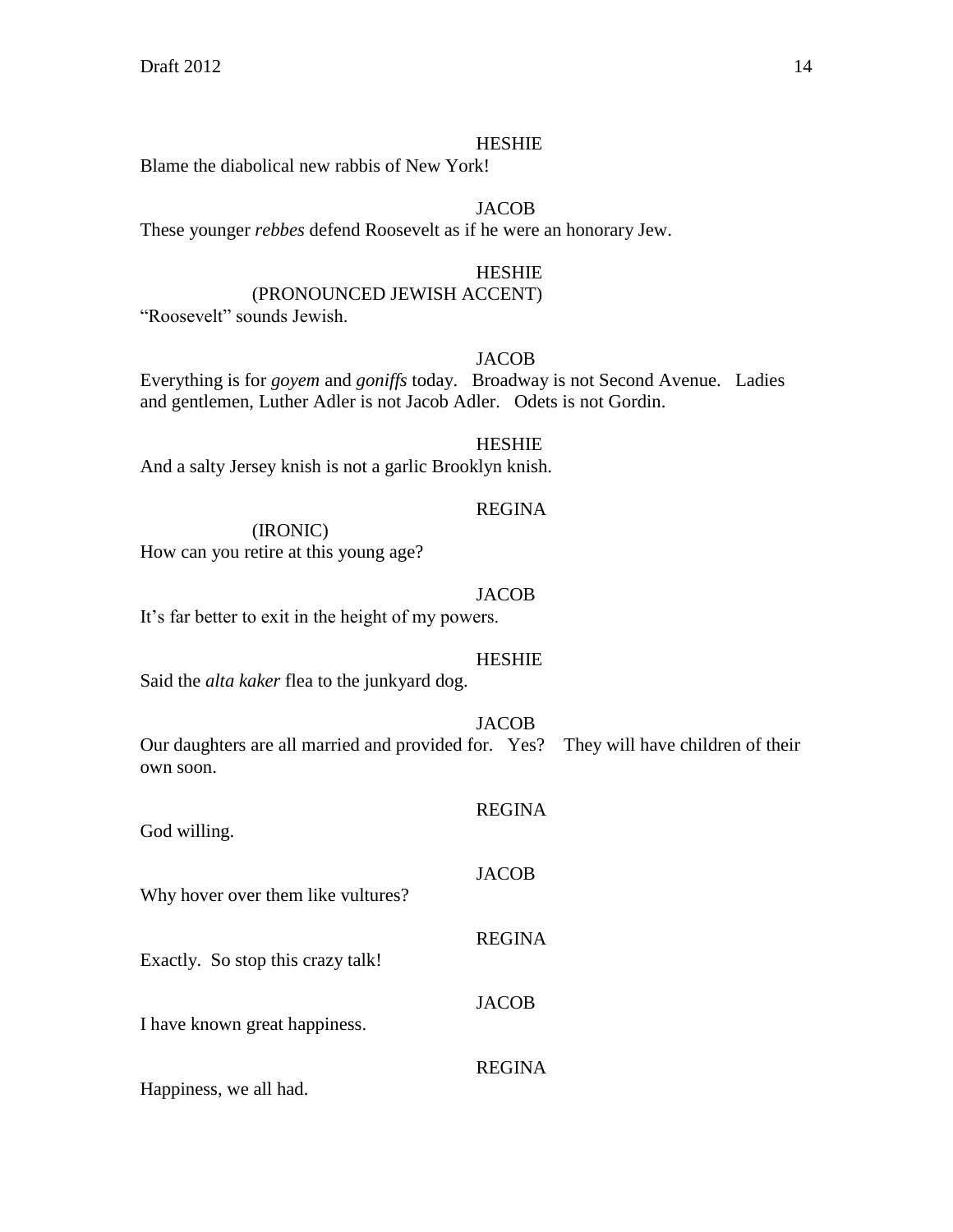HESHIE

Blame the diabolical new rabbis of New York!

JACOB

These younger *rebbes* defend Roosevelt as if he were an honorary Jew.

HESHIE

(PRONOUNCED JEWISH ACCENT)

"Roosevelt" sounds Jewish.

JACOB

Everything is for *goyem* and *goniffs* today. Broadway is not Second Avenue. Ladies and gentlemen, Luther Adler is not Jacob Adler. Odets is not Gordin.

HESHIE

And a salty Jersey knish is not a garlic Brooklyn knish.

REGINA

(IRONIC)

How can you retire at this young age?

JACOB

It's far better to exit in the height of my powers.

HESHIE

Said the *alta kaker* flea to the junkyard dog.

JACOB

Our daughters are all married and provided for. Yes? They will have children of their own soon.

REGINA

God willing.

JACOB

Why hover over them like vultures?

REGINA

Exactly. So stop this crazy talk!

JACOB

I have known great happiness.

REGINA

Happiness, we all had.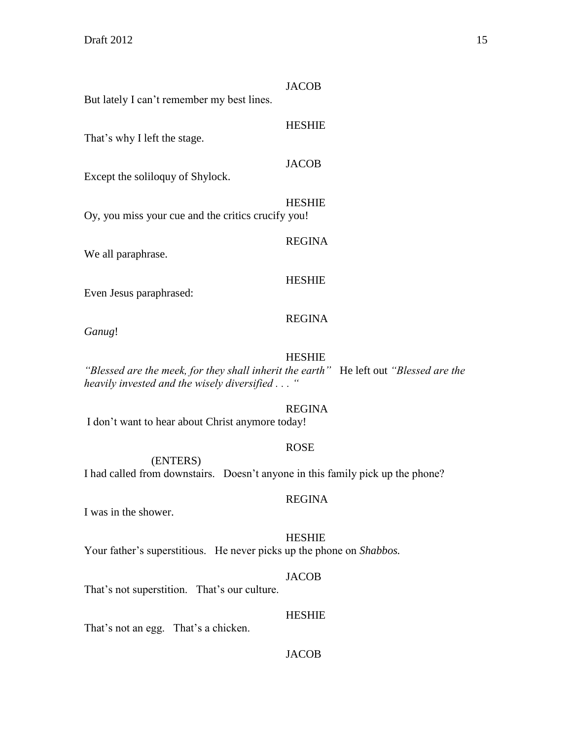JACOB

But lately I can't remember my best lines.

HESHIE

That's why I left the stage.

JACOB

Except the soliloquy of Shylock.

HESHIE

Oy, you miss your cue and the critics crucify you!

REGINA

We all paraphrase.

HESHIE

Even Jesus paraphrased:

REGINA

*Ganug*!

HESHIE

*"Blessed are the meek, for they shall inherit the earth"* He left out *"Blessed are the heavily invested and the wisely diversified . . . "*

REGINA

I don't want to hear about Christ anymore today!

ROSE

(ENTERS)

I had called from downstairs. Doesn't anyone in this family pick up the phone?

REGINA

I was in the shower.

HESHIE

Your father's superstitious. He never picks up the phone on *Shabbos.*

JACOB

That's not superstition. That's our culture.

HESHIE

That's not an egg. That's a chicken.

JACOB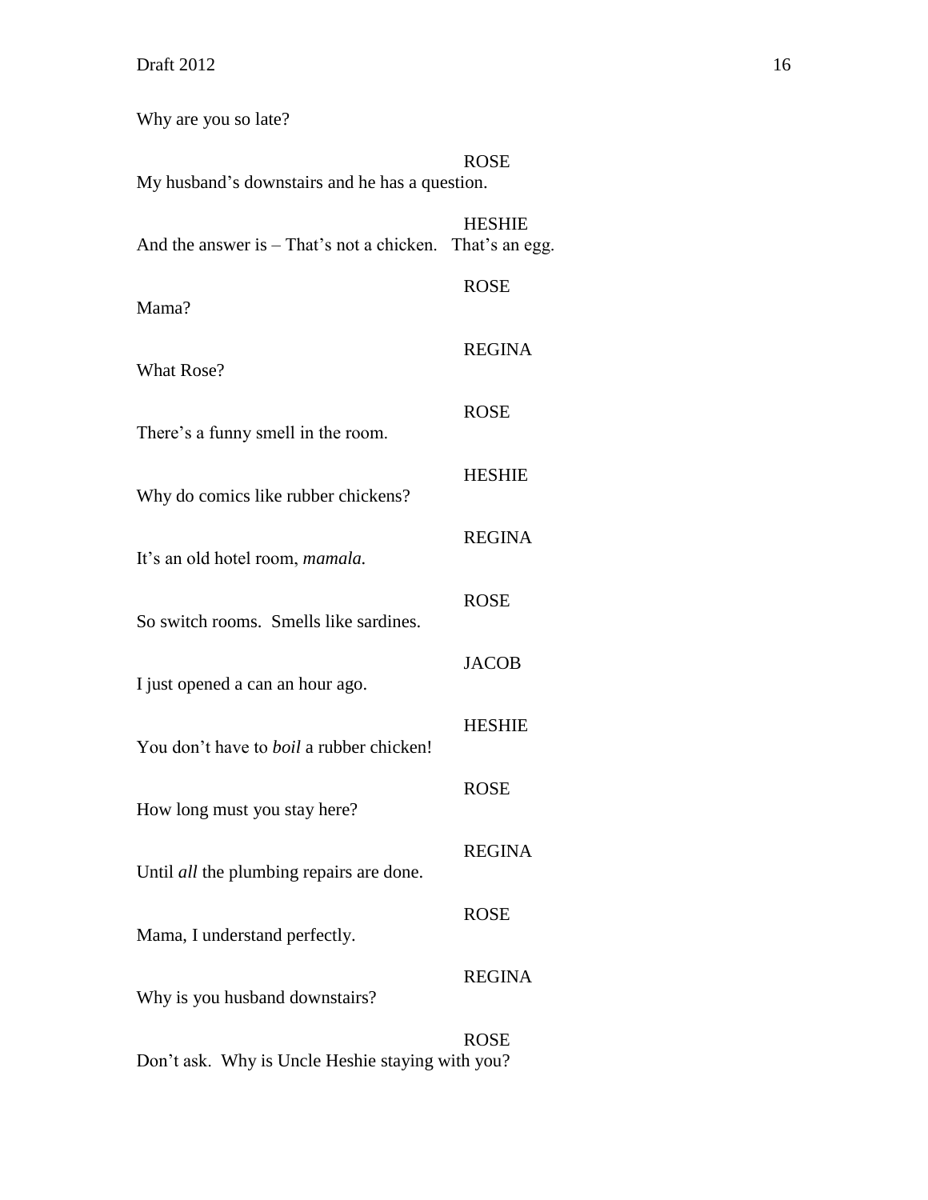Why are you so late?

ROSE

My husband's downstairs and he has a question.

HESHIE

And the answer is – That's not a chicken. That's an egg.

ROSE

Mama?

REGINA

What Rose?

ROSE

There's a funny smell in the room.

HESHIE

Why do comics like rubber chickens?

REGINA

It's an old hotel room, *mamala.*

ROSE

So switch rooms. Smells like sardines.

JACOB

I just opened a can an hour ago.

HESHIE

You don't have to *boil* a rubber chicken!

ROSE

How long must you stay here?

REGINA

Until *all* the plumbing repairs are done.

ROSE

Mama, I understand perfectly.

REGINA

Why is you husband downstairs?

ROSE

Don't ask. Why is Uncle Heshie staying with you?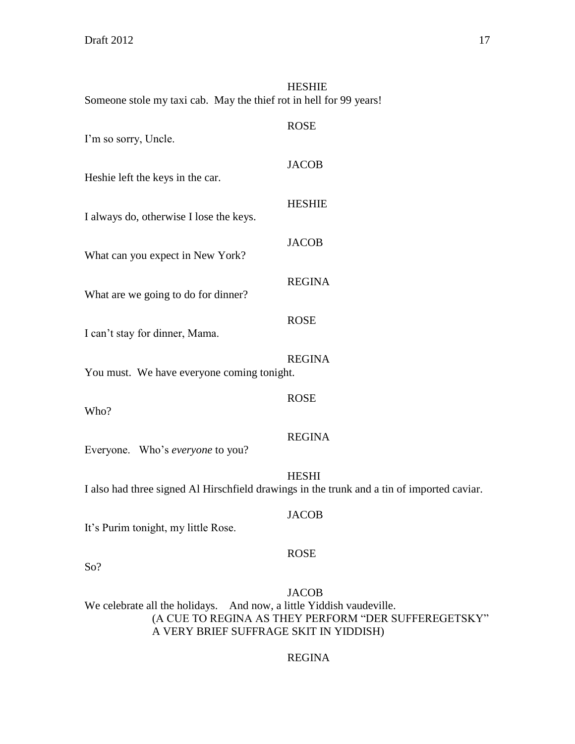HESHIE

Someone stole my taxi cab. May the thief rot in hell for 99 years!

ROSE

I'm so sorry, Uncle.

JACOB

Heshie left the keys in the car.

HESHIE

I always do, otherwise I lose the keys.

JACOB

What can you expect in New York?

REGINA

What are we going to do for dinner?

ROSE

I can't stay for dinner, Mama.

REGINA

You must. We have everyone coming tonight.

ROSE

Who?

REGINA

Everyone. Who's *everyone* to you?

HESHI

I also had three signed Al Hirschfield drawings in the trunk and a tin of imported caviar.

JACOB

It's Purim tonight, my little Rose.

ROSE

So?

JACOB

We celebrate all the holidays. And now, a little Yiddish vaudeville.

(A CUE TO REGINA AS THEY PERFORM "DER SUFFEREGETSKY" A VERY BRIEF SUFFRAGE SKIT IN YIDDISH)

REGINA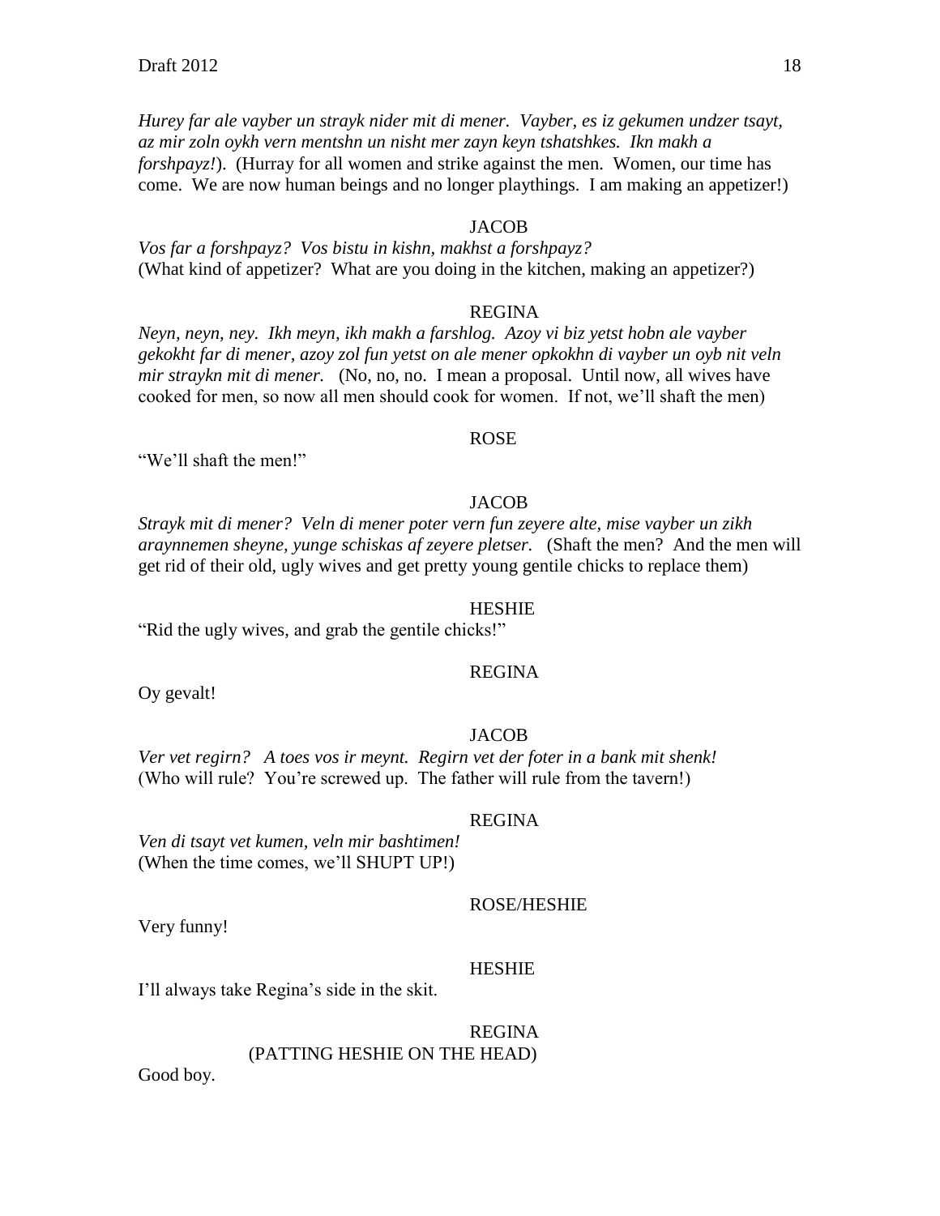*Hurey far ale vayber un strayk nider mit di mener. Vayber, es iz gekumen undzer tsayt, az mir zoln oykh vern mentshn un nisht mer zayn keyn tshatshkes. Ikn makh a forshpayz!*). (Hurray for all women and strike against the men. Women, our time has come. We are now human beings and no longer playthings. I am making an appetizer!)

JACOB

*Vos far a forshpayz? Vos bistu in kishn, makhst a forshpayz?*
(What kind of appetizer? What are you doing in the kitchen, making an appetizer?)

REGINA

*Neyn, neyn, ney. Ikh meyn, ikh makh a farshlog. Azoy vi biz yetst hobn ale vayber gekokht far di mener, azoy zol fun yetst on ale mener opkokhn di vayber un oyb nit veln mir straykn mit di mener.* (No, no, no. I mean a proposal. Until now, all wives have cooked for men, so now all men should cook for women. If not, we'll shaft the men)

ROSE

"We'll shaft the men!"

JACOB

*Strayk mit di mener? Veln di mener poter vern fun zeyere alte, mise vayber un zikh araynnemen sheyne, yunge schiskas af zeyere pletser.* (Shaft the men? And the men will get rid of their old, ugly wives and get pretty young gentile chicks to replace them)

HESHIE

"Rid the ugly wives, and grab the gentile chicks!"

REGINA

Oy gevalt!

JACOB

*Ver vet regirn? A toes vos ir meynt. Regirn vet der foter in a bank mit shenk!*
(Who will rule? You're screwed up. The father will rule from the tavern!)

REGINA

*Ven di tsayt vet kumen, veln mir bashtimen!*
(When the time comes, we'll SHUPT UP!)

ROSE/HESHIE

Very funny!

HESHIE

I'll always take Regina's side in the skit.

REGINA
(PATTING HESHIE ON THE HEAD)

Good boy.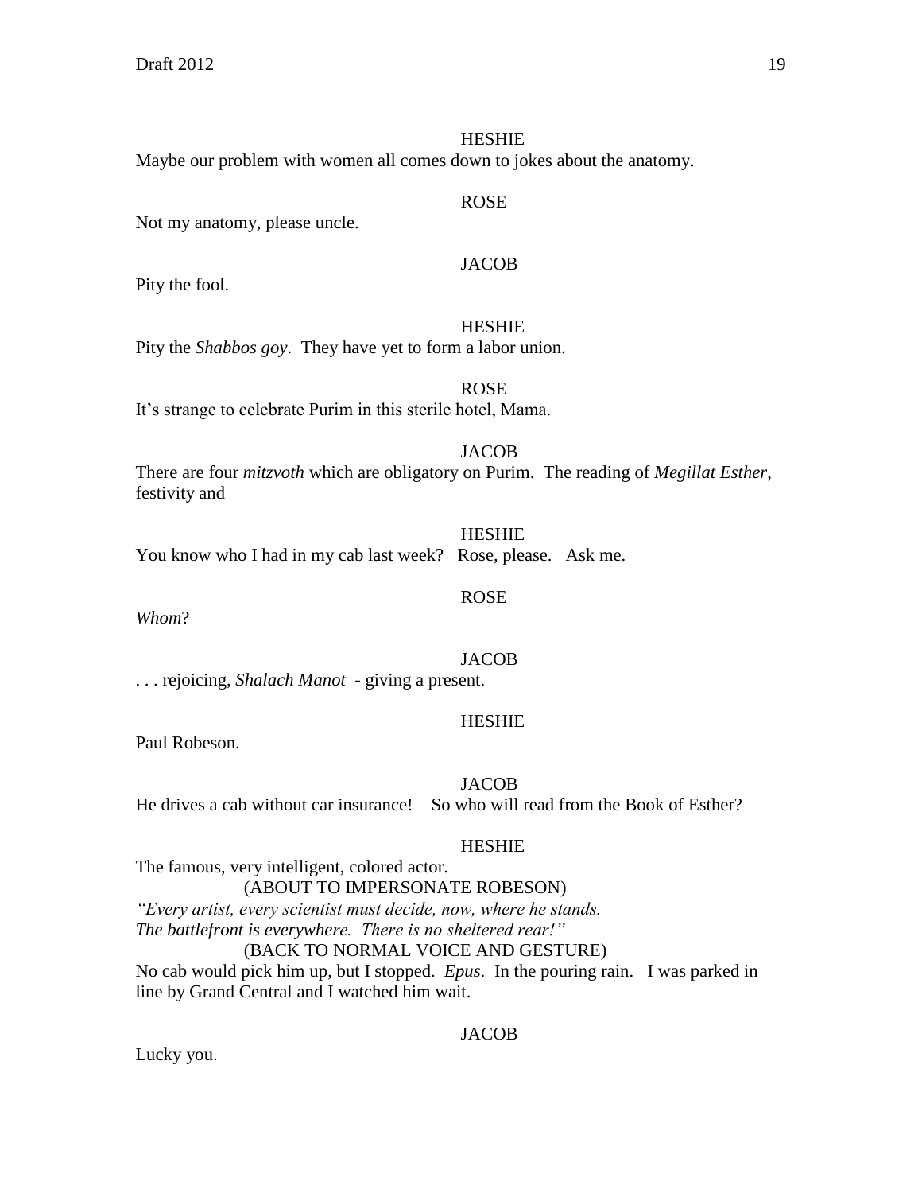HESHIE

Maybe our problem with women all comes down to jokes about the anatomy.

ROSE

Not my anatomy, please uncle.

JACOB

Pity the fool.

HESHIE

Pity the *Shabbos goy*. They have yet to form a labor union.

ROSE

It's strange to celebrate Purim in this sterile hotel, Mama.

JACOB

There are four *mitzvoth* which are obligatory on Purim. The reading of *Megillat Esther*, festivity and

HESHIE

You know who I had in my cab last week? Rose, please. Ask me.

ROSE

*Whom*?

JACOB

. . . rejoicing, *Shalach Manot* - giving a present.

HESHIE

Paul Robeson.

JACOB

He drives a cab without car insurance! So who will read from the Book of Esther?

HESHIE

The famous, very intelligent, colored actor.

(ABOUT TO IMPERSONATE ROBESON)

*"Every artist, every scientist must decide, now, where he stands.*
*The battlefront is everywhere. There is no sheltered rear!"*

(BACK TO NORMAL VOICE AND GESTURE)

No cab would pick him up, but I stopped. *Epus*. In the pouring rain. I was parked in line by Grand Central and I watched him wait.

JACOB

Lucky you.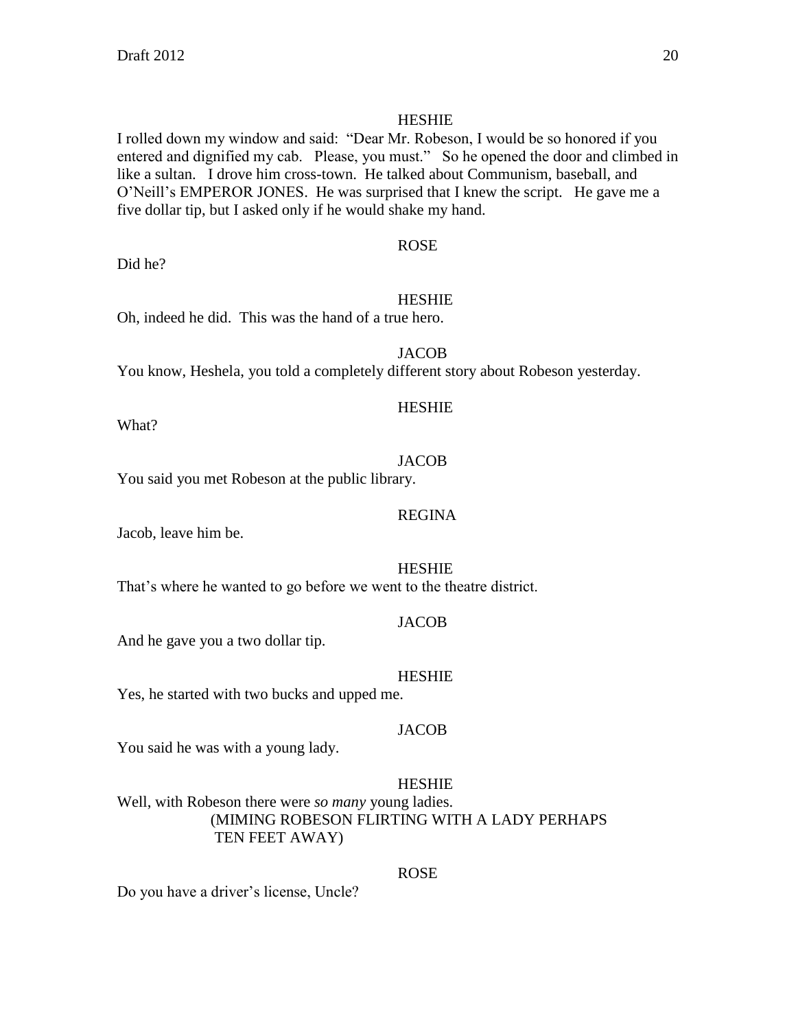HESHIE

I rolled down my window and said: "Dear Mr. Robeson, I would be so honored if you entered and dignified my cab. Please, you must." So he opened the door and climbed in like a sultan. I drove him cross-town. He talked about Communism, baseball, and O'Neill's EMPEROR JONES. He was surprised that I knew the script. He gave me a five dollar tip, but I asked only if he would shake my hand.

ROSE

Did he?

HESHIE

Oh, indeed he did. This was the hand of a true hero.

JACOB

You know, Heshela, you told a completely different story about Robeson yesterday.

HESHIE

What?

JACOB

You said you met Robeson at the public library.

REGINA

Jacob, leave him be.

HESHIE

That's where he wanted to go before we went to the theatre district.

JACOB

And he gave you a two dollar tip.

HESHIE

Yes, he started with two bucks and upped me.

JACOB

You said he was with a young lady.

HESHIE

Well, with Robeson there were *so many* young ladies.

(MIMING ROBESON FLIRTING WITH A LADY PERHAPS TEN FEET AWAY)

ROSE

Do you have a driver's license, Uncle?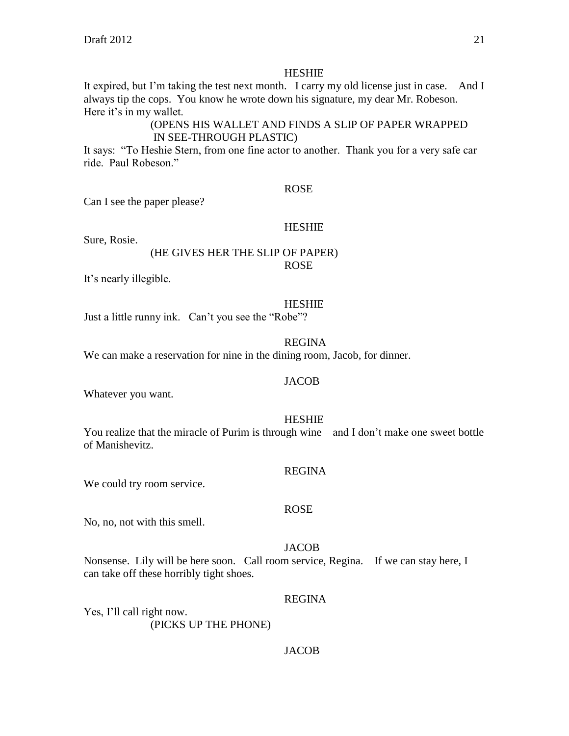HESHIE

It expired, but I'm taking the test next month. I carry my old license just in case. And I always tip the cops. You know he wrote down his signature, my dear Mr. Robeson. Here it's in my wallet.

(OPENS HIS WALLET AND FINDS A SLIP OF PAPER WRAPPED IN SEE-THROUGH PLASTIC)

It says: "To Heshie Stern, from one fine actor to another. Thank you for a very safe car ride. Paul Robeson."

ROSE

Can I see the paper please?

HESHIE

Sure, Rosie.

(HE GIVES HER THE SLIP OF PAPER)

ROSE

It's nearly illegible.

HESHIE

Just a little runny ink. Can't you see the "Robe"?

REGINA

We can make a reservation for nine in the dining room, Jacob, for dinner.

JACOB

Whatever you want.

HESHIE

You realize that the miracle of Purim is through wine – and I don't make one sweet bottle of Manishevitz.

REGINA

We could try room service.

ROSE

No, no, not with this smell.

JACOB

Nonsense. Lily will be here soon. Call room service, Regina. If we can stay here, I can take off these horribly tight shoes.

REGINA

Yes, I'll call right now.

(PICKS UP THE PHONE)

JACOB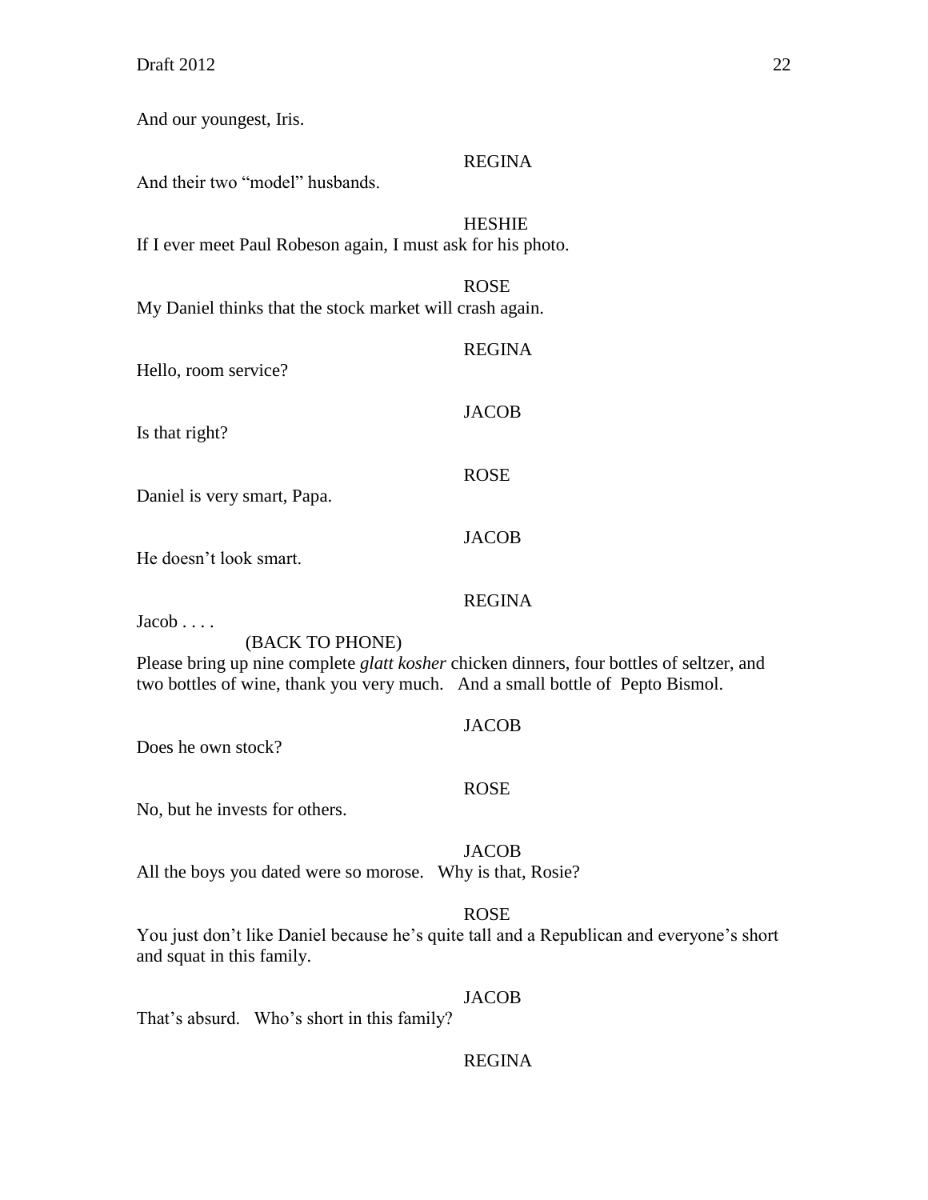And our youngest, Iris.

REGINA

And their two "model" husbands.

HESHIE

If I ever meet Paul Robeson again, I must ask for his photo.

ROSE

My Daniel thinks that the stock market will crash again.

REGINA

Hello, room service?

JACOB

Is that right?

ROSE

Daniel is very smart, Papa.

JACOB

He doesn't look smart.

REGINA

Jacob . . . .

(BACK TO PHONE)

Please bring up nine complete *glatt kosher* chicken dinners, four bottles of seltzer, and two bottles of wine, thank you very much. And a small bottle of Pepto Bismol.

JACOB

Does he own stock?

ROSE

No, but he invests for others.

JACOB

All the boys you dated were so morose. Why is that, Rosie?

ROSE

You just don't like Daniel because he's quite tall and a Republican and everyone's short and squat in this family.

JACOB

That's absurd. Who's short in this family?

REGINA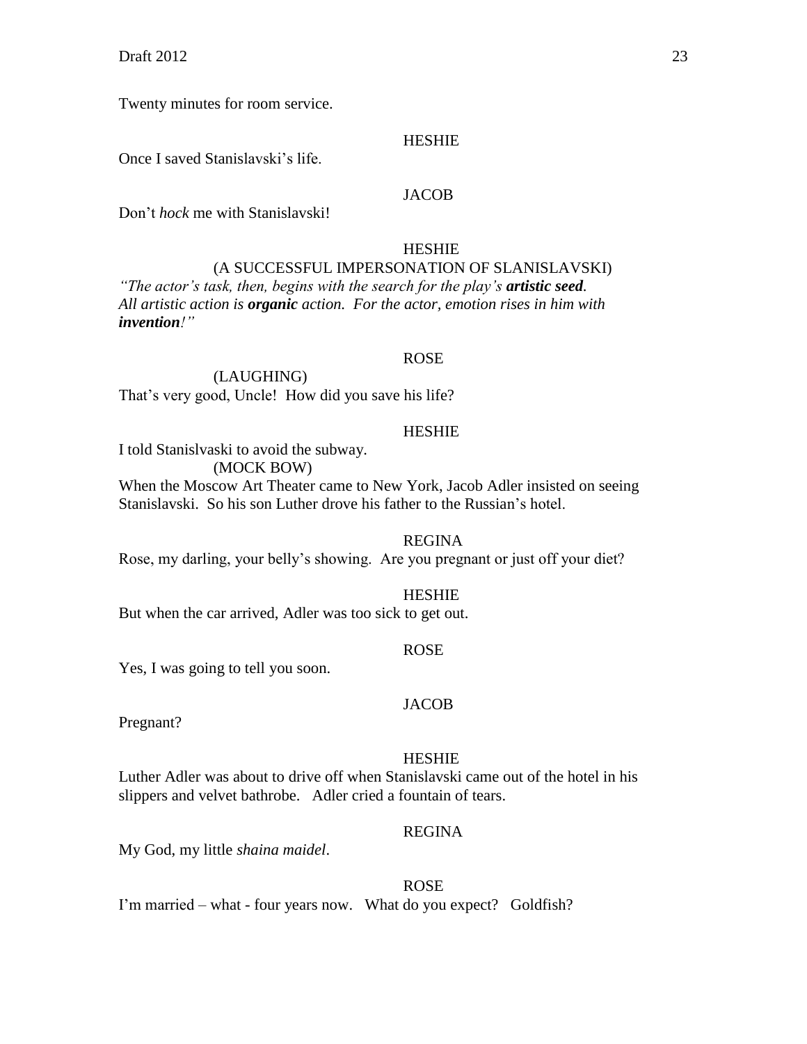Twenty minutes for room service.

HESHIE

Once I saved Stanislavski's life.

JACOB

Don't *hock* me with Stanislavski!

HESHIE

(A SUCCESSFUL IMPERSONATION OF SLANISLAVSKI)

*"The actor's task, then, begins with the search for the play's **artistic seed**. All artistic action is **organic** action. For the actor, emotion rises in him with **invention**!"*

ROSE

(LAUGHING)

That's very good, Uncle! How did you save his life?

HESHIE

I told Stanislvaski to avoid the subway.

(MOCK BOW)

When the Moscow Art Theater came to New York, Jacob Adler insisted on seeing Stanislavski. So his son Luther drove his father to the Russian's hotel.

REGINA

Rose, my darling, your belly's showing. Are you pregnant or just off your diet?

HESHIE

But when the car arrived, Adler was too sick to get out.

ROSE

Yes, I was going to tell you soon.

JACOB

Pregnant?

HESHIE

Luther Adler was about to drive off when Stanislavski came out of the hotel in his slippers and velvet bathrobe. Adler cried a fountain of tears.

REGINA

My God, my little *shaina maidel*.

ROSE

I'm married – what - four years now. What do you expect? Goldfish?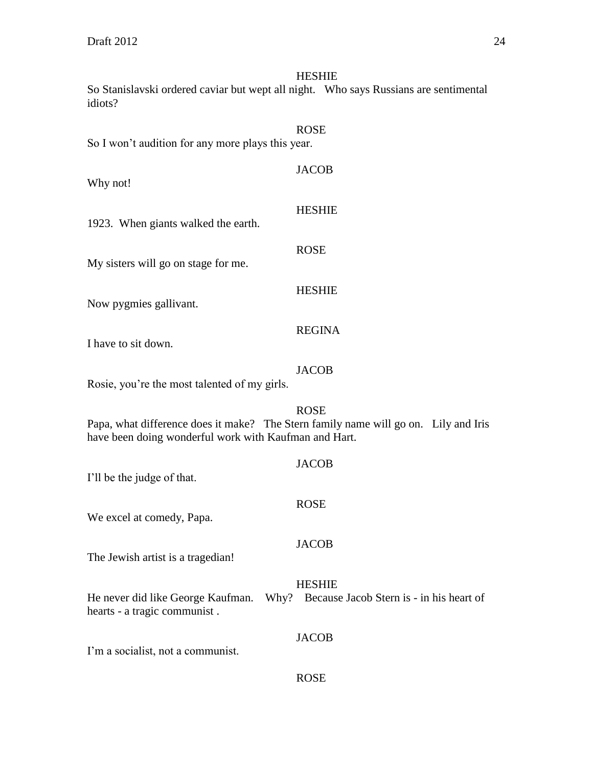HESHIE

So Stanislavski ordered caviar but wept all night. Who says Russians are sentimental idiots?

ROSE

So I won't audition for any more plays this year.

JACOB

Why not!

HESHIE

1923. When giants walked the earth.

ROSE

My sisters will go on stage for me.

HESHIE

Now pygmies gallivant.

REGINA

I have to sit down.

JACOB

Rosie, you're the most talented of my girls.

ROSE

Papa, what difference does it make? The Stern family name will go on. Lily and Iris have been doing wonderful work with Kaufman and Hart.

JACOB

I'll be the judge of that.

ROSE

We excel at comedy, Papa.

JACOB

The Jewish artist is a tragedian!

HESHIE

He never did like George Kaufman. Why? Because Jacob Stern is - in his heart of hearts - a tragic communist .

JACOB

I'm a socialist, not a communist.

ROSE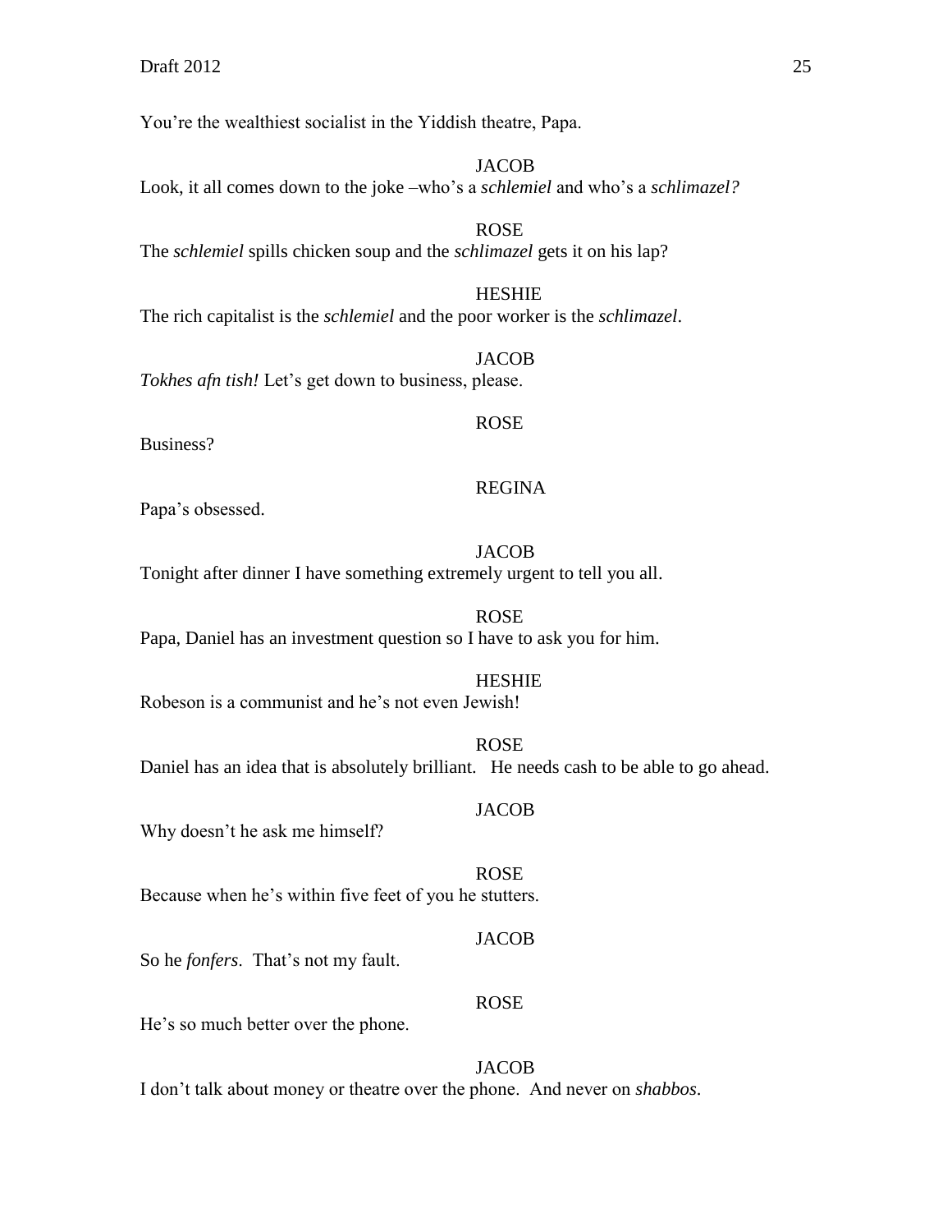You're the wealthiest socialist in the Yiddish theatre, Papa.

JACOB

Look, it all comes down to the joke –who's a *schlemiel* and who's a *schlimazel?*

ROSE

The *schlemiel* spills chicken soup and the *schlimazel* gets it on his lap?

HESHIE

The rich capitalist is the *schlemiel* and the poor worker is the *schlimazel*.

JACOB

*Tokhes afn tish!* Let's get down to business, please.

ROSE

Business?

REGINA

Papa's obsessed.

JACOB

Tonight after dinner I have something extremely urgent to tell you all.

ROSE

Papa, Daniel has an investment question so I have to ask you for him.

HESHIE

Robeson is a communist and he's not even Jewish!

ROSE

Daniel has an idea that is absolutely brilliant. He needs cash to be able to go ahead.

JACOB

Why doesn't he ask me himself?

ROSE

Because when he's within five feet of you he stutters.

JACOB

So he *fonfers*. That's not my fault.

ROSE

He's so much better over the phone.

JACOB

I don't talk about money or theatre over the phone. And never on *shabbos*.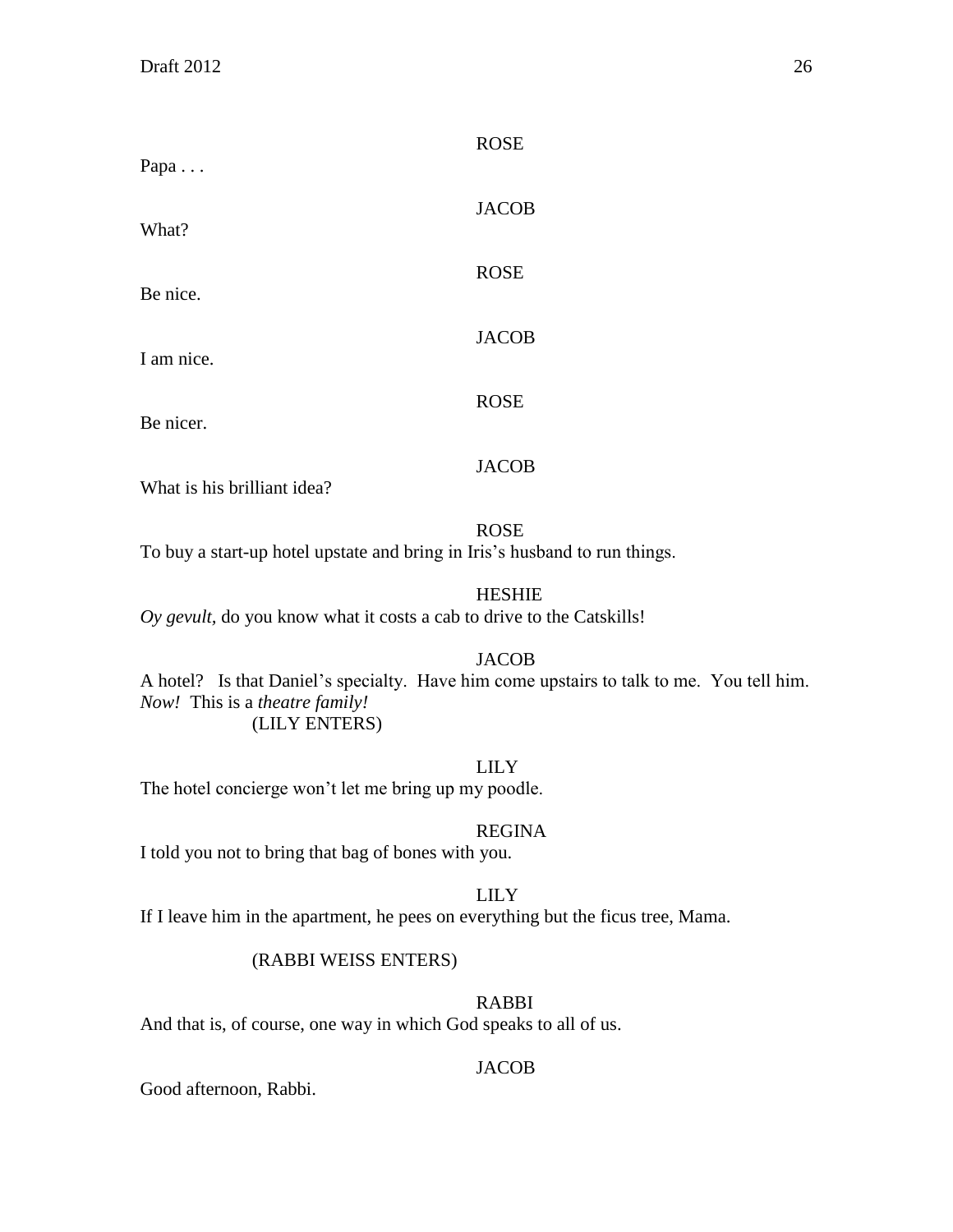ROSE

Papa . . .

JACOB

What?

ROSE

Be nice.

JACOB

I am nice.

ROSE

Be nicer.

JACOB

What is his brilliant idea?

ROSE

To buy a start-up hotel upstate and bring in Iris's husband to run things.

HESHIE

*Oy gevult,* do you know what it costs a cab to drive to the Catskills!

JACOB

A hotel? Is that Daniel's specialty. Have him come upstairs to talk to me. You tell him. *Now!* This is a *theatre family!*

(LILY ENTERS)

LILY

The hotel concierge won't let me bring up my poodle.

REGINA

I told you not to bring that bag of bones with you.

LILY

If I leave him in the apartment, he pees on everything but the ficus tree, Mama.

(RABBI WEISS ENTERS)

RABBI

And that is, of course, one way in which God speaks to all of us.

JACOB

Good afternoon, Rabbi.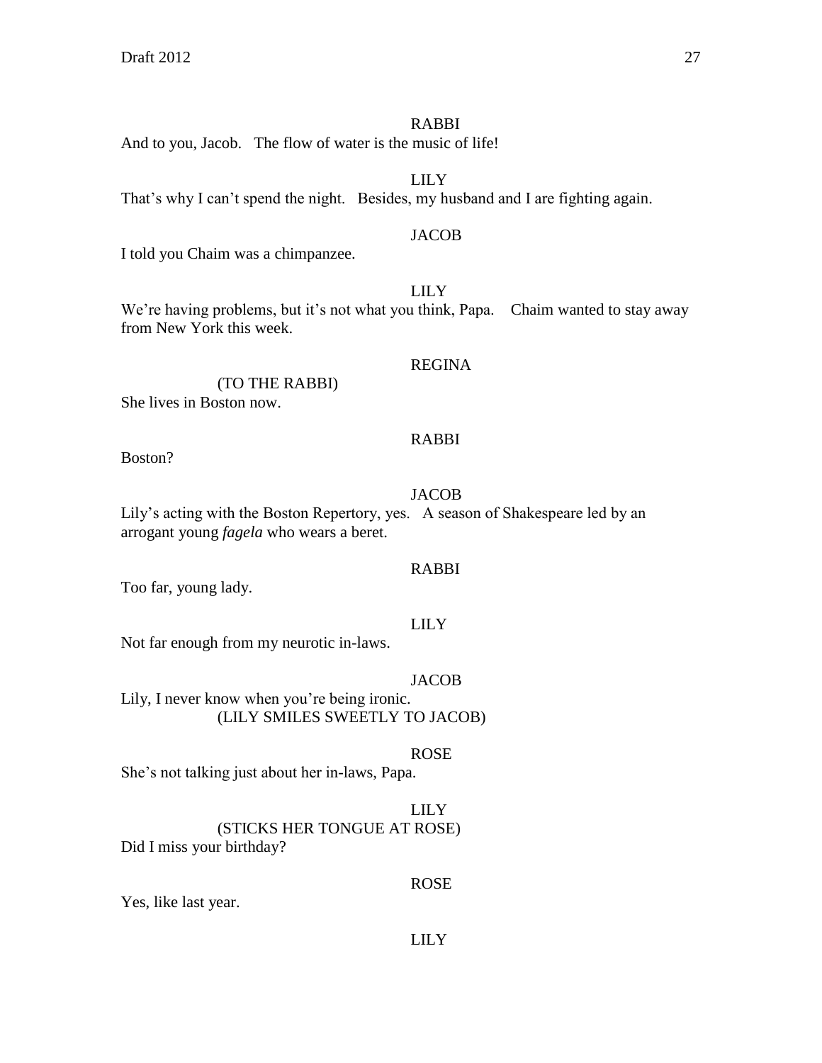RABBI

And to you, Jacob. The flow of water is the music of life!

LILY

That's why I can't spend the night. Besides, my husband and I are fighting again.

JACOB

I told you Chaim was a chimpanzee.

LILY

We're having problems, but it's not what you think, Papa. Chaim wanted to stay away from New York this week.

REGINA

(TO THE RABBI)

She lives in Boston now.

RABBI

Boston?

JACOB

Lily's acting with the Boston Repertory, yes. A season of Shakespeare led by an arrogant young *fagela* who wears a beret.

RABBI

Too far, young lady.

LILY

Not far enough from my neurotic in-laws.

JACOB

Lily, I never know when you're being ironic.

(LILY SMILES SWEETLY TO JACOB)

ROSE

She's not talking just about her in-laws, Papa.

LILY

(STICKS HER TONGUE AT ROSE)

Did I miss your birthday?

ROSE

Yes, like last year.

LILY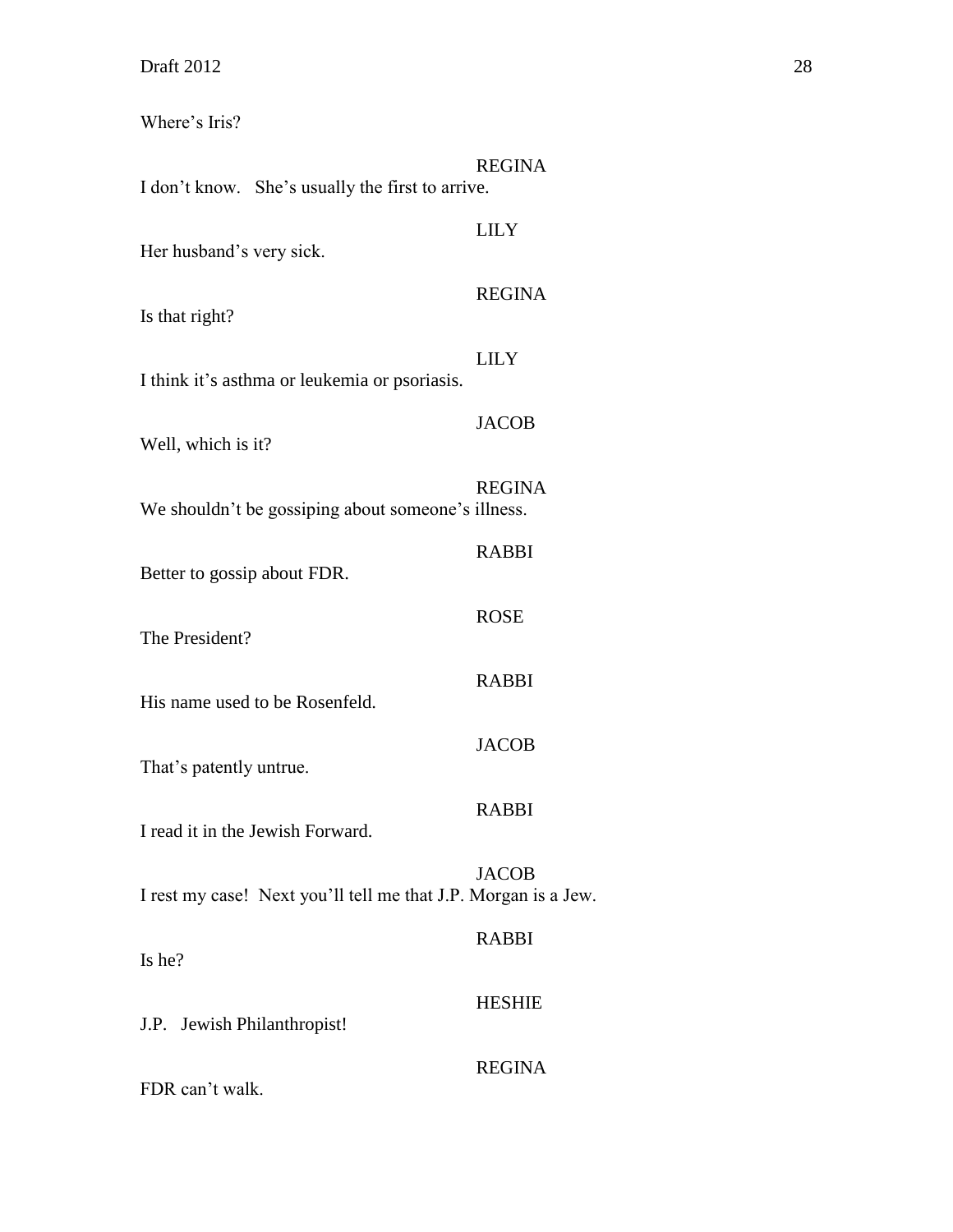Where's Iris?

REGINA
I don't know.   She's usually the first to arrive.

LILY
Her husband's very sick.

REGINA
Is that right?

LILY
I think it's asthma or leukemia or psoriasis.

JACOB
Well, which is it?

REGINA
We shouldn't be gossiping about someone's illness.

RABBI
Better to gossip about FDR.

ROSE
The President?

RABBI
His name used to be Rosenfeld.

JACOB
That's patently untrue.

RABBI
I read it in the Jewish Forward.

JACOB
I rest my case!  Next you'll tell me that J.P. Morgan is a Jew.

RABBI
Is he?

HESHIE
J.P.   Jewish Philanthropist!

REGINA
FDR can't walk.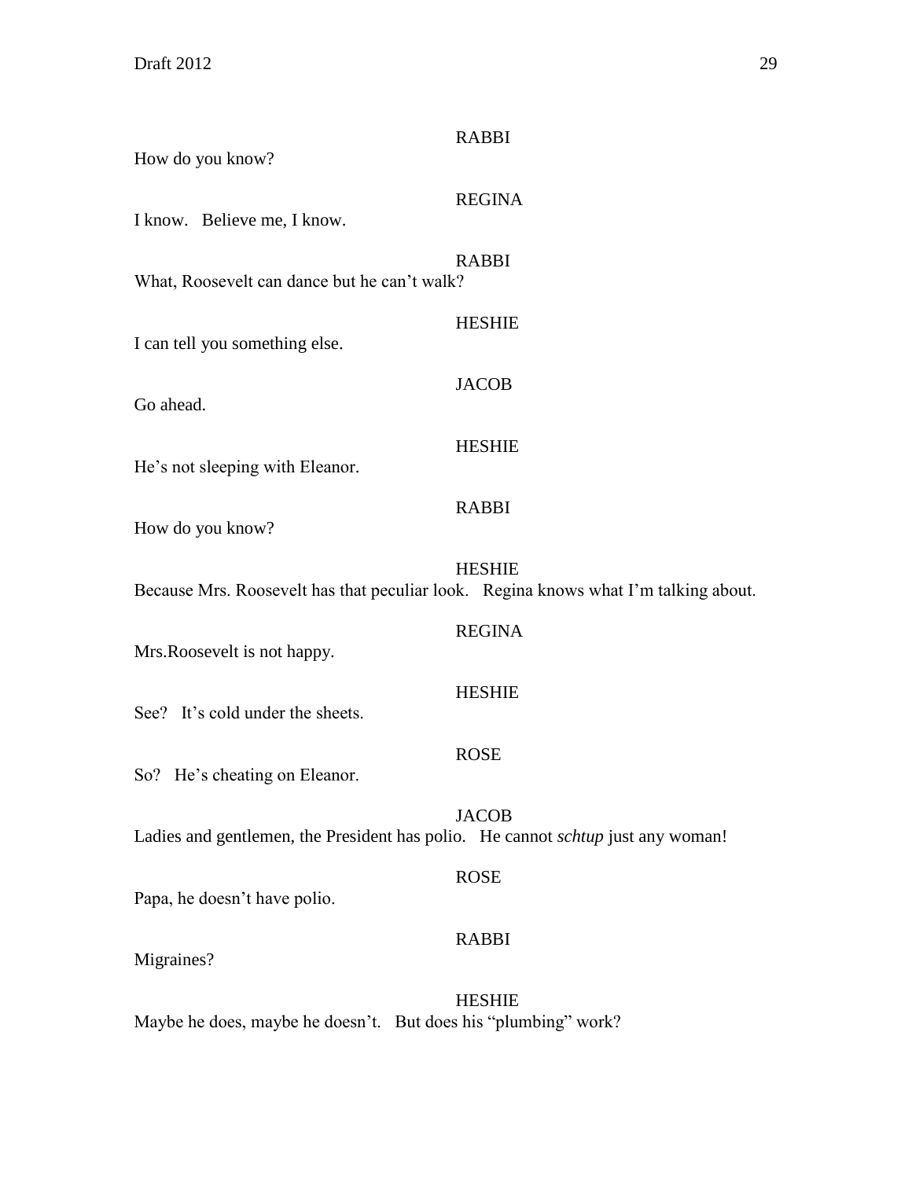RABBI

How do you know?

REGINA

I know. Believe me, I know.

RABBI

What, Roosevelt can dance but he can't walk?

HESHIE

I can tell you something else.

JACOB

Go ahead.

HESHIE

He's not sleeping with Eleanor.

RABBI

How do you know?

HESHIE

Because Mrs. Roosevelt has that peculiar look. Regina knows what I'm talking about.

REGINA

Mrs.Roosevelt is not happy.

HESHIE

See? It's cold under the sheets.

ROSE

So? He's cheating on Eleanor.

JACOB

Ladies and gentlemen, the President has polio. He cannot *schtup* just any woman!

ROSE

Papa, he doesn't have polio.

RABBI

Migraines?

HESHIE

Maybe he does, maybe he doesn't. But does his "plumbing" work?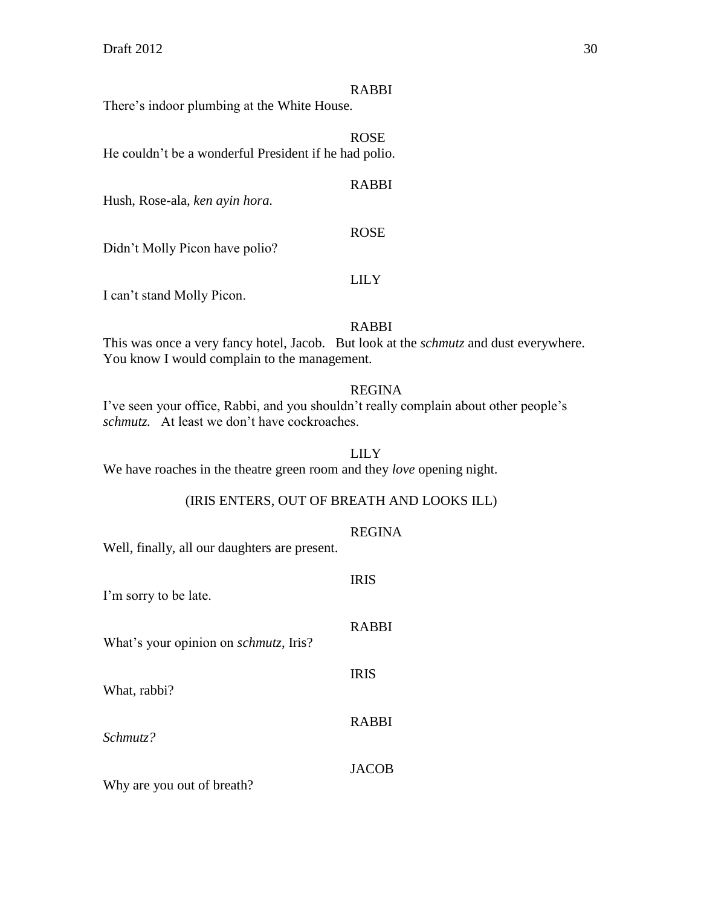RABBI

There's indoor plumbing at the White House.

ROSE

He couldn't be a wonderful President if he had polio.

RABBI

Hush, Rose-ala, *ken ayin hora.*

ROSE

Didn't Molly Picon have polio?

LILY

I can't stand Molly Picon.

RABBI

This was once a very fancy hotel, Jacob. But look at the *schmutz* and dust everywhere. You know I would complain to the management.

REGINA

I've seen your office, Rabbi, and you shouldn't really complain about other people's *schmutz.* At least we don't have cockroaches.

LILY

We have roaches in the theatre green room and they *love* opening night.

(IRIS ENTERS, OUT OF BREATH AND LOOKS ILL)

REGINA

Well, finally, all our daughters are present.

IRIS

I'm sorry to be late.

RABBI

What's your opinion on *schmutz*, Iris?

IRIS

What, rabbi?

RABBI

*Schmutz?*

JACOB

Why are you out of breath?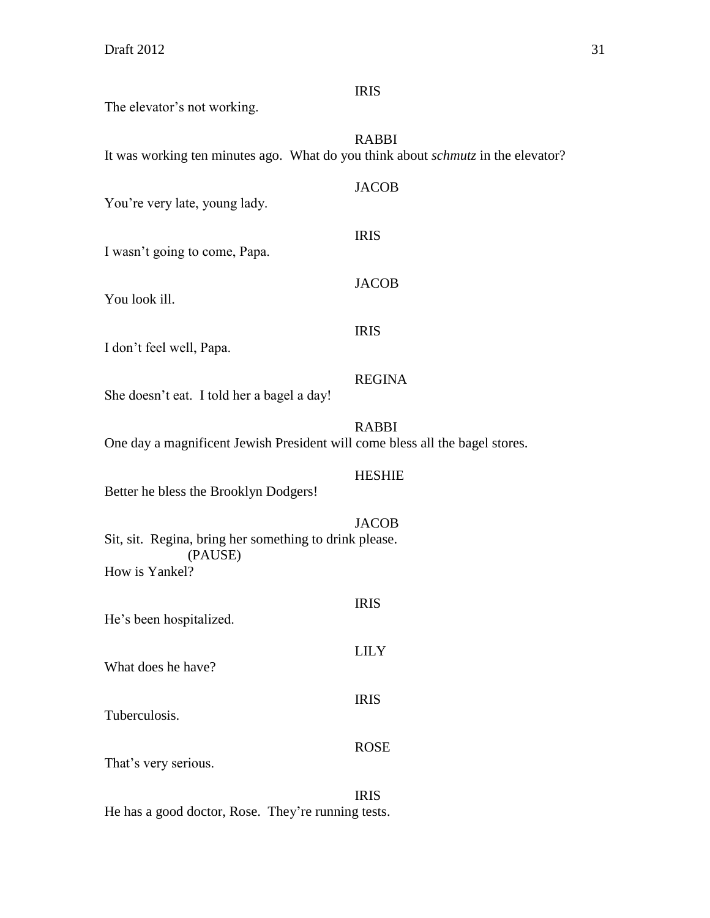IRIS

The elevator's not working.

RABBI

It was working ten minutes ago. What do you think about *schmutz* in the elevator?

JACOB

You're very late, young lady.

IRIS

I wasn't going to come, Papa.

JACOB

You look ill.

IRIS

I don't feel well, Papa.

REGINA

She doesn't eat. I told her a bagel a day!

RABBI

One day a magnificent Jewish President will come bless all the bagel stores.

HESHIE

Better he bless the Brooklyn Dodgers!

JACOB

Sit, sit. Regina, bring her something to drink please.
(PAUSE)
How is Yankel?

IRIS

He's been hospitalized.

LILY

What does he have?

IRIS

Tuberculosis.

ROSE

That's very serious.

IRIS

He has a good doctor, Rose. They're running tests.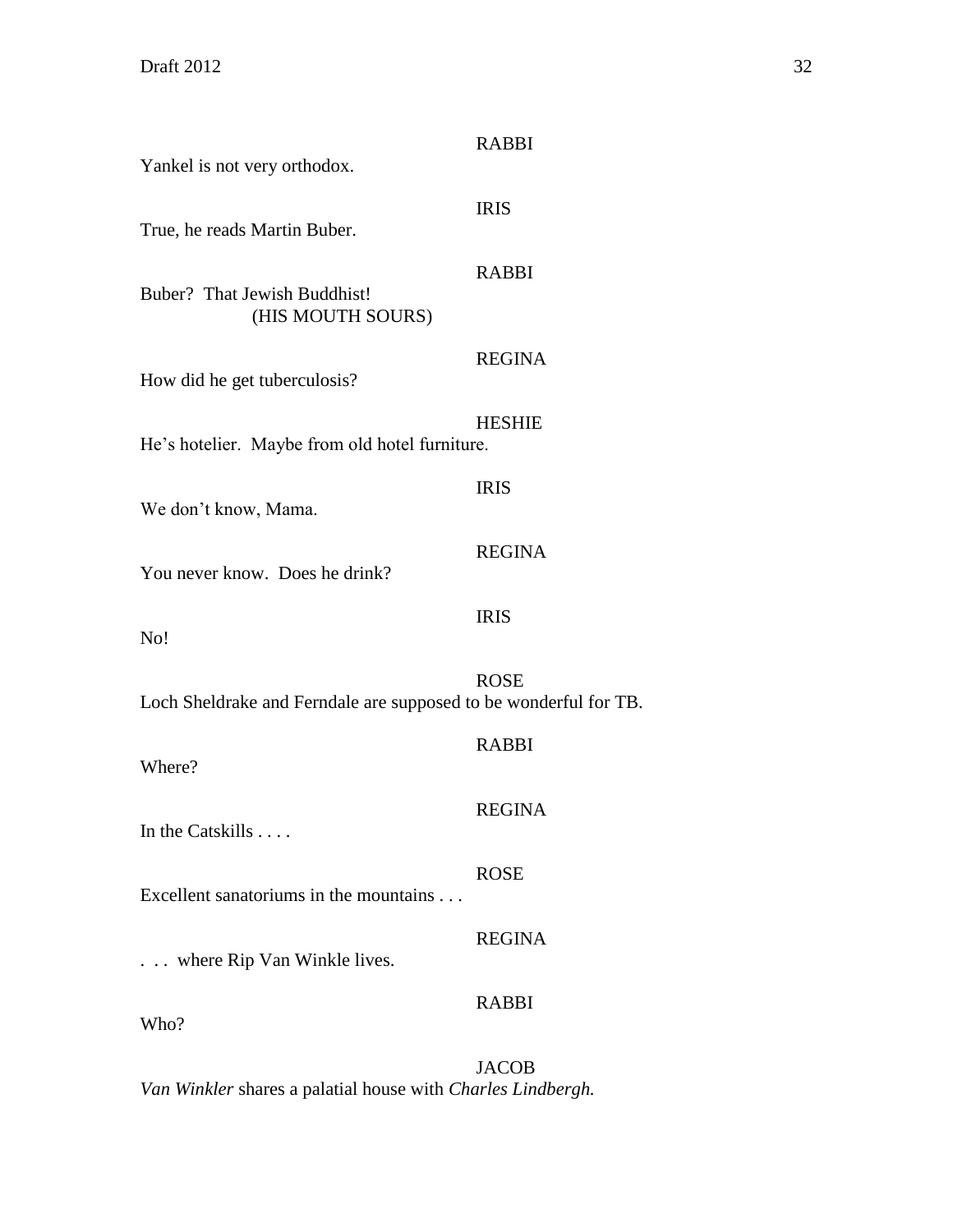RABBI

Yankel is not very orthodox.

IRIS

True, he reads Martin Buber.

RABBI

Buber?  That Jewish Buddhist!

(HIS MOUTH SOURS)

REGINA

How did he get tuberculosis?

HESHIE

He's hotelier.  Maybe from old hotel furniture.

IRIS

We don't know, Mama.

REGINA

You never know.  Does he drink?

IRIS

No!

ROSE

Loch Sheldrake and Ferndale are supposed to be wonderful for TB.

RABBI

Where?

REGINA

In the Catskills . . . .

ROSE

Excellent sanatoriums in the mountains . . .

REGINA

. . .  where Rip Van Winkle lives.

RABBI

Who?

JACOB

*Van Winkler* shares a palatial house with *Charles Lindbergh.*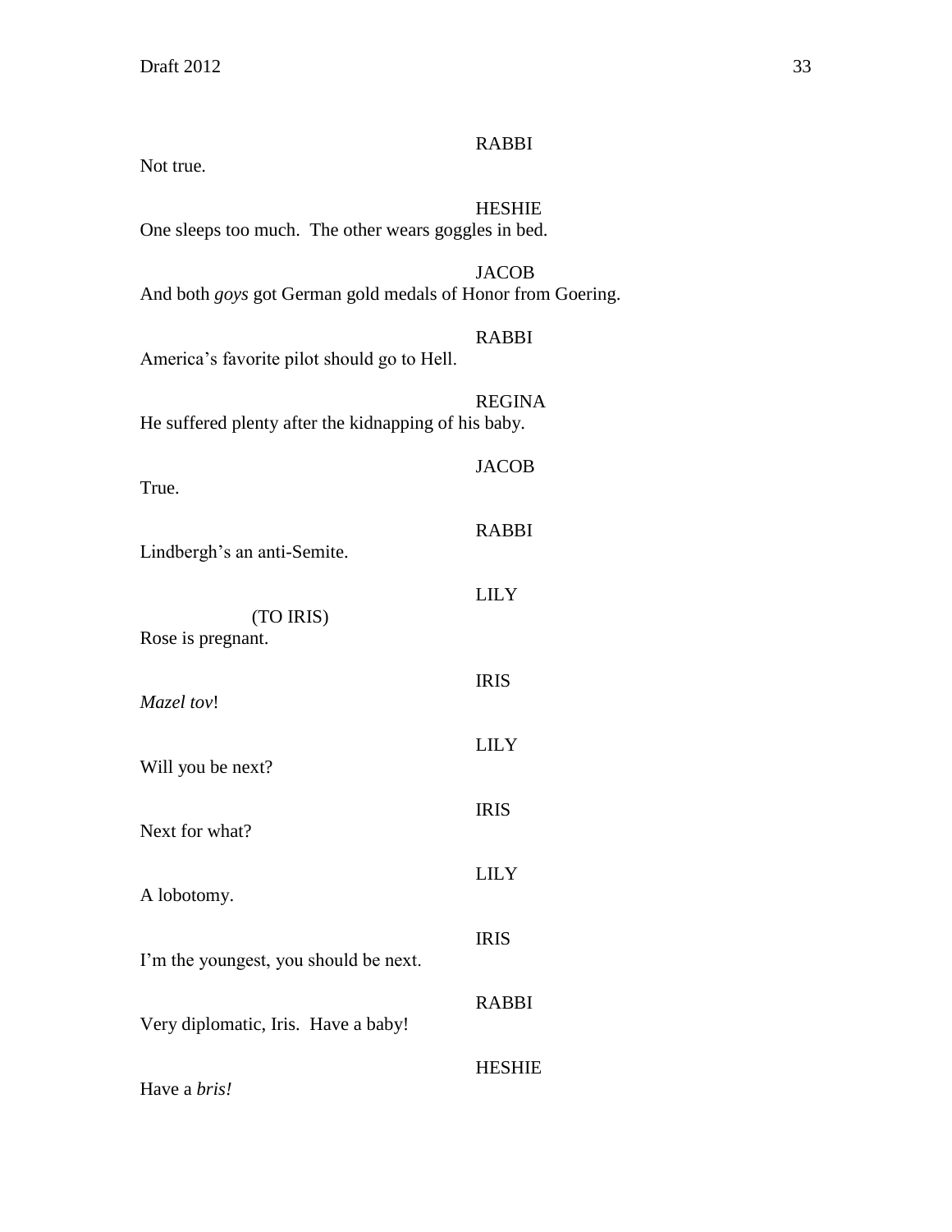RABBI

Not true.

HESHIE

One sleeps too much. The other wears goggles in bed.

JACOB

And both *goys* got German gold medals of Honor from Goering.

RABBI

America's favorite pilot should go to Hell.

REGINA

He suffered plenty after the kidnapping of his baby.

JACOB

True.

RABBI

Lindbergh's an anti-Semite.

LILY

(TO IRIS)

Rose is pregnant.

IRIS

*Mazel tov*!

LILY

Will you be next?

IRIS

Next for what?

LILY

A lobotomy.

IRIS

I'm the youngest, you should be next.

RABBI

Very diplomatic, Iris. Have a baby!

HESHIE

Have a *bris!*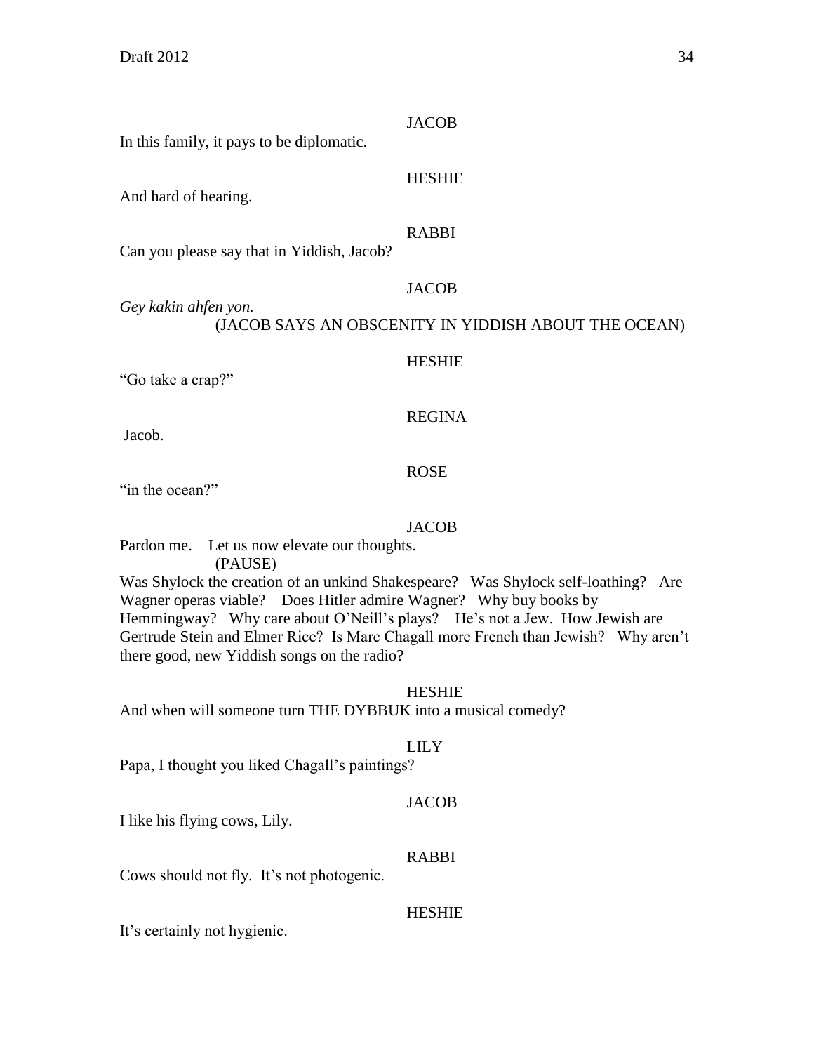JACOB

In this family, it pays to be diplomatic.

HESHIE

And hard of hearing.

RABBI

Can you please say that in Yiddish, Jacob?

JACOB

*Gey kakin ahfen yon.*

(JACOB SAYS AN OBSCENITY IN YIDDISH ABOUT THE OCEAN)

HESHIE

"Go take a crap?"

REGINA

Jacob.

ROSE

"in the ocean?"

JACOB

Pardon me. Let us now elevate our thoughts.

(PAUSE)

Was Shylock the creation of an unkind Shakespeare? Was Shylock self-loathing? Are Wagner operas viable? Does Hitler admire Wagner? Why buy books by Hemmingway? Why care about O'Neill's plays? He's not a Jew. How Jewish are Gertrude Stein and Elmer Rice? Is Marc Chagall more French than Jewish? Why aren't there good, new Yiddish songs on the radio?

HESHIE

And when will someone turn THE DYBBUK into a musical comedy?

LILY

Papa, I thought you liked Chagall's paintings?

JACOB

I like his flying cows, Lily.

RABBI

Cows should not fly. It's not photogenic.

HESHIE

It's certainly not hygienic.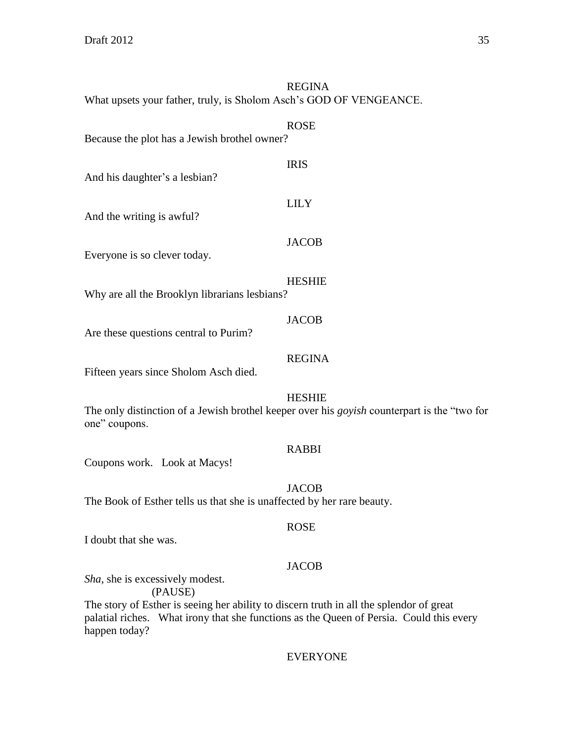REGINA

What upsets your father, truly, is Sholom Asch's GOD OF VENGEANCE.

ROSE

Because the plot has a Jewish brothel owner?

IRIS

And his daughter's a lesbian?

LILY

And the writing is awful?

JACOB

Everyone is so clever today.

HESHIE

Why are all the Brooklyn librarians lesbians?

JACOB

Are these questions central to Purim?

REGINA

Fifteen years since Sholom Asch died.

HESHIE

The only distinction of a Jewish brothel keeper over his *goyish* counterpart is the "two for one" coupons.

RABBI

Coupons work. Look at Macys!

JACOB

The Book of Esther tells us that she is unaffected by her rare beauty.

ROSE

I doubt that she was.

JACOB

*Sha*, she is excessively modest.

(PAUSE)

The story of Esther is seeing her ability to discern truth in all the splendor of great palatial riches. What irony that she functions as the Queen of Persia. Could this every happen today?

EVERYONE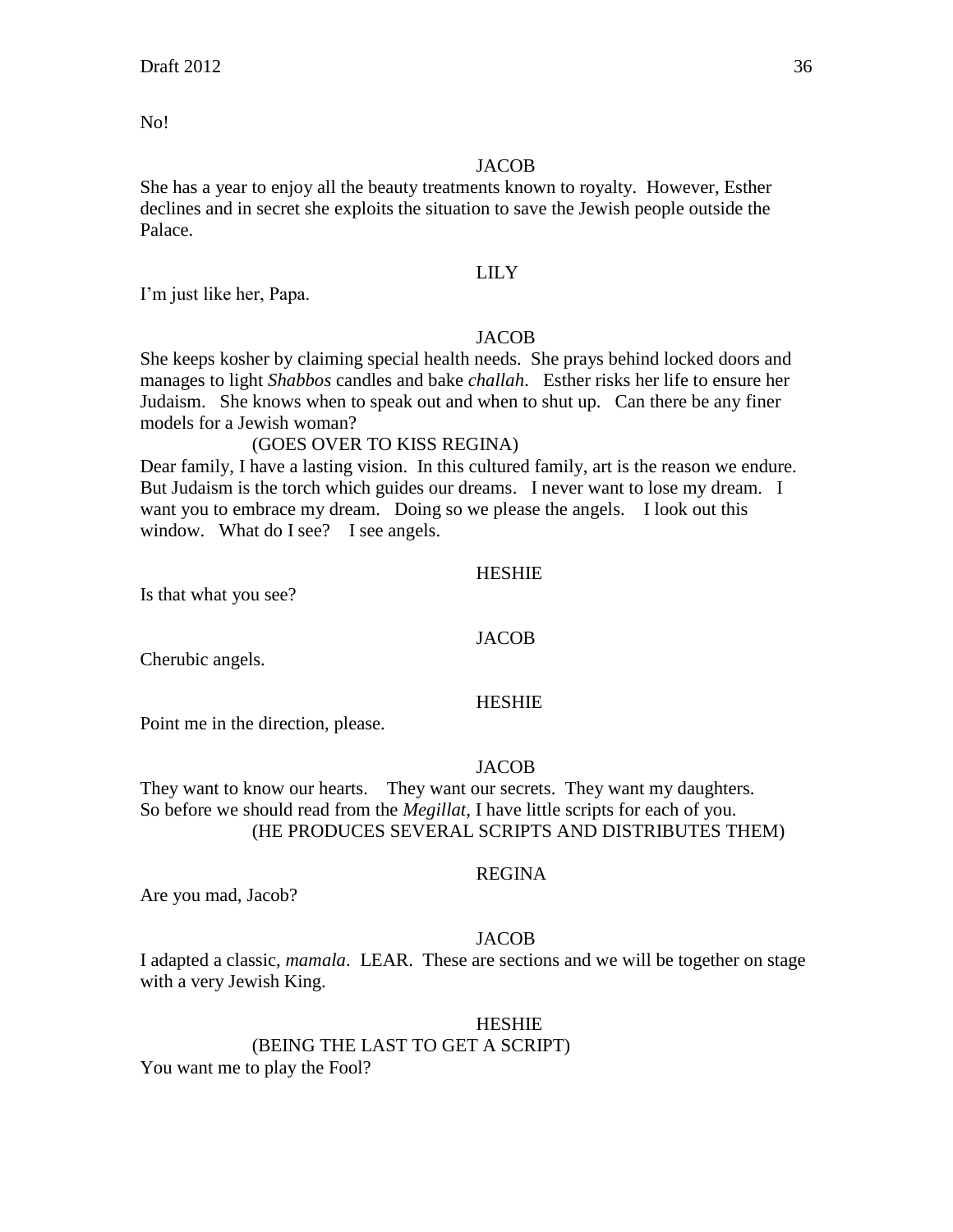No!

JACOB

She has a year to enjoy all the beauty treatments known to royalty. However, Esther declines and in secret she exploits the situation to save the Jewish people outside the Palace.

LILY

I'm just like her, Papa.

JACOB

She keeps kosher by claiming special health needs. She prays behind locked doors and manages to light *Shabbos* candles and bake *challah*. Esther risks her life to ensure her Judaism. She knows when to speak out and when to shut up. Can there be any finer models for a Jewish woman?

(GOES OVER TO KISS REGINA)

Dear family, I have a lasting vision. In this cultured family, art is the reason we endure. But Judaism is the torch which guides our dreams. I never want to lose my dream. I want you to embrace my dream. Doing so we please the angels. I look out this window. What do I see? I see angels.

HESHIE

Is that what you see?

JACOB

Cherubic angels.

HESHIE

Point me in the direction, please.

JACOB

They want to know our hearts. They want our secrets. They want my daughters. So before we should read from the *Megillat,* I have little scripts for each of you.

(HE PRODUCES SEVERAL SCRIPTS AND DISTRIBUTES THEM)

REGINA

Are you mad, Jacob?

JACOB

I adapted a classic, *mamala*. LEAR. These are sections and we will be together on stage with a very Jewish King.

HESHIE

(BEING THE LAST TO GET A SCRIPT)

You want me to play the Fool?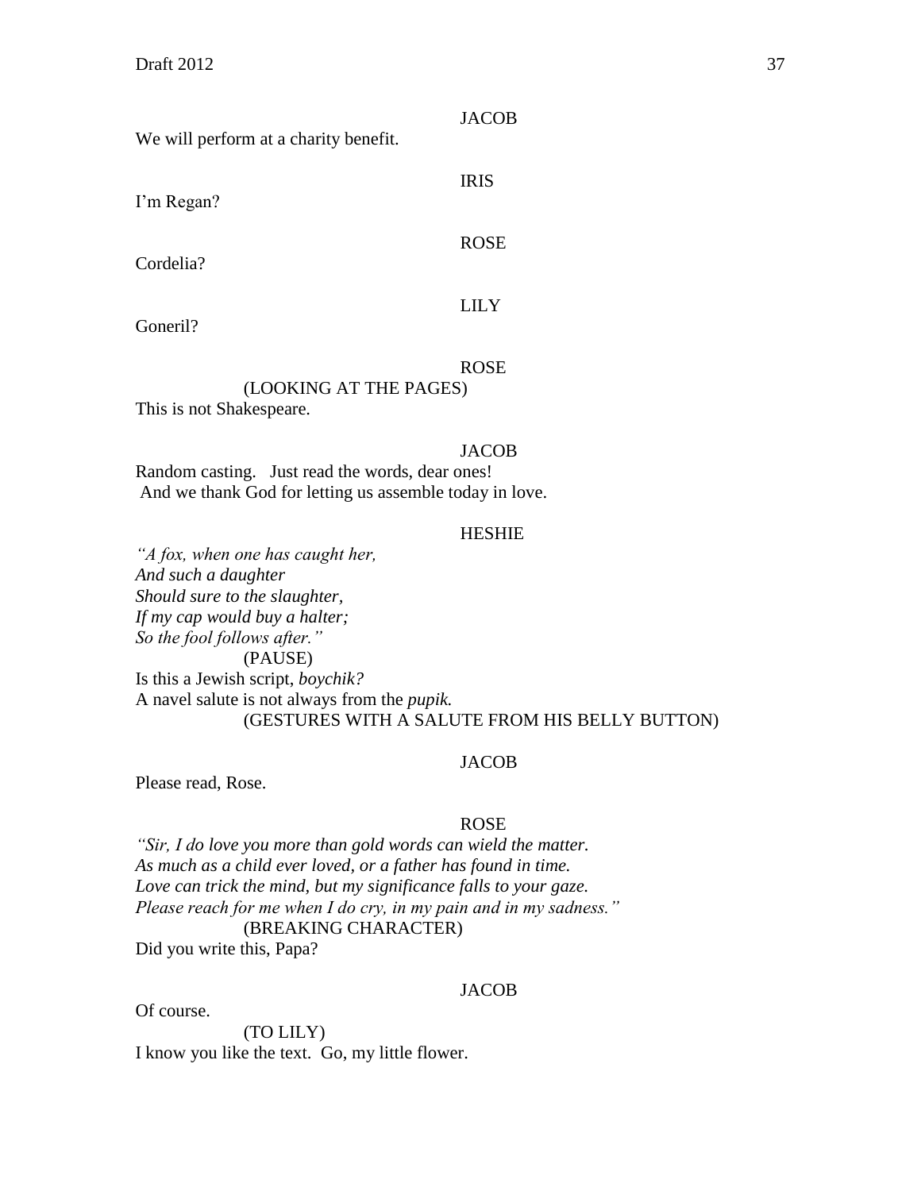JACOB

We will perform at a charity benefit.

IRIS

I'm Regan?

ROSE

Cordelia?

LILY

Goneril?

ROSE

(LOOKING AT THE PAGES)

This is not Shakespeare.

JACOB

Random casting. Just read the words, dear ones!
And we thank God for letting us assemble today in love.

HESHIE

*"A fox, when one has caught her,*
*And such a daughter*
*Should sure to the slaughter,*
*If my cap would buy a halter;*
*So the fool follows after."*

(PAUSE)

Is this a Jewish script, *boychik?*
A navel salute is not always from the *pupik.*

(GESTURES WITH A SALUTE FROM HIS BELLY BUTTON)

JACOB

Please read, Rose.

ROSE

*"Sir, I do love you more than gold words can wield the matter.*
*As much as a child ever loved, or a father has found in time.*
*Love can trick the mind, but my significance falls to your gaze.*
*Please reach for me when I do cry, in my pain and in my sadness."*

(BREAKING CHARACTER)

Did you write this, Papa?

JACOB

Of course.

(TO LILY)

I know you like the text. Go, my little flower.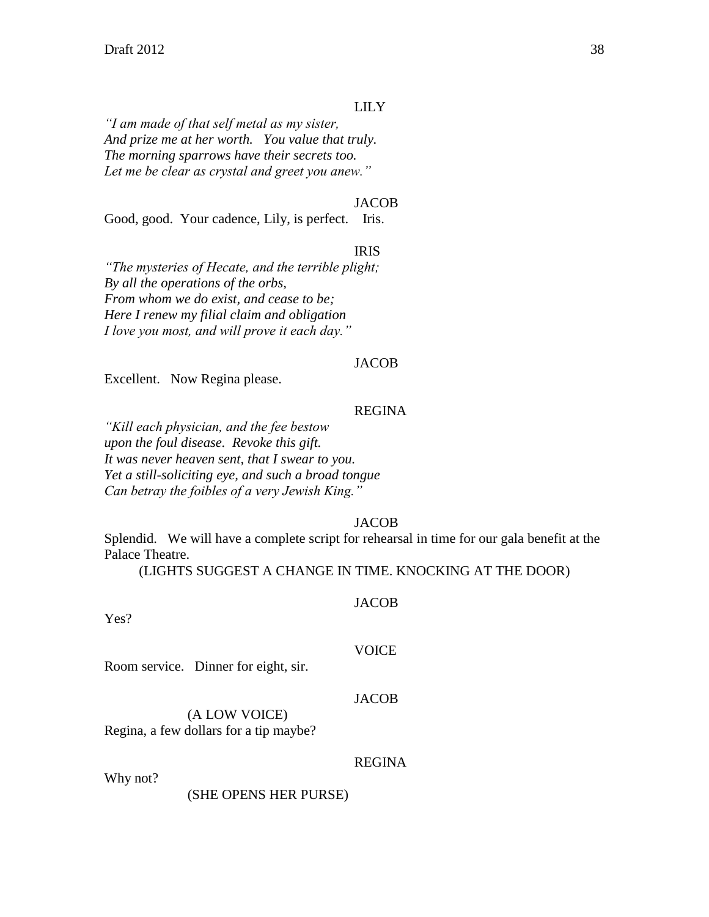LILY

*"I am made of that self metal as my sister,*
*And prize me at her worth.   You value that truly.*
*The morning sparrows have their secrets too.*
*Let me be clear as crystal and greet you anew."*

JACOB

Good, good.  Your cadence, Lily, is perfect.    Iris.

IRIS

*"The mysteries of Hecate, and the terrible plight;*
*By all the operations of the orbs,*
*From whom we do exist, and cease to be;*
*Here I renew my filial claim and obligation*
*I love you most, and will prove it each day."*

JACOB

Excellent.   Now Regina please.

REGINA

*"Kill each physician, and the fee bestow*
*upon the foul disease.  Revoke this gift.*
*It was never heaven sent, that I swear to you.*
*Yet a still-soliciting eye, and such a broad tongue*
*Can betray the foibles of a very Jewish King."*

JACOB

Splendid.   We will have a complete script for rehearsal in time for our gala benefit at the Palace Theatre.

(LIGHTS SUGGEST A CHANGE IN TIME. KNOCKING AT THE DOOR)

JACOB

Yes?

VOICE

Room service.   Dinner for eight, sir.

JACOB

(A LOW VOICE)

Regina, a few dollars for a tip maybe?

REGINA

Why not?

(SHE OPENS HER PURSE)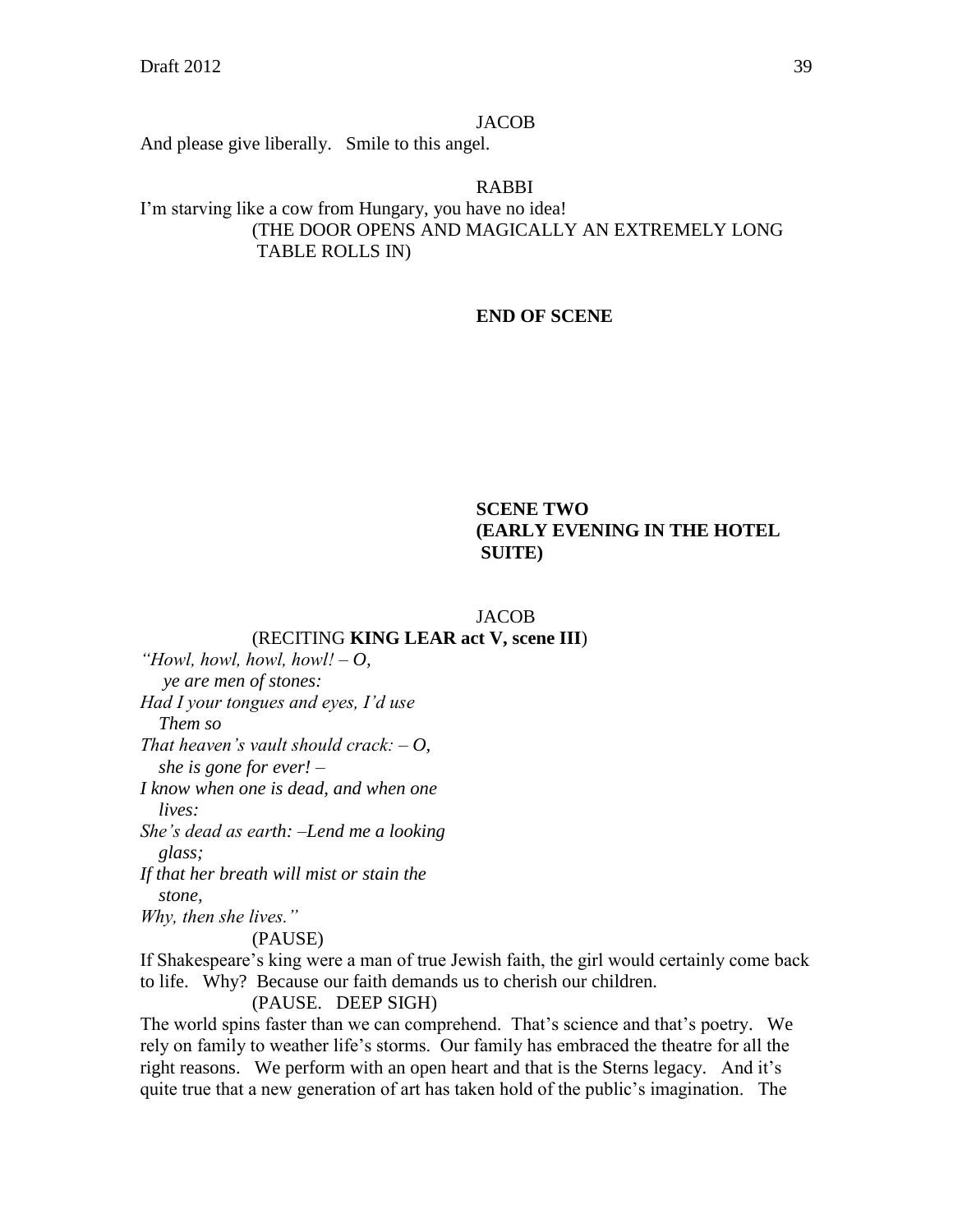JACOB

And please give liberally. Smile to this angel.

RABBI

I'm starving like a cow from Hungary, you have no idea!

(THE DOOR OPENS AND MAGICALLY AN EXTREMELY LONG TABLE ROLLS IN)

**END OF SCENE**

**SCENE TWO**
**(EARLY EVENING IN THE HOTEL SUITE)**

JACOB

(RECITING **KING LEAR act V, scene III**)

*"Howl, howl, howl, howl! – O,*
*ye are men of stones:*
*Had I your tongues and eyes, I'd use*
*Them so*
*That heaven's vault should crack: – O,*
*she is gone for ever! –*
*I know when one is dead, and when one*
*lives:*
*She's dead as earth: –Lend me a looking*
*glass;*
*If that her breath will mist or stain the*
*stone,*
*Why, then she lives."*

(PAUSE)

If Shakespeare's king were a man of true Jewish faith, the girl would certainly come back to life. Why? Because our faith demands us to cherish our children.

(PAUSE. DEEP SIGH)

The world spins faster than we can comprehend. That's science and that's poetry. We rely on family to weather life's storms. Our family has embraced the theatre for all the right reasons. We perform with an open heart and that is the Sterns legacy. And it's quite true that a new generation of art has taken hold of the public's imagination. The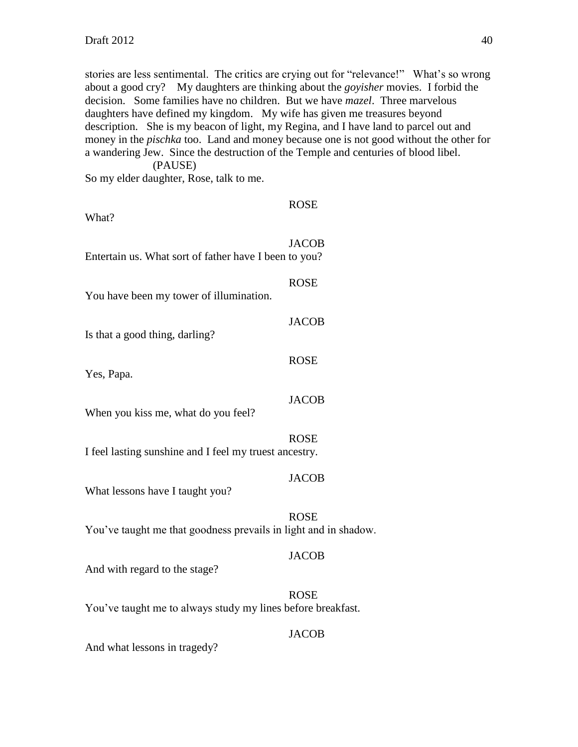stories are less sentimental. The critics are crying out for "relevance!" What's so wrong about a good cry? My daughters are thinking about the *goyisher* movies. I forbid the decision. Some families have no children. But we have *mazel*. Three marvelous daughters have defined my kingdom. My wife has given me treasures beyond description. She is my beacon of light, my Regina, and I have land to parcel out and money in the *pischka* too. Land and money because one is not good without the other for a wandering Jew. Since the destruction of the Temple and centuries of blood libel.

(PAUSE)

So my elder daughter, Rose, talk to me.

ROSE

What?

JACOB

Entertain us. What sort of father have I been to you?

ROSE

You have been my tower of illumination.

JACOB

Is that a good thing, darling?

ROSE

Yes, Papa.

JACOB

When you kiss me, what do you feel?

ROSE

I feel lasting sunshine and I feel my truest ancestry.

JACOB

What lessons have I taught you?

ROSE

You've taught me that goodness prevails in light and in shadow.

JACOB

And with regard to the stage?

ROSE

You've taught me to always study my lines before breakfast.

JACOB

And what lessons in tragedy?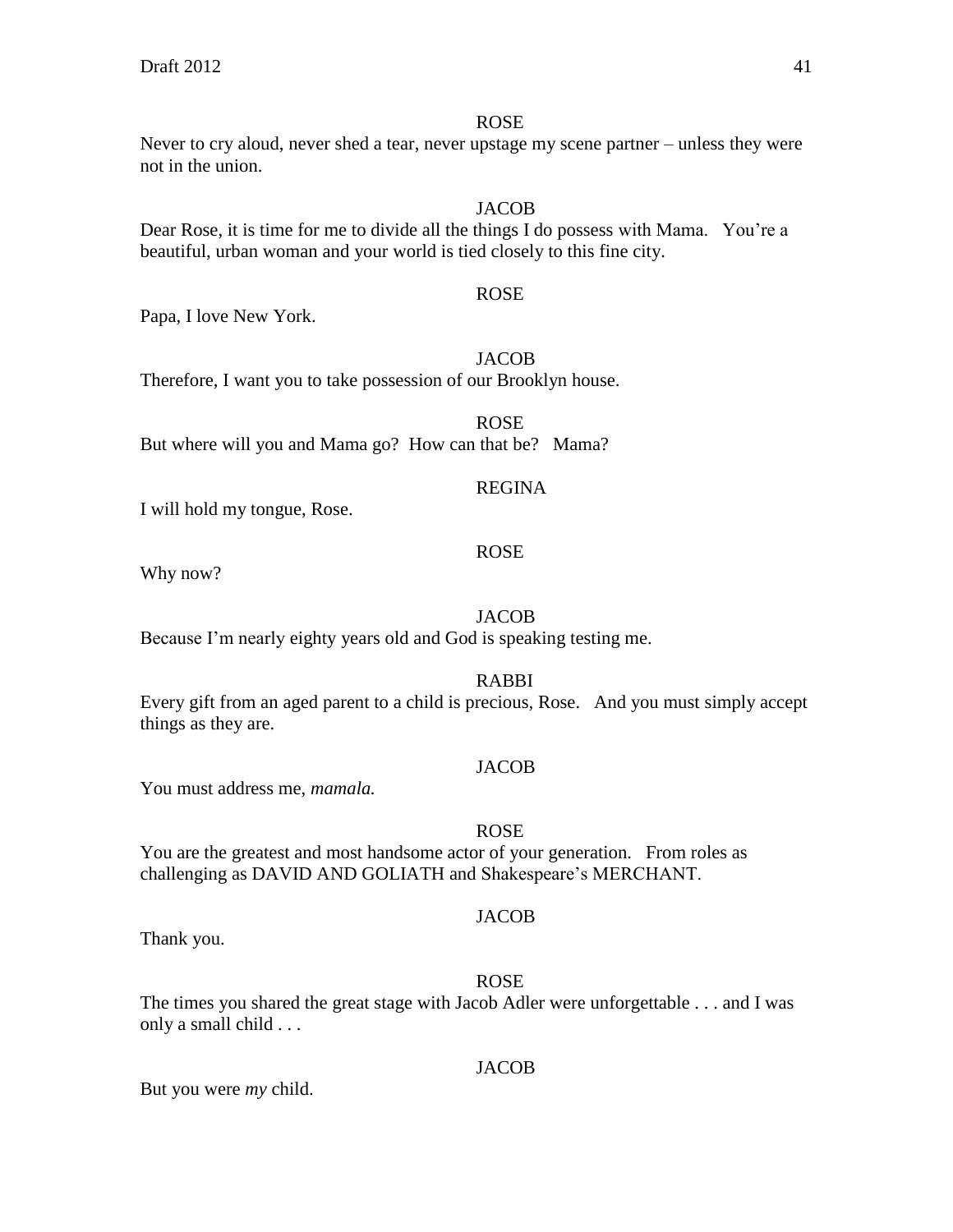ROSE

Never to cry aloud, never shed a tear, never upstage my scene partner – unless they were not in the union.

JACOB

Dear Rose, it is time for me to divide all the things I do possess with Mama. You're a beautiful, urban woman and your world is tied closely to this fine city.

ROSE

Papa, I love New York.

JACOB

Therefore, I want you to take possession of our Brooklyn house.

ROSE

But where will you and Mama go? How can that be? Mama?

REGINA

I will hold my tongue, Rose.

ROSE

Why now?

JACOB

Because I'm nearly eighty years old and God is speaking testing me.

RABBI

Every gift from an aged parent to a child is precious, Rose. And you must simply accept things as they are.

JACOB

You must address me, *mamala.*

ROSE

You are the greatest and most handsome actor of your generation. From roles as challenging as DAVID AND GOLIATH and Shakespeare's MERCHANT.

JACOB

Thank you.

ROSE

The times you shared the great stage with Jacob Adler were unforgettable . . . and I was only a small child . . .

JACOB

But you were *my* child.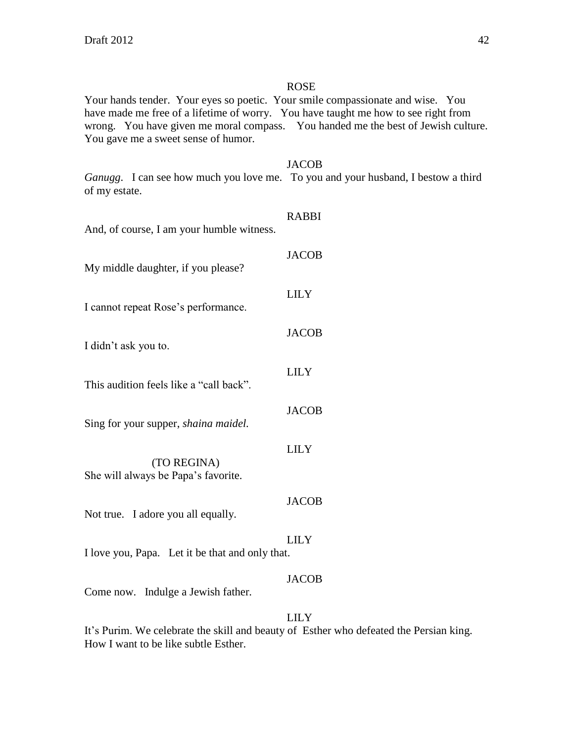ROSE

Your hands tender. Your eyes so poetic. Your smile compassionate and wise. You have made me free of a lifetime of worry. You have taught me how to see right from wrong. You have given me moral compass. You handed me the best of Jewish culture. You gave me a sweet sense of humor.

JACOB

*Ganugg*. I can see how much you love me. To you and your husband, I bestow a third of my estate.

RABBI

And, of course, I am your humble witness.

JACOB

My middle daughter, if you please?

LILY

I cannot repeat Rose's performance.

JACOB

I didn't ask you to.

LILY

This audition feels like a "call back".

JACOB

Sing for your supper, *shaina maidel.*

LILY

(TO REGINA)

She will always be Papa's favorite.

JACOB

Not true. I adore you all equally.

LILY

I love you, Papa. Let it be that and only that.

JACOB

Come now. Indulge a Jewish father.

LILY

It's Purim. We celebrate the skill and beauty of Esther who defeated the Persian king. How I want to be like subtle Esther.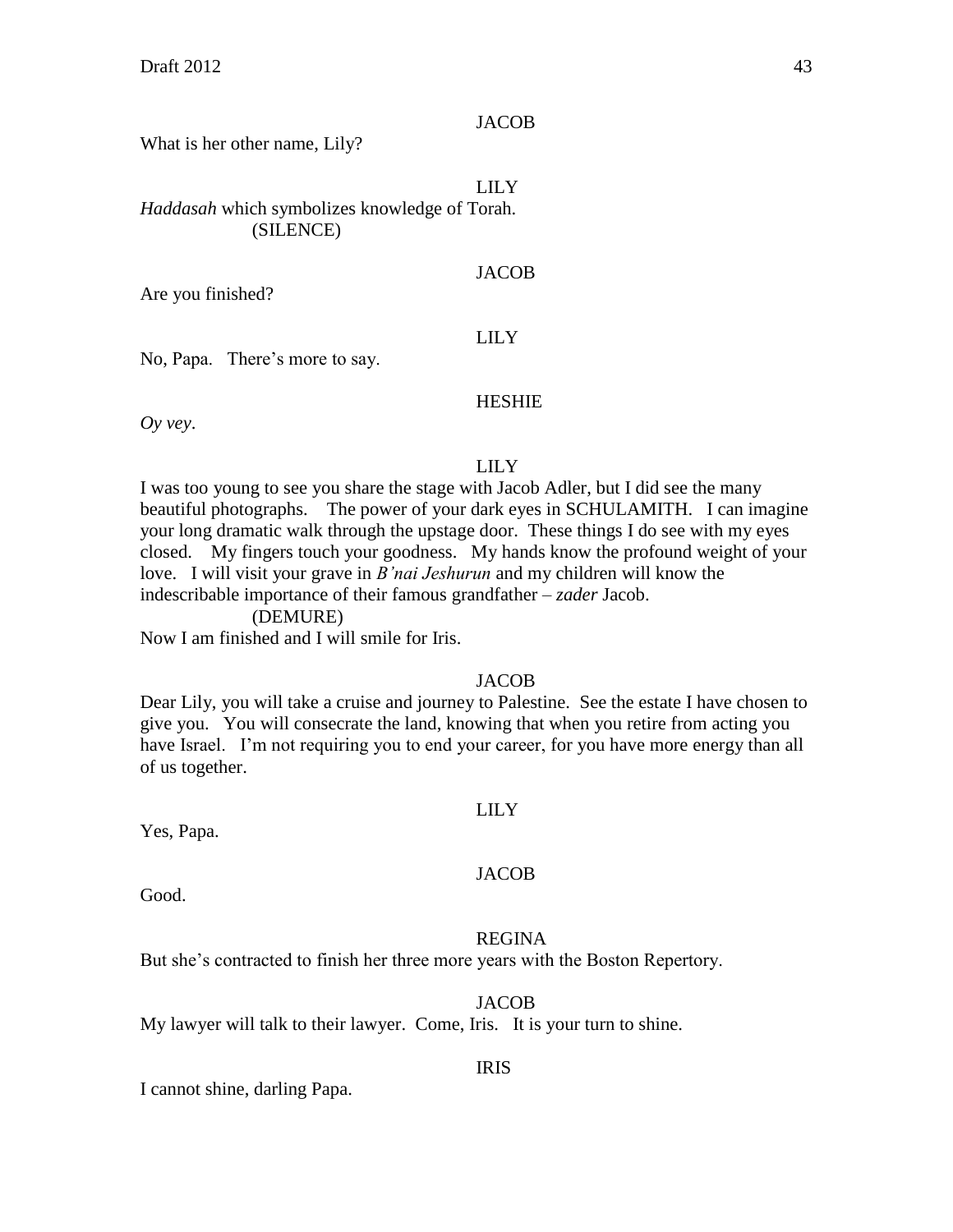JACOB

What is her other name, Lily?

LILY

*Haddasah* which symbolizes knowledge of Torah.

(SILENCE)

JACOB

Are you finished?

LILY

No, Papa. There's more to say.

HESHIE

*Oy vey*.

LILY

I was too young to see you share the stage with Jacob Adler, but I did see the many beautiful photographs. The power of your dark eyes in SCHULAMITH. I can imagine your long dramatic walk through the upstage door. These things I do see with my eyes closed. My fingers touch your goodness. My hands know the profound weight of your love. I will visit your grave in *B'nai Jeshurun* and my children will know the indescribable importance of their famous grandfather – *zader* Jacob.

(DEMURE)

Now I am finished and I will smile for Iris.

JACOB

Dear Lily, you will take a cruise and journey to Palestine. See the estate I have chosen to give you. You will consecrate the land, knowing that when you retire from acting you have Israel. I'm not requiring you to end your career, for you have more energy than all of us together.

LILY

Yes, Papa.

JACOB

Good.

REGINA

But she's contracted to finish her three more years with the Boston Repertory.

JACOB

My lawyer will talk to their lawyer. Come, Iris. It is your turn to shine.

IRIS

I cannot shine, darling Papa.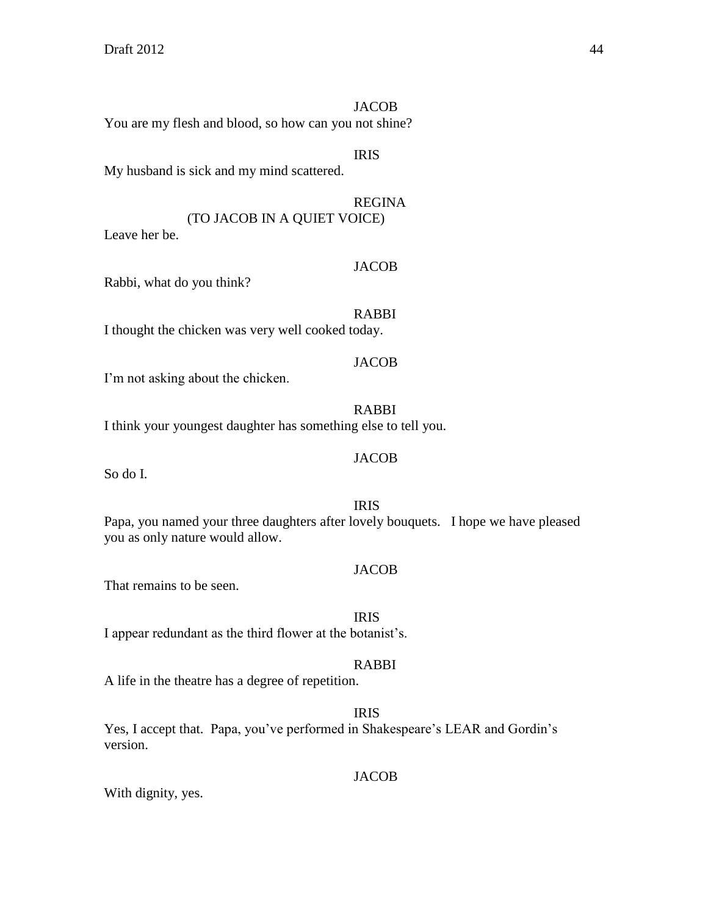JACOB

You are my flesh and blood, so how can you not shine?

IRIS

My husband is sick and my mind scattered.

REGINA

(TO JACOB IN A QUIET VOICE)

Leave her be.

JACOB

Rabbi, what do you think?

RABBI

I thought the chicken was very well cooked today.

JACOB

I'm not asking about the chicken.

RABBI

I think your youngest daughter has something else to tell you.

JACOB

So do I.

IRIS

Papa, you named your three daughters after lovely bouquets. I hope we have pleased you as only nature would allow.

JACOB

That remains to be seen.

IRIS

I appear redundant as the third flower at the botanist's.

RABBI

A life in the theatre has a degree of repetition.

IRIS

Yes, I accept that. Papa, you've performed in Shakespeare's LEAR and Gordin's version.

JACOB

With dignity, yes.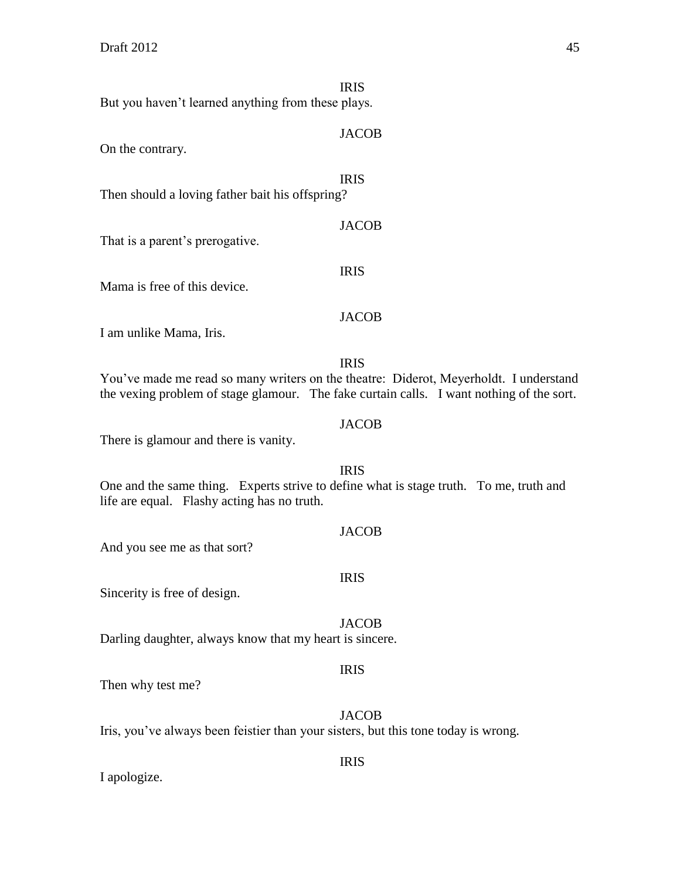IRIS

But you haven't learned anything from these plays.

JACOB

On the contrary.

IRIS

Then should a loving father bait his offspring?

JACOB

That is a parent's prerogative.

IRIS

Mama is free of this device.

JACOB

I am unlike Mama, Iris.

IRIS

You've made me read so many writers on the theatre: Diderot, Meyerholdt. I understand the vexing problem of stage glamour. The fake curtain calls. I want nothing of the sort.

JACOB

There is glamour and there is vanity.

IRIS

One and the same thing. Experts strive to define what is stage truth. To me, truth and life are equal. Flashy acting has no truth.

JACOB

And you see me as that sort?

IRIS

Sincerity is free of design.

JACOB

Darling daughter, always know that my heart is sincere.

IRIS

Then why test me?

JACOB

Iris, you've always been feistier than your sisters, but this tone today is wrong.

IRIS

I apologize.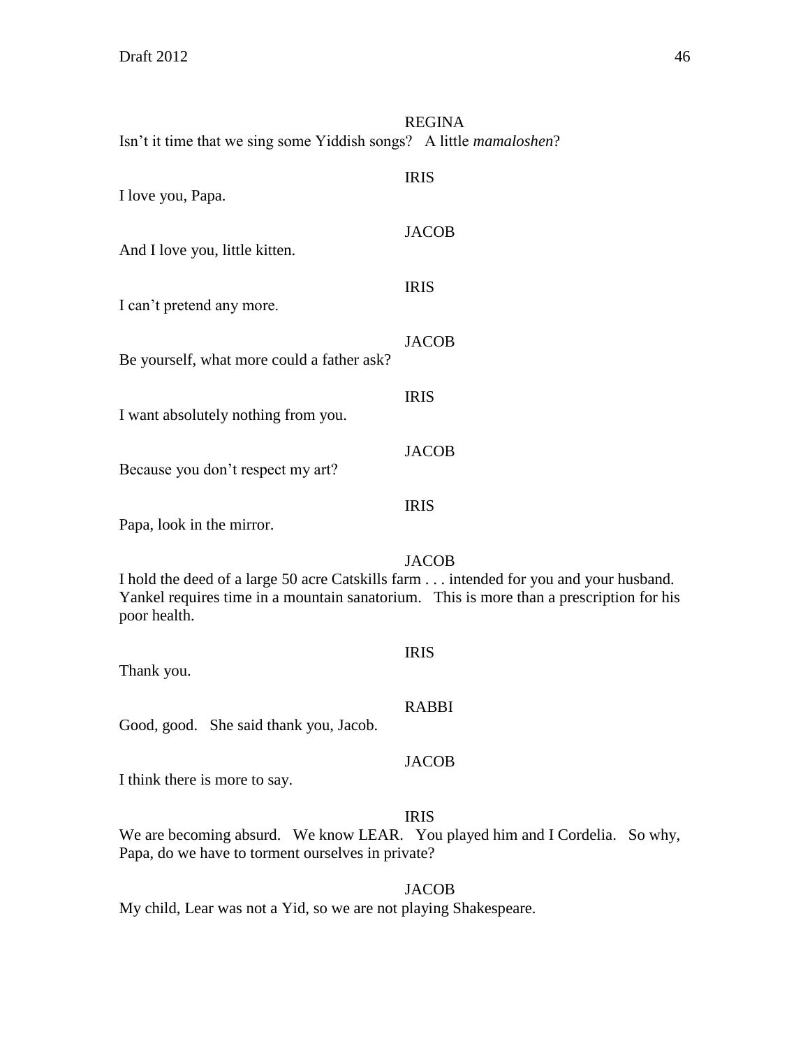REGINA

Isn't it time that we sing some Yiddish songs? A little *mamaloshen*?

IRIS

I love you, Papa.

JACOB

And I love you, little kitten.

IRIS

I can't pretend any more.

JACOB

Be yourself, what more could a father ask?

IRIS

I want absolutely nothing from you.

JACOB

Because you don't respect my art?

IRIS

Papa, look in the mirror.

JACOB

I hold the deed of a large 50 acre Catskills farm . . . intended for you and your husband. Yankel requires time in a mountain sanatorium. This is more than a prescription for his poor health.

IRIS

Thank you.

RABBI

Good, good. She said thank you, Jacob.

JACOB

I think there is more to say.

IRIS

We are becoming absurd. We know LEAR. You played him and I Cordelia. So why, Papa, do we have to torment ourselves in private?

JACOB

My child, Lear was not a Yid, so we are not playing Shakespeare.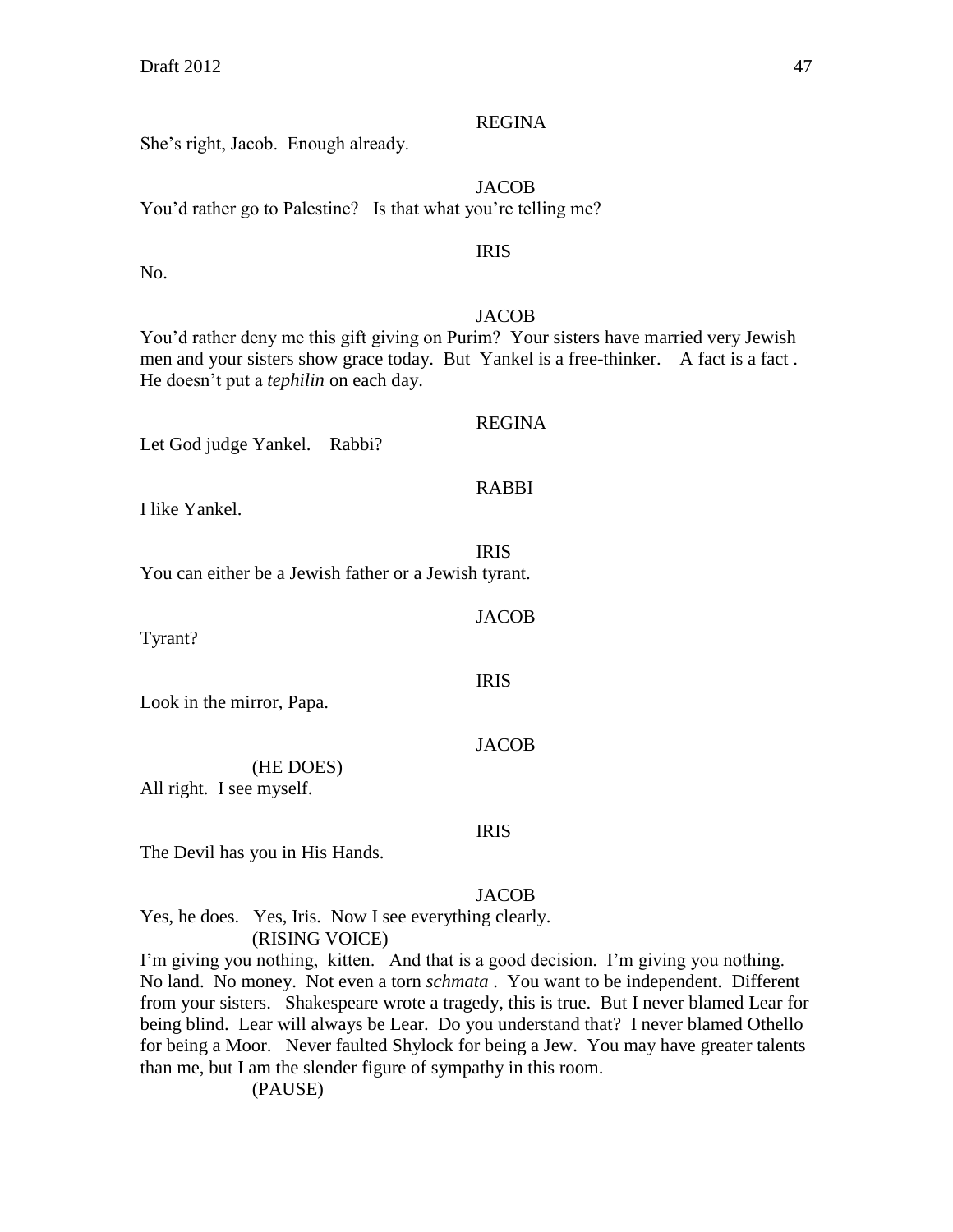REGINA

She's right, Jacob. Enough already.

JACOB

You'd rather go to Palestine? Is that what you're telling me?

IRIS

No.

JACOB

You'd rather deny me this gift giving on Purim? Your sisters have married very Jewish men and your sisters show grace today. But Yankel is a free-thinker. A fact is a fact . He doesn't put a *tephilin* on each day.

REGINA

Let God judge Yankel. Rabbi?

RABBI

I like Yankel.

IRIS

You can either be a Jewish father or a Jewish tyrant.

JACOB

Tyrant?

IRIS

Look in the mirror, Papa.

JACOB

(HE DOES)

All right. I see myself.

IRIS

The Devil has you in His Hands.

JACOB

Yes, he does. Yes, Iris. Now I see everything clearly.

(RISING VOICE)

I'm giving you nothing, kitten. And that is a good decision. I'm giving you nothing. No land. No money. Not even a torn *schmata* . You want to be independent. Different from your sisters. Shakespeare wrote a tragedy, this is true. But I never blamed Lear for being blind. Lear will always be Lear. Do you understand that? I never blamed Othello for being a Moor. Never faulted Shylock for being a Jew. You may have greater talents than me, but I am the slender figure of sympathy in this room.

(PAUSE)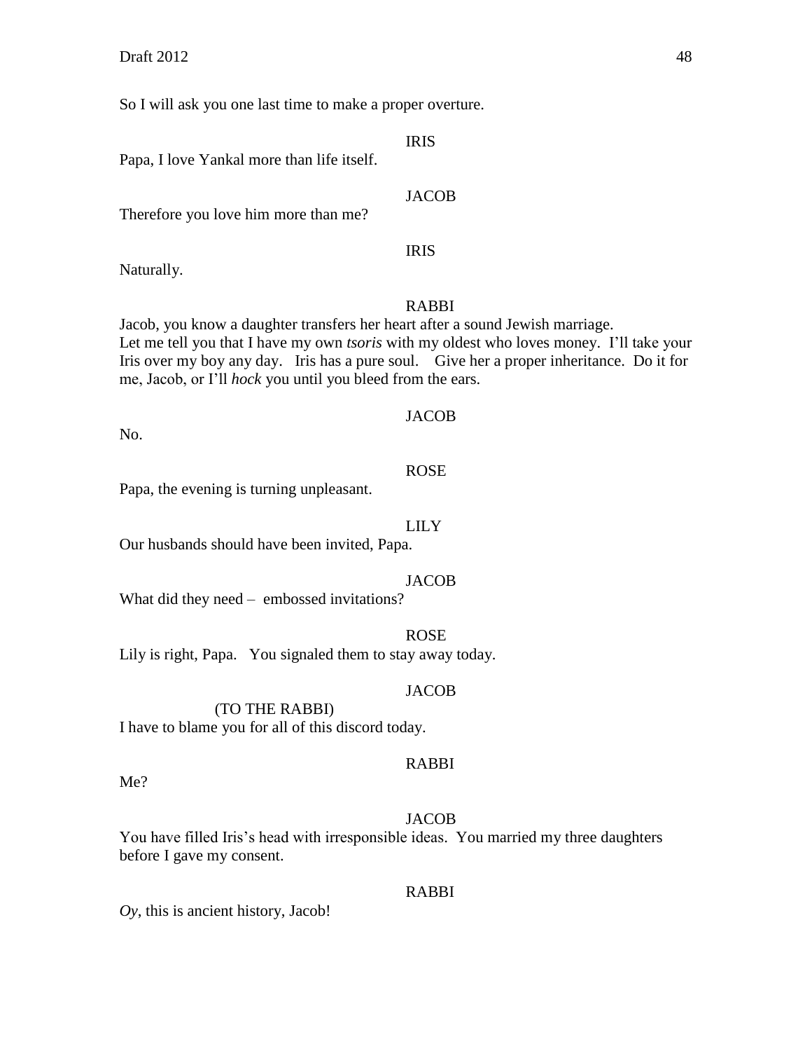So I will ask you one last time to make a proper overture.

IRIS

Papa, I love Yankal more than life itself.

JACOB

Therefore you love him more than me?

IRIS

Naturally.

RABBI

Jacob, you know a daughter transfers her heart after a sound Jewish marriage.
Let me tell you that I have my own *tsoris* with my oldest who loves money. I'll take your Iris over my boy any day. Iris has a pure soul. Give her a proper inheritance. Do it for me, Jacob, or I'll *hock* you until you bleed from the ears.

JACOB

No.

ROSE

Papa, the evening is turning unpleasant.

LILY

Our husbands should have been invited, Papa.

JACOB

What did they need – embossed invitations?

ROSE

Lily is right, Papa. You signaled them to stay away today.

JACOB

(TO THE RABBI)

I have to blame you for all of this discord today.

RABBI

Me?

JACOB

You have filled Iris's head with irresponsible ideas. You married my three daughters before I gave my consent.

RABBI

*Oy*, this is ancient history, Jacob!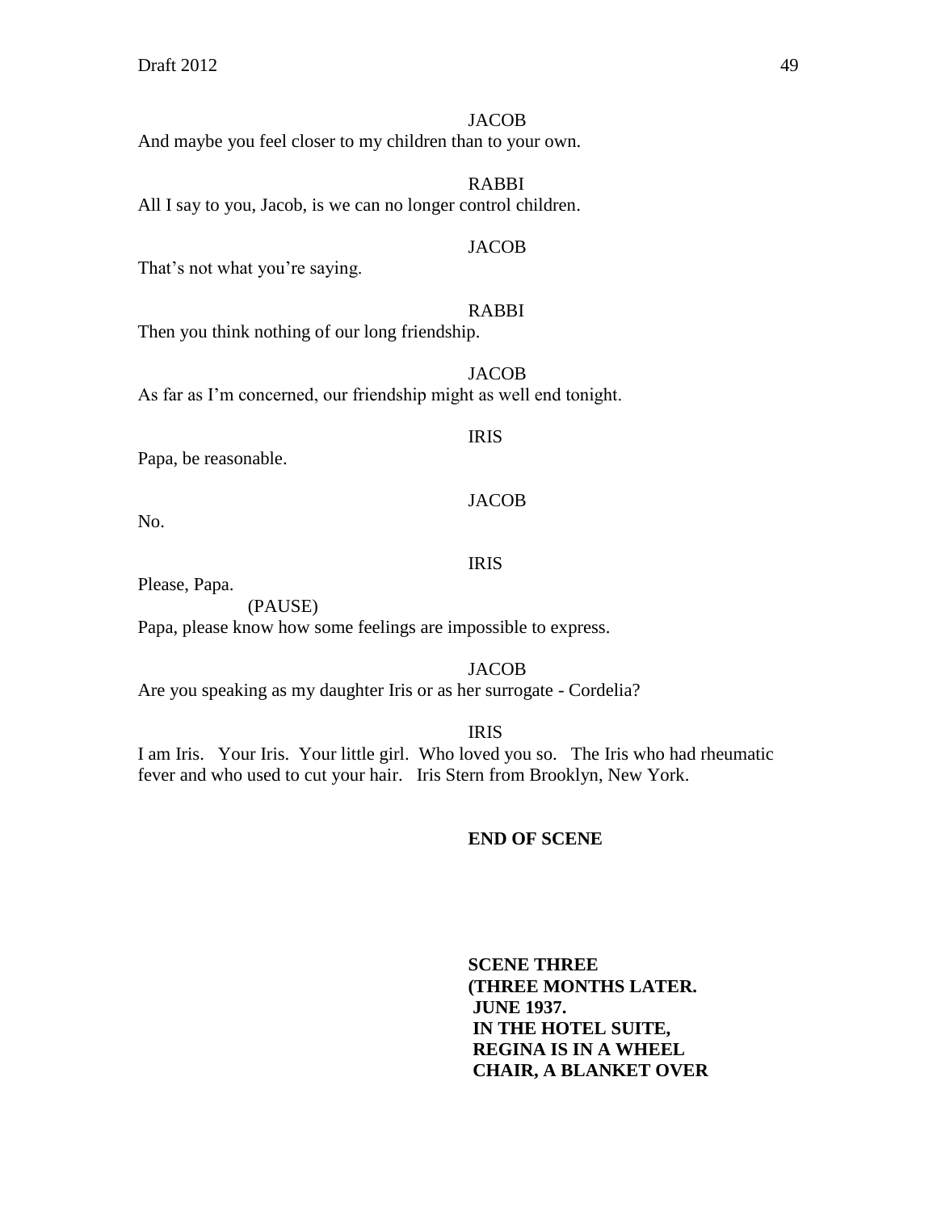JACOB

And maybe you feel closer to my children than to your own.

RABBI

All I say to you, Jacob, is we can no longer control children.

JACOB

That's not what you're saying.

RABBI

Then you think nothing of our long friendship.

JACOB

As far as I'm concerned, our friendship might as well end tonight.

IRIS

Papa, be reasonable.

JACOB

No.

IRIS

Please, Papa.

(PAUSE)

Papa, please know how some feelings are impossible to express.

JACOB

Are you speaking as my daughter Iris or as her surrogate - Cordelia?

IRIS

I am Iris. Your Iris. Your little girl. Who loved you so. The Iris who had rheumatic fever and who used to cut your hair. Iris Stern from Brooklyn, New York.

**END OF SCENE**

**SCENE THREE**
**(THREE MONTHS LATER.**
**JUNE 1937.**
**IN THE HOTEL SUITE,**
**REGINA IS IN A WHEEL**
**CHAIR, A BLANKET OVER**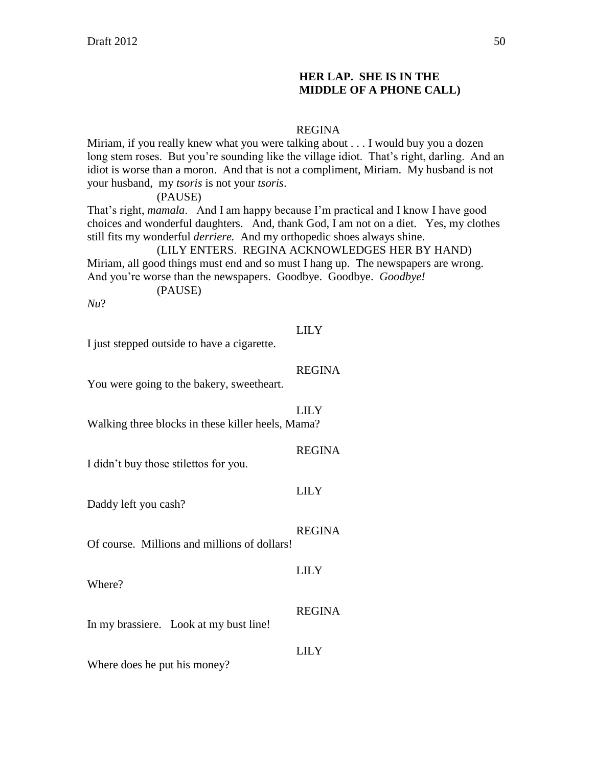**HER LAP. SHE IS IN THE MIDDLE OF A PHONE CALL)**

REGINA

Miriam, if you really knew what you were talking about . . . I would buy you a dozen long stem roses. But you're sounding like the village idiot. That's right, darling. And an idiot is worse than a moron. And that is not a compliment, Miriam. My husband is not your husband, my *tsoris* is not your *tsoris*.

(PAUSE)

That's right, *mamala*. And I am happy because I'm practical and I know I have good choices and wonderful daughters. And, thank God, I am not on a diet. Yes, my clothes still fits my wonderful *derriere.* And my orthopedic shoes always shine.

(LILY ENTERS. REGINA ACKNOWLEDGES HER BY HAND)

Miriam, all good things must end and so must I hang up. The newspapers are wrong. And you're worse than the newspapers. Goodbye. Goodbye. *Goodbye!*

(PAUSE)

*Nu*?

LILY

I just stepped outside to have a cigarette.

REGINA

You were going to the bakery, sweetheart.

LILY

Walking three blocks in these killer heels, Mama?

REGINA

I didn't buy those stilettos for you.

LILY

Daddy left you cash?

REGINA

Of course. Millions and millions of dollars!

LILY

Where?

REGINA

In my brassiere. Look at my bust line!

LILY

Where does he put his money?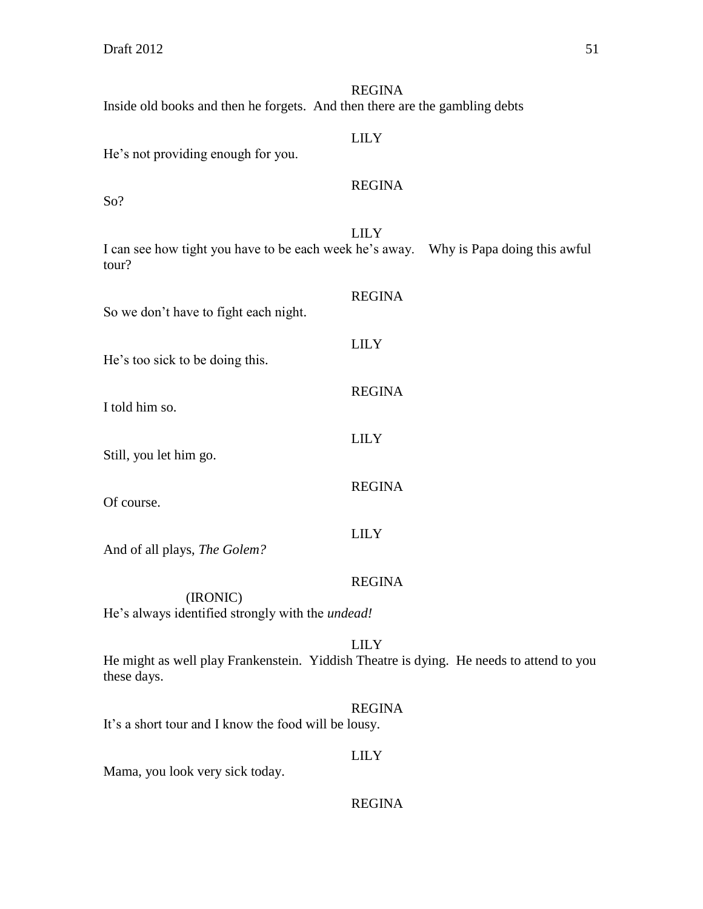REGINA

Inside old books and then he forgets.  And then there are the gambling debts

LILY

He's not providing enough for you.

REGINA

So?

LILY

I can see how tight you have to be each week he's away.    Why is Papa doing this awful tour?

REGINA

So we don't have to fight each night.

LILY

He's too sick to be doing this.

REGINA

I told him so.

LILY

Still, you let him go.

REGINA

Of course.

LILY

And of all plays, *The Golem?*

REGINA

(IRONIC)

He's always identified strongly with the *undead!*

LILY

He might as well play Frankenstein.  Yiddish Theatre is dying.  He needs to attend to you these days.

REGINA

It's a short tour and I know the food will be lousy.

LILY

Mama, you look very sick today.

REGINA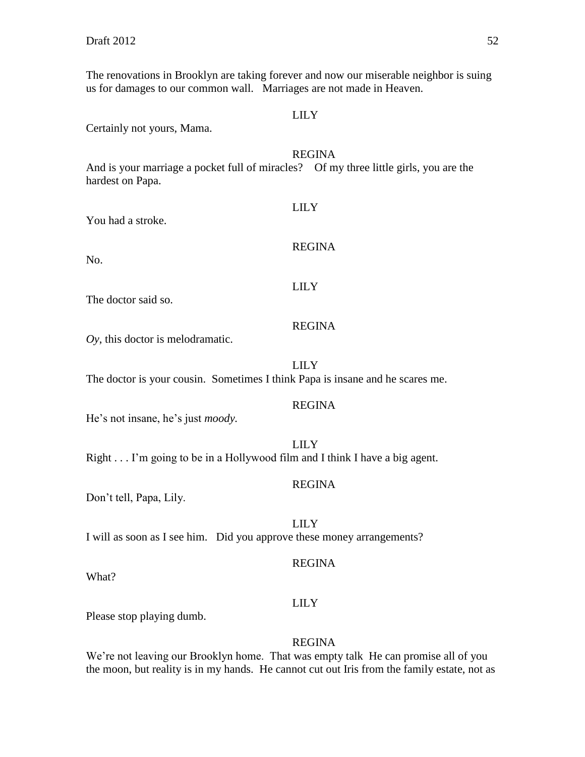The renovations in Brooklyn are taking forever and now our miserable neighbor is suing us for damages to our common wall. Marriages are not made in Heaven.

LILY

Certainly not yours, Mama.

REGINA

And is your marriage a pocket full of miracles? Of my three little girls, you are the hardest on Papa.

LILY

You had a stroke.

REGINA

No.

LILY

The doctor said so.

REGINA

*Oy*, this doctor is melodramatic.

LILY

The doctor is your cousin. Sometimes I think Papa is insane and he scares me.

REGINA

He's not insane, he's just *moody.*

LILY

Right . . . I'm going to be in a Hollywood film and I think I have a big agent.

REGINA

Don't tell, Papa, Lily.

LILY

I will as soon as I see him. Did you approve these money arrangements?

REGINA

What?

LILY

Please stop playing dumb.

REGINA

We're not leaving our Brooklyn home. That was empty talk He can promise all of you the moon, but reality is in my hands. He cannot cut out Iris from the family estate, not as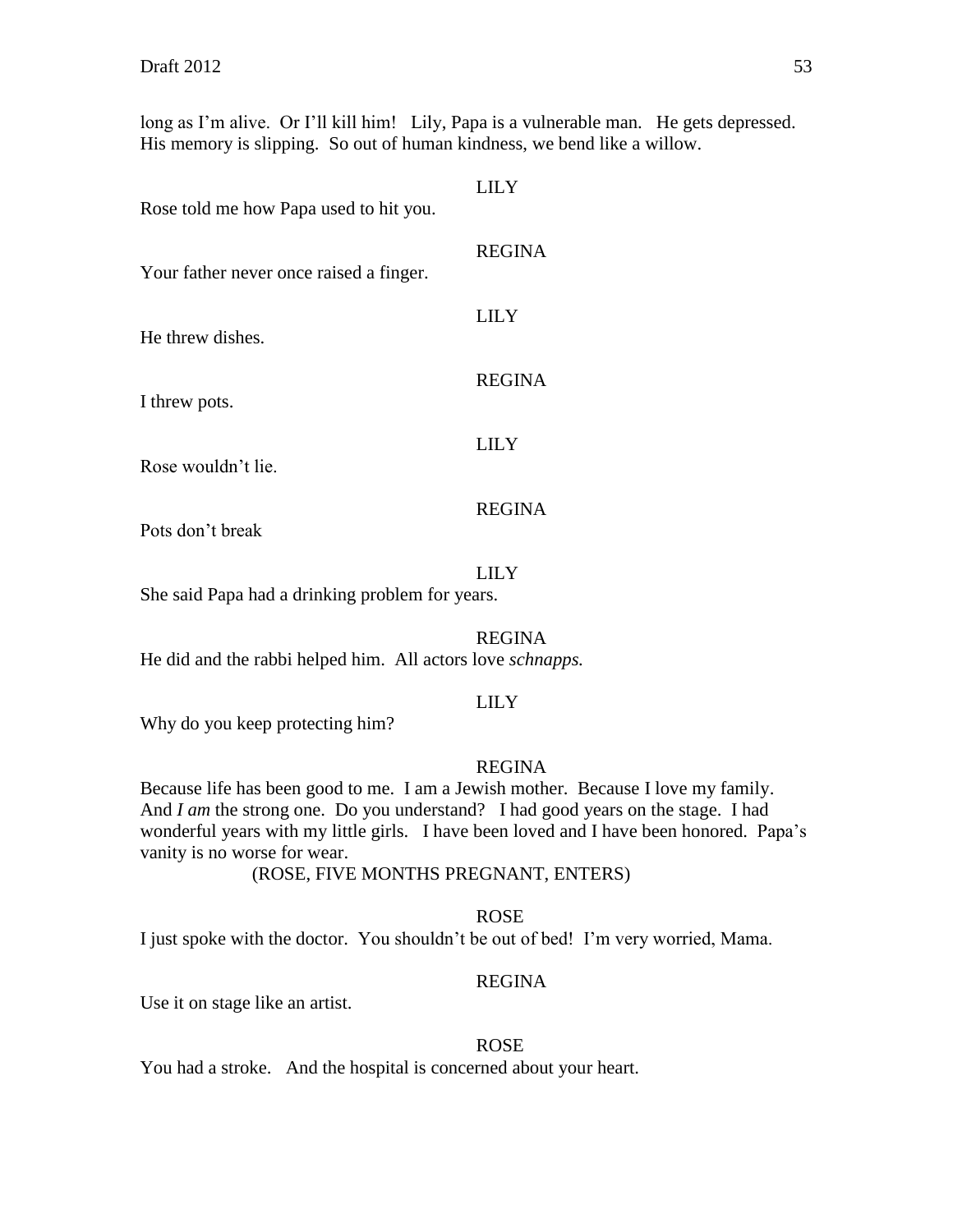long as I'm alive. Or I'll kill him! Lily, Papa is a vulnerable man. He gets depressed. His memory is slipping. So out of human kindness, we bend like a willow.

LILY

Rose told me how Papa used to hit you.

REGINA

Your father never once raised a finger.

LILY

He threw dishes.

REGINA

I threw pots.

LILY

Rose wouldn't lie.

REGINA

Pots don't break

LILY

She said Papa had a drinking problem for years.

REGINA

He did and the rabbi helped him. All actors love *schnapps.*

LILY

Why do you keep protecting him?

REGINA

Because life has been good to me. I am a Jewish mother. Because I love my family. And *I am* the strong one. Do you understand? I had good years on the stage. I had wonderful years with my little girls. I have been loved and I have been honored. Papa's vanity is no worse for wear.

(ROSE, FIVE MONTHS PREGNANT, ENTERS)

ROSE

I just spoke with the doctor. You shouldn't be out of bed! I'm very worried, Mama.

REGINA

Use it on stage like an artist.

ROSE

You had a stroke. And the hospital is concerned about your heart.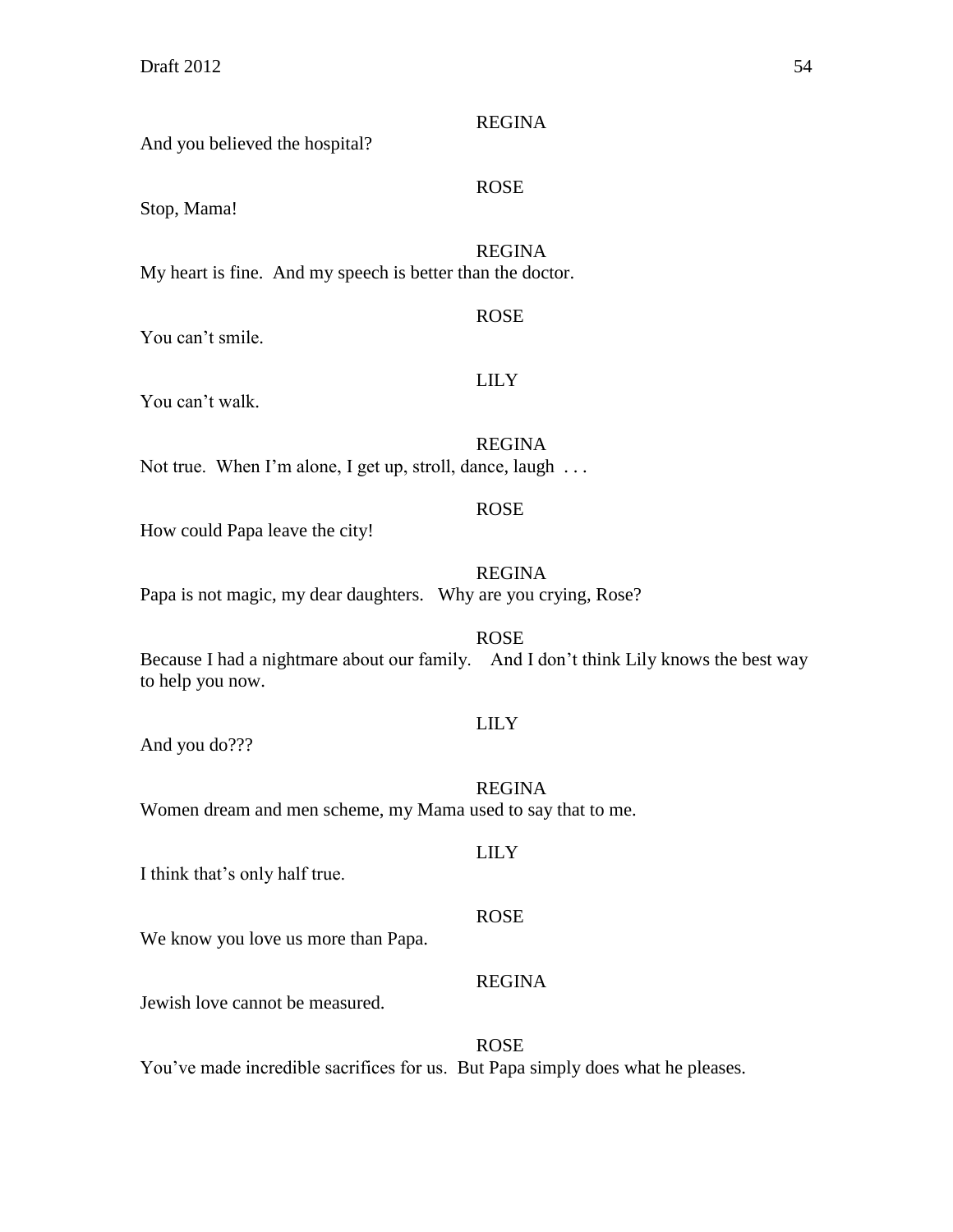REGINA

And you believed the hospital?

ROSE

Stop, Mama!

REGINA

My heart is fine. And my speech is better than the doctor.

ROSE

You can't smile.

LILY

You can't walk.

REGINA

Not true. When I'm alone, I get up, stroll, dance, laugh . . .

ROSE

How could Papa leave the city!

REGINA

Papa is not magic, my dear daughters. Why are you crying, Rose?

ROSE

Because I had a nightmare about our family. And I don't think Lily knows the best way to help you now.

LILY

And you do???

REGINA

Women dream and men scheme, my Mama used to say that to me.

LILY

I think that's only half true.

ROSE

We know you love us more than Papa.

REGINA

Jewish love cannot be measured.

ROSE

You've made incredible sacrifices for us. But Papa simply does what he pleases.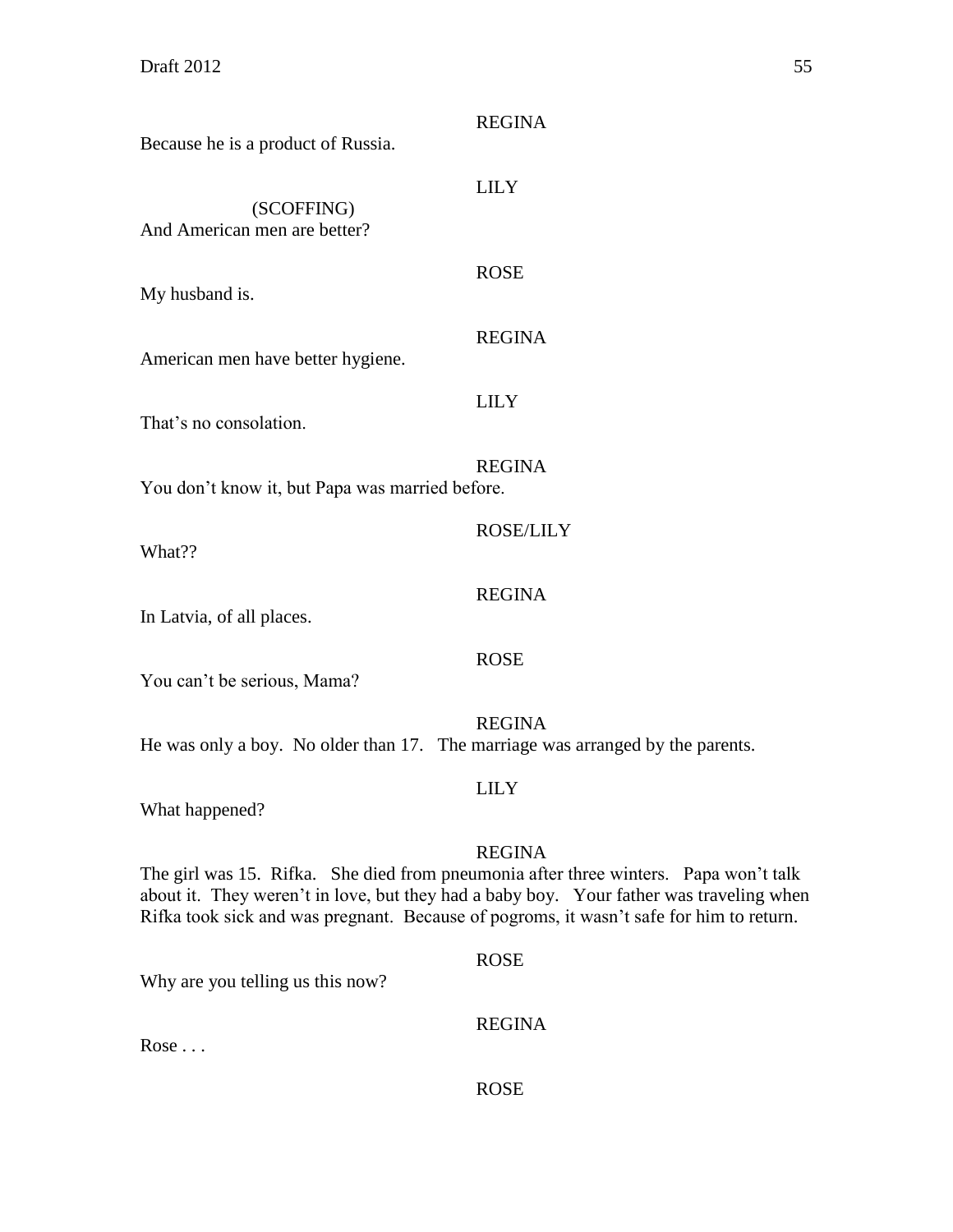REGINA

Because he is a product of Russia.

LILY

(SCOFFING)

And American men are better?

ROSE

My husband is.

REGINA

American men have better hygiene.

LILY

That's no consolation.

REGINA

You don't know it, but Papa was married before.

ROSE/LILY

What??

REGINA

In Latvia, of all places.

ROSE

You can't be serious, Mama?

REGINA

He was only a boy. No older than 17. The marriage was arranged by the parents.

LILY

What happened?

REGINA

The girl was 15. Rifka. She died from pneumonia after three winters. Papa won't talk about it. They weren't in love, but they had a baby boy. Your father was traveling when Rifka took sick and was pregnant. Because of pogroms, it wasn't safe for him to return.

ROSE

Why are you telling us this now?

REGINA

Rose . . .

ROSE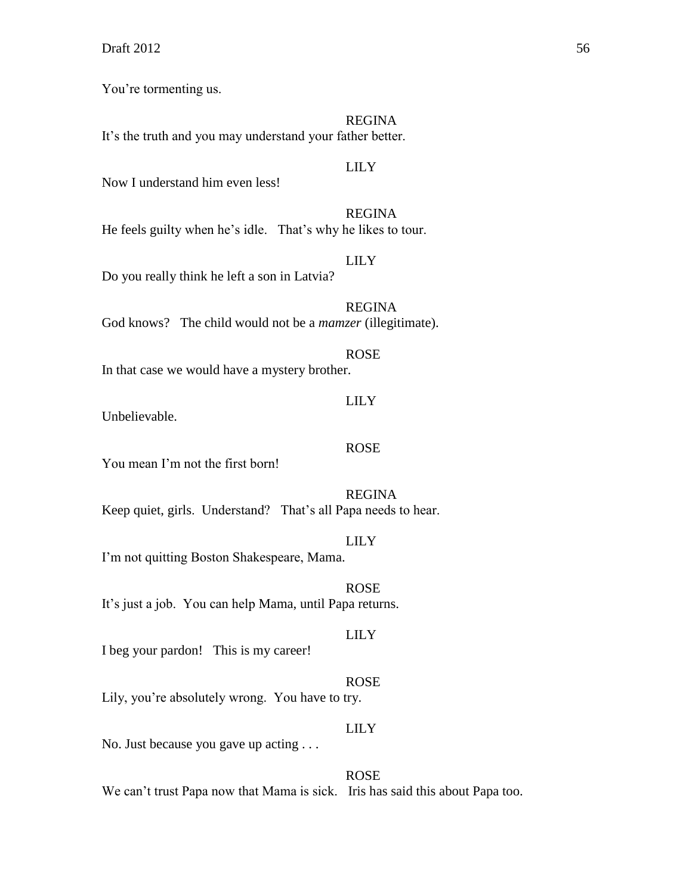You're tormenting us.

REGINA

It's the truth and you may understand your father better.

LILY

Now I understand him even less!

REGINA

He feels guilty when he's idle.   That's why he likes to tour.

LILY

Do you really think he left a son in Latvia?

REGINA

God knows?   The child would not be a *mamzer* (illegitimate).

ROSE

In that case we would have a mystery brother.

LILY

Unbelievable.

ROSE

You mean I'm not the first born!

REGINA

Keep quiet, girls.  Understand?   That's all Papa needs to hear.

LILY

I'm not quitting Boston Shakespeare, Mama.

ROSE

It's just a job.  You can help Mama, until Papa returns.

LILY

I beg your pardon!   This is my career!

ROSE

Lily, you're absolutely wrong.  You have to try.

LILY

No. Just because you gave up acting . . .

ROSE

We can't trust Papa now that Mama is sick.   Iris has said this about Papa too.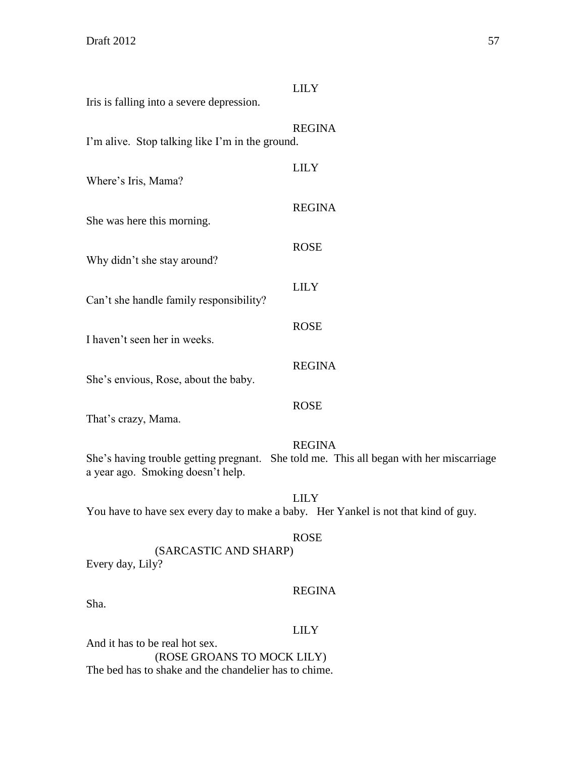LILY

Iris is falling into a severe depression.

REGINA

I'm alive. Stop talking like I'm in the ground.

LILY

Where's Iris, Mama?

REGINA

She was here this morning.

ROSE

Why didn't she stay around?

LILY

Can't she handle family responsibility?

ROSE

I haven't seen her in weeks.

REGINA

She's envious, Rose, about the baby.

ROSE

That's crazy, Mama.

REGINA

She's having trouble getting pregnant. She told me. This all began with her miscarriage a year ago. Smoking doesn't help.

LILY

You have to have sex every day to make a baby. Her Yankel is not that kind of guy.

ROSE

(SARCASTIC AND SHARP)

Every day, Lily?

REGINA

Sha.

LILY

And it has to be real hot sex.

(ROSE GROANS TO MOCK LILY)

The bed has to shake and the chandelier has to chime.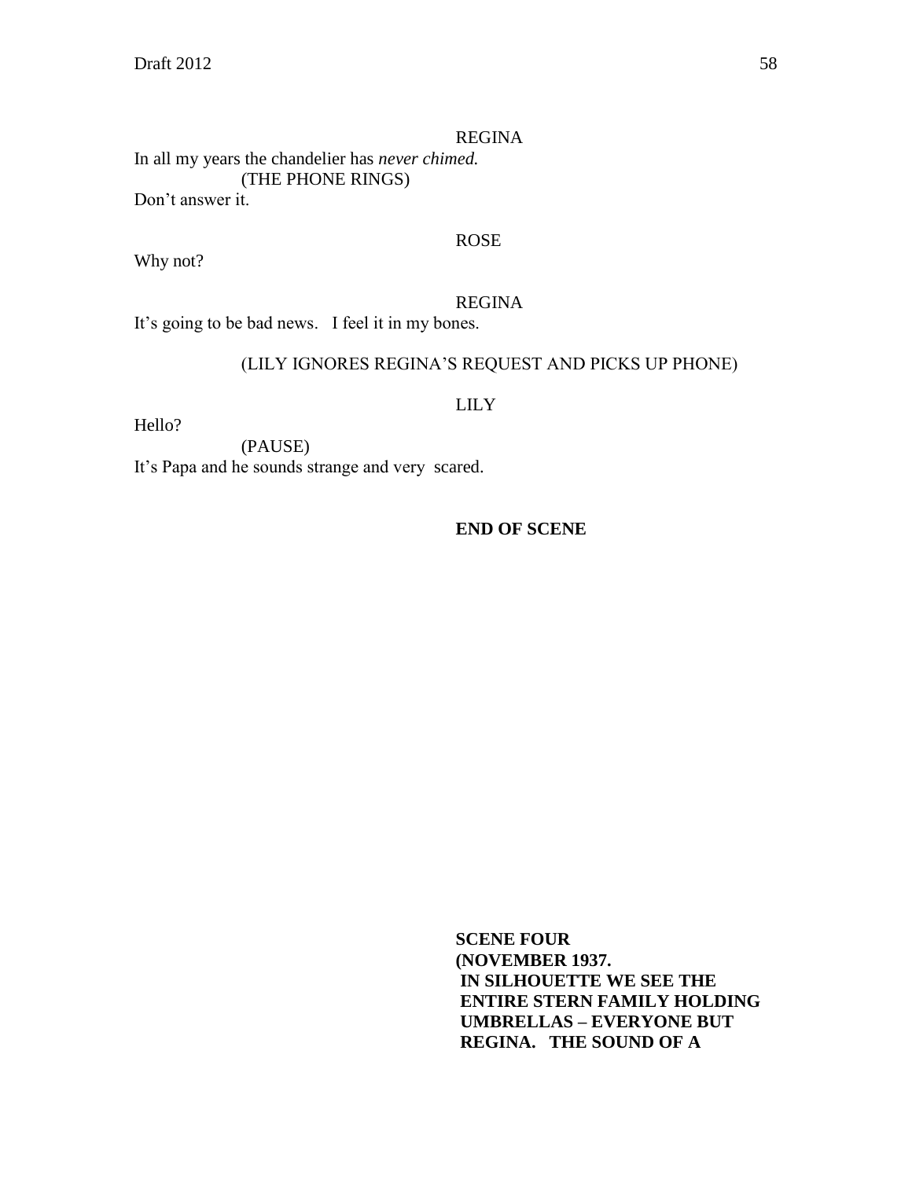REGINA

In all my years the chandelier has *never chimed.*

(THE PHONE RINGS)

Don't answer it.

ROSE

Why not?

REGINA

It's going to be bad news.   I feel it in my bones.

(LILY IGNORES REGINA'S REQUEST AND PICKS UP PHONE)

LILY

Hello?

(PAUSE)

It's Papa and he sounds strange and very  scared.

**END OF SCENE**

**SCENE FOUR**
**(NOVEMBER 1937.**
**IN SILHOUETTE WE SEE THE ENTIRE STERN FAMILY HOLDING UMBRELLAS – EVERYONE BUT REGINA.   THE SOUND OF A**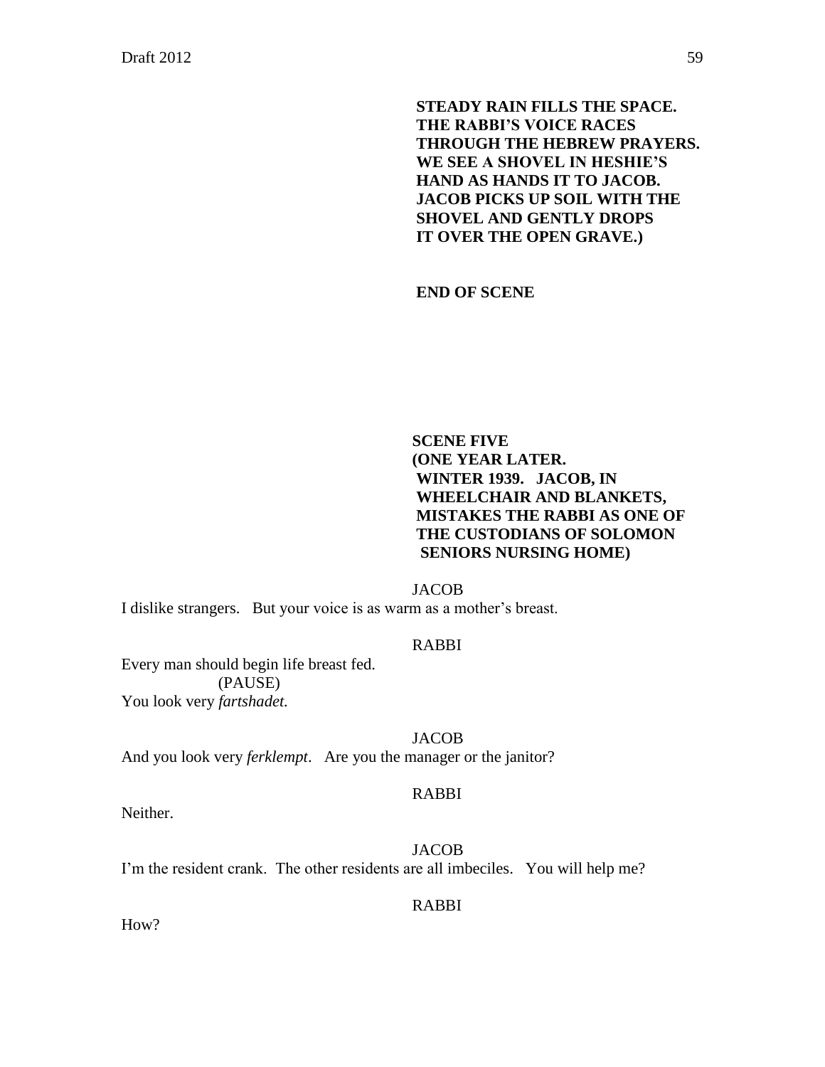**STEADY RAIN FILLS THE SPACE. THE RABBI'S VOICE RACES THROUGH THE HEBREW PRAYERS. WE SEE A SHOVEL IN HESHIE'S HAND AS HANDS IT TO JACOB. JACOB PICKS UP SOIL WITH THE SHOVEL AND GENTLY DROPS IT OVER THE OPEN GRAVE.)**

**END OF SCENE**

**SCENE FIVE**
**(ONE YEAR LATER. WINTER 1939. JACOB, IN WHEELCHAIR AND BLANKETS, MISTAKES THE RABBI AS ONE OF THE CUSTODIANS OF SOLOMON SENIORS NURSING HOME)**

JACOB

I dislike strangers. But your voice is as warm as a mother's breast.

RABBI

Every man should begin life breast fed.
(PAUSE)
You look very *fartshadet.*

JACOB

And you look very *ferklempt*. Are you the manager or the janitor?

RABBI

Neither.

JACOB

I'm the resident crank. The other residents are all imbeciles. You will help me?

RABBI

How?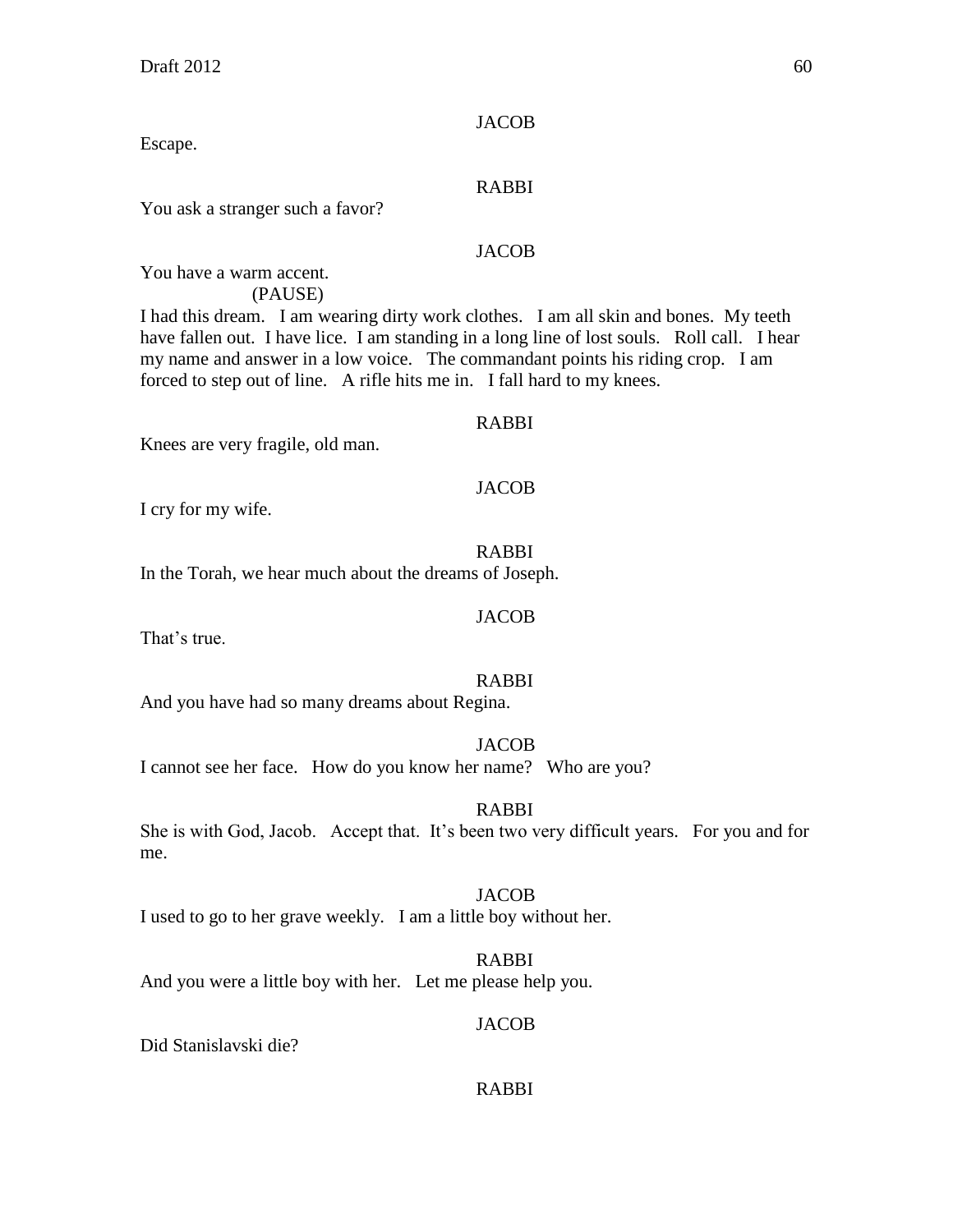JACOB

Escape.

RABBI

You ask a stranger such a favor?

JACOB

You have a warm accent.

(PAUSE)

I had this dream. I am wearing dirty work clothes. I am all skin and bones. My teeth have fallen out. I have lice. I am standing in a long line of lost souls. Roll call. I hear my name and answer in a low voice. The commandant points his riding crop. I am forced to step out of line. A rifle hits me in. I fall hard to my knees.

RABBI

Knees are very fragile, old man.

JACOB

I cry for my wife.

RABBI

In the Torah, we hear much about the dreams of Joseph.

JACOB

That's true.

RABBI

And you have had so many dreams about Regina.

JACOB

I cannot see her face. How do you know her name? Who are you?

RABBI

She is with God, Jacob. Accept that. It's been two very difficult years. For you and for me.

JACOB

I used to go to her grave weekly. I am a little boy without her.

RABBI

And you were a little boy with her. Let me please help you.

JACOB

Did Stanislavski die?

RABBI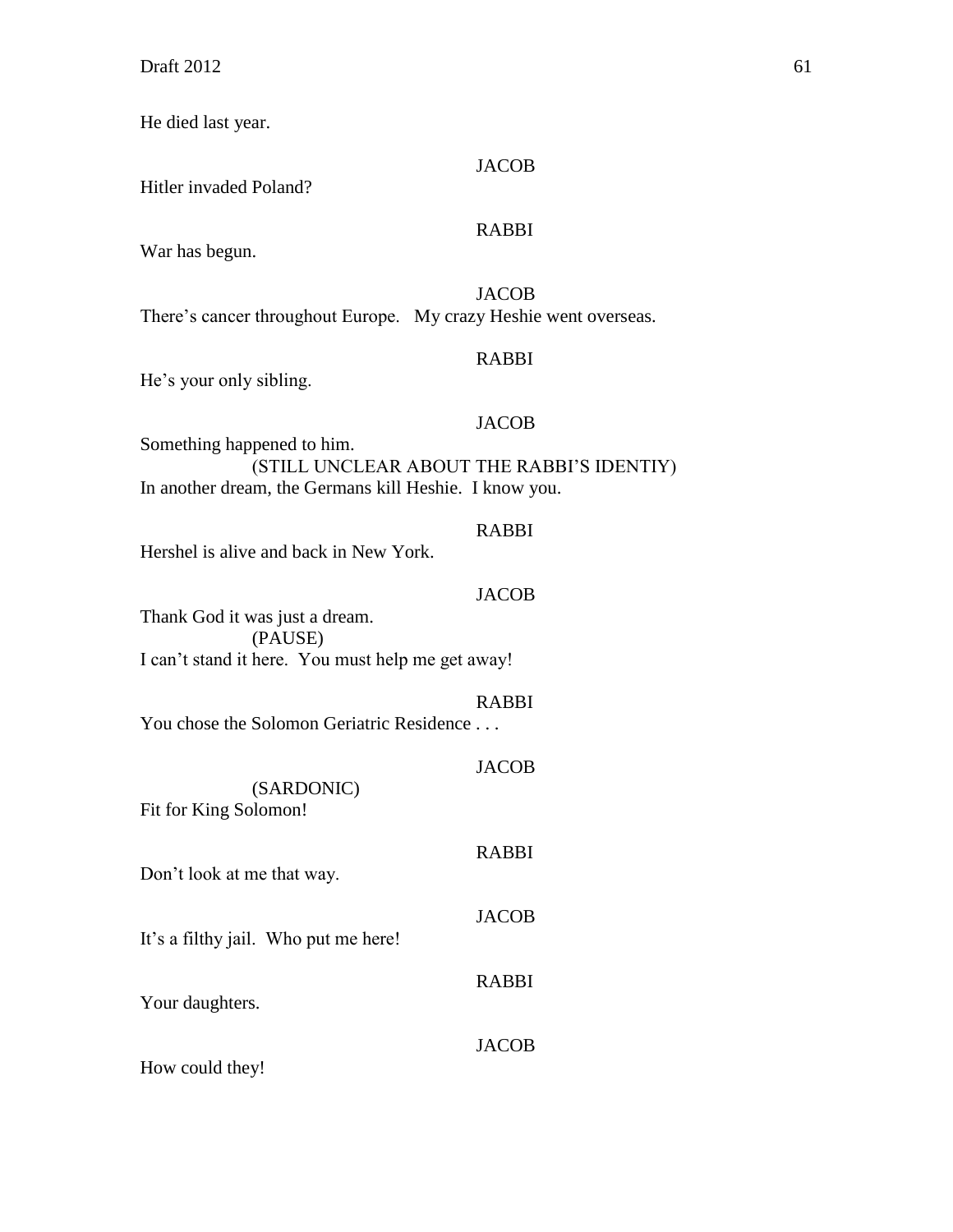He died last year.

JACOB

Hitler invaded Poland?

RABBI

War has begun.

JACOB

There's cancer throughout Europe. My crazy Heshie went overseas.

RABBI

He's your only sibling.

JACOB

Something happened to him.

(STILL UNCLEAR ABOUT THE RABBI'S IDENTIY)

In another dream, the Germans kill Heshie. I know you.

RABBI

Hershel is alive and back in New York.

JACOB

Thank God it was just a dream.

(PAUSE)

I can't stand it here. You must help me get away!

RABBI

You chose the Solomon Geriatric Residence . . .

JACOB

(SARDONIC)

Fit for King Solomon!

RABBI

Don't look at me that way.

JACOB

It's a filthy jail. Who put me here!

RABBI

Your daughters.

JACOB

How could they!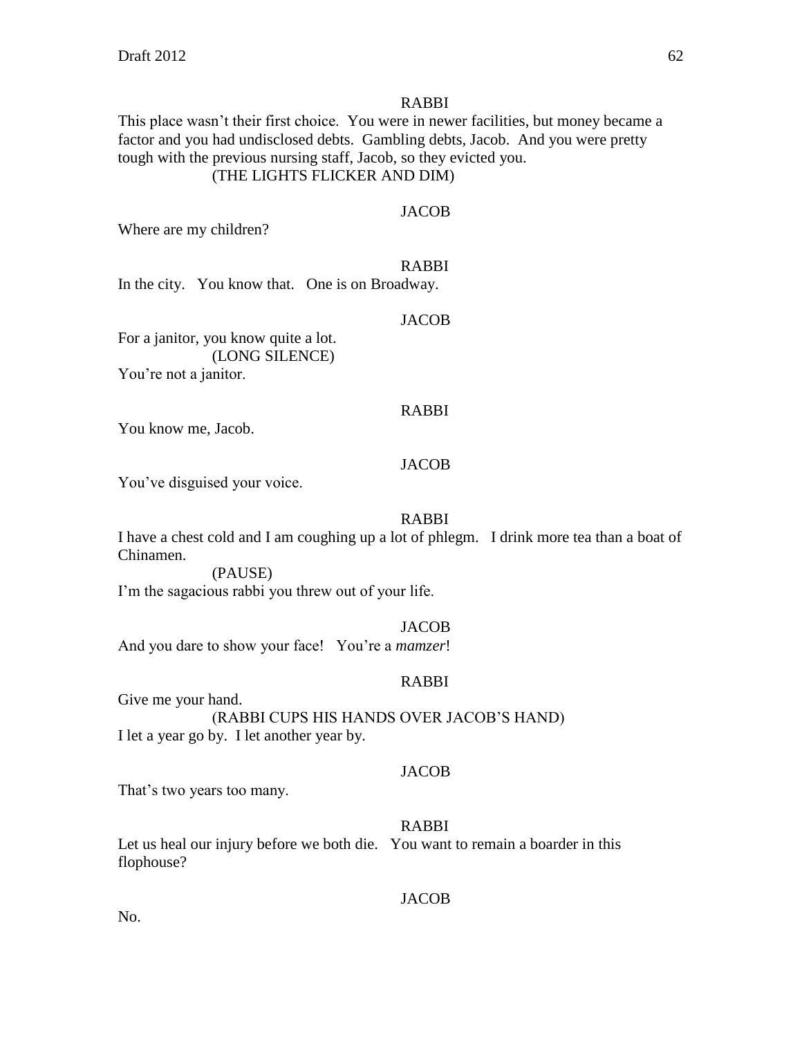RABBI

This place wasn't their first choice. You were in newer facilities, but money became a factor and you had undisclosed debts. Gambling debts, Jacob. And you were pretty tough with the previous nursing staff, Jacob, so they evicted you.

(THE LIGHTS FLICKER AND DIM)

JACOB

Where are my children?

RABBI

In the city. You know that. One is on Broadway.

JACOB

For a janitor, you know quite a lot.

(LONG SILENCE)

You're not a janitor.

RABBI

You know me, Jacob.

JACOB

You've disguised your voice.

RABBI

I have a chest cold and I am coughing up a lot of phlegm. I drink more tea than a boat of Chinamen.

(PAUSE)

I'm the sagacious rabbi you threw out of your life.

JACOB

And you dare to show your face! You're a *mamzer*!

RABBI

Give me your hand.

(RABBI CUPS HIS HANDS OVER JACOB'S HAND)

I let a year go by. I let another year by.

JACOB

That's two years too many.

RABBI

Let us heal our injury before we both die. You want to remain a boarder in this flophouse?

JACOB

No.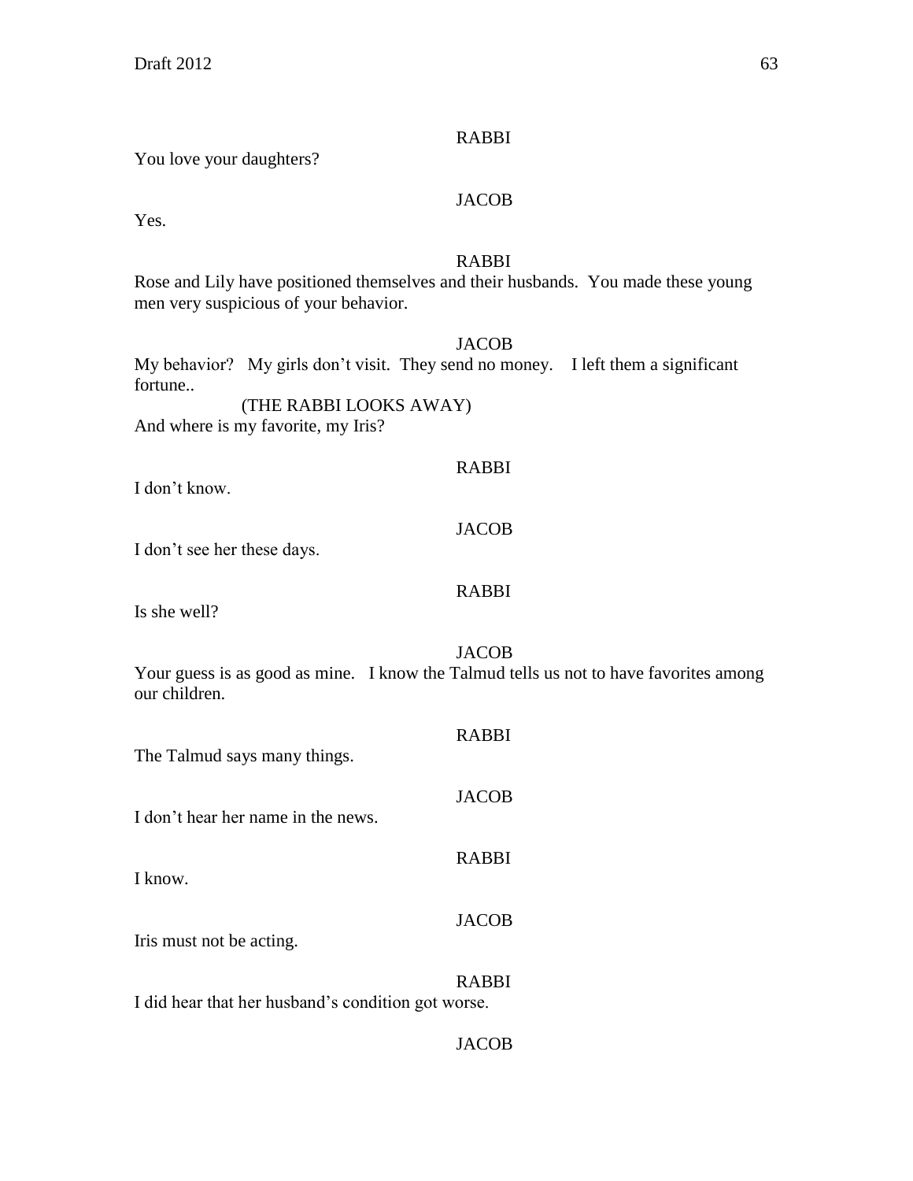RABBI

You love your daughters?

JACOB

Yes.

RABBI

Rose and Lily have positioned themselves and their husbands. You made these young men very suspicious of your behavior.

JACOB

My behavior? My girls don't visit. They send no money. I left them a significant fortune..

(THE RABBI LOOKS AWAY)

And where is my favorite, my Iris?

RABBI

I don't know.

JACOB

I don't see her these days.

RABBI

Is she well?

JACOB

Your guess is as good as mine. I know the Talmud tells us not to have favorites among our children.

RABBI

The Talmud says many things.

JACOB

I don't hear her name in the news.

RABBI

I know.

JACOB

Iris must not be acting.

RABBI

I did hear that her husband's condition got worse.

JACOB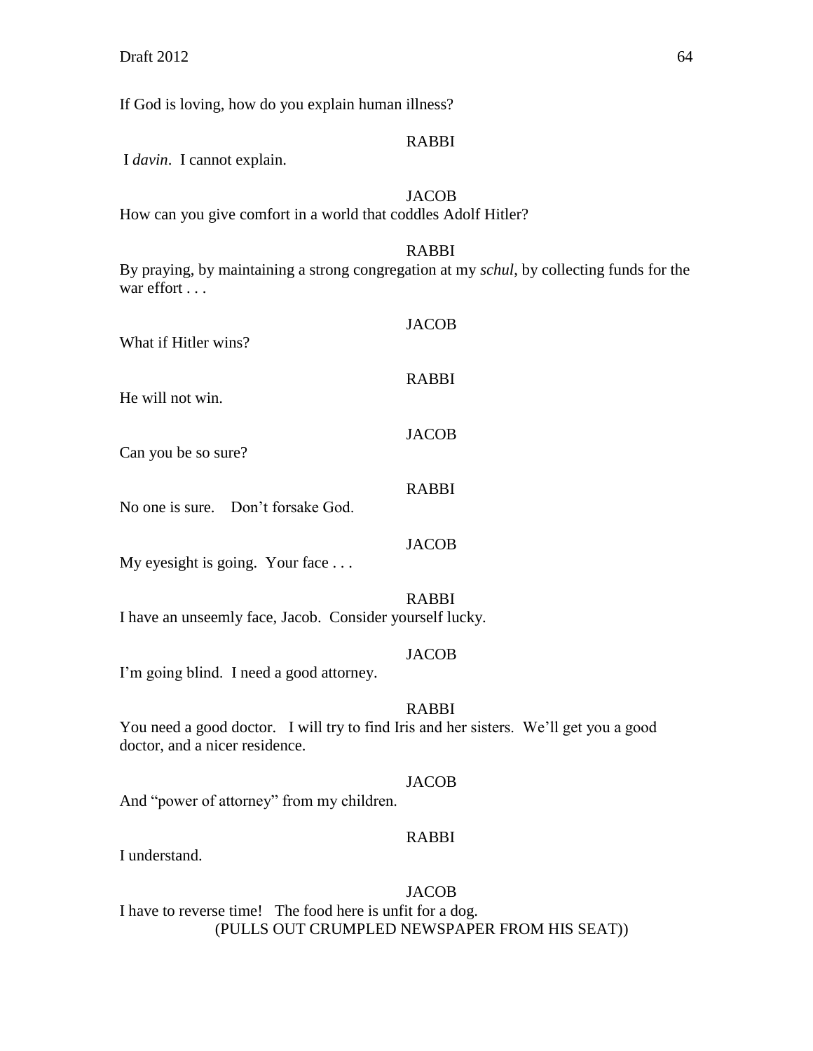If God is loving, how do you explain human illness?

RABBI

I *davin*. I cannot explain.

JACOB

How can you give comfort in a world that coddles Adolf Hitler?

RABBI

By praying, by maintaining a strong congregation at my *schul*, by collecting funds for the war effort . . .

JACOB

What if Hitler wins?

RABBI

He will not win.

JACOB

Can you be so sure?

RABBI

No one is sure. Don't forsake God.

JACOB

My eyesight is going. Your face . . .

RABBI

I have an unseemly face, Jacob. Consider yourself lucky.

JACOB

I'm going blind. I need a good attorney.

RABBI

You need a good doctor. I will try to find Iris and her sisters. We'll get you a good doctor, and a nicer residence.

JACOB

And "power of attorney" from my children.

RABBI

I understand.

JACOB

I have to reverse time! The food here is unfit for a dog.

(PULLS OUT CRUMPLED NEWSPAPER FROM HIS SEAT))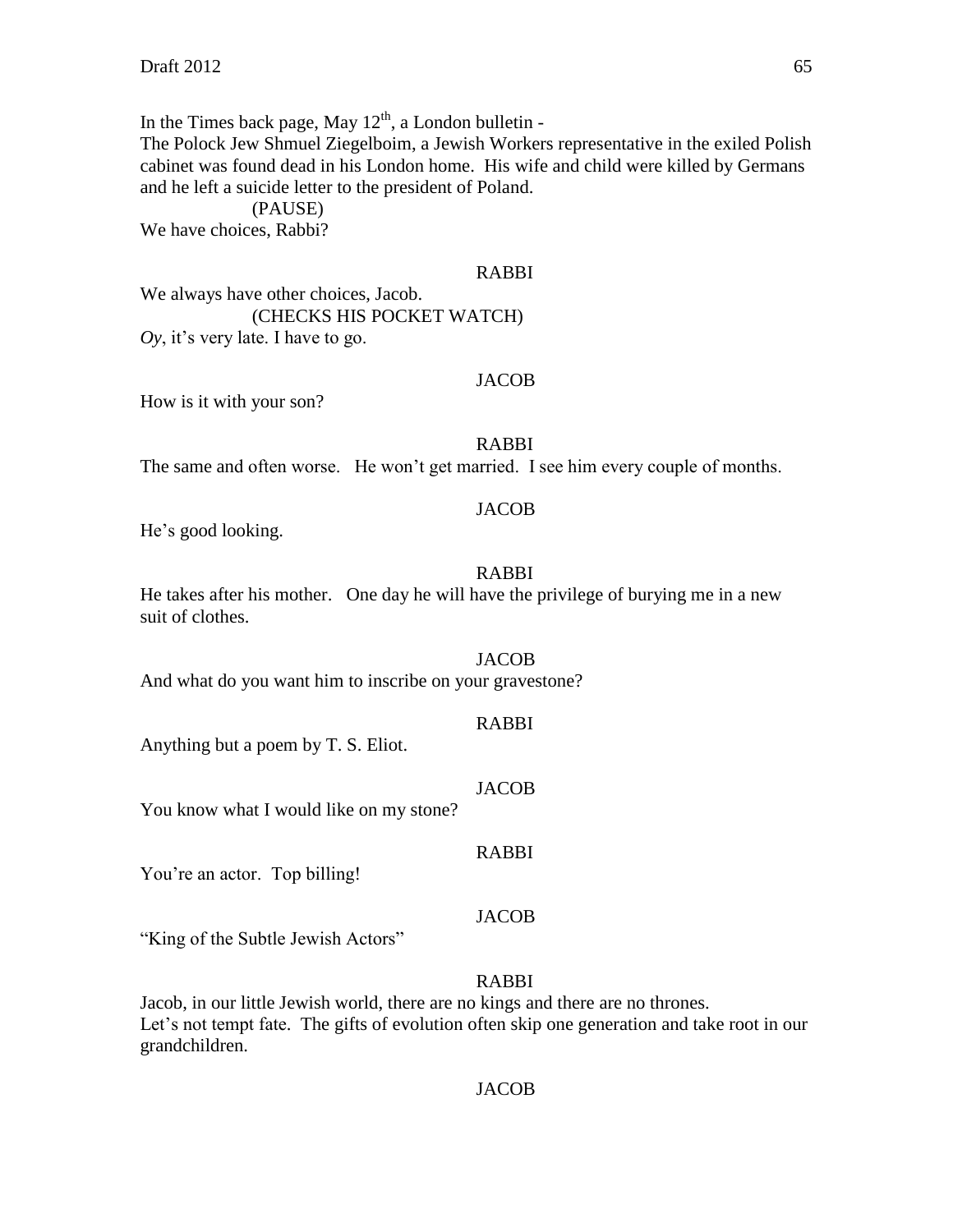In the Times back page, May 12th, a London bulletin -
The Polock Jew Shmuel Ziegelboim, a Jewish Workers representative in the exiled Polish cabinet was found dead in his London home. His wife and child were killed by Germans and he left a suicide letter to the president of Poland.

(PAUSE)

We have choices, Rabbi?

RABBI

We always have other choices, Jacob.

(CHECKS HIS POCKET WATCH)

*Oy*, it's very late. I have to go.

JACOB

How is it with your son?

RABBI

The same and often worse. He won't get married. I see him every couple of months.

JACOB

He's good looking.

RABBI

He takes after his mother. One day he will have the privilege of burying me in a new suit of clothes.

JACOB

And what do you want him to inscribe on your gravestone?

RABBI

Anything but a poem by T. S. Eliot.

JACOB

You know what I would like on my stone?

RABBI

You're an actor. Top billing!

JACOB

"King of the Subtle Jewish Actors"

RABBI

Jacob, in our little Jewish world, there are no kings and there are no thrones.
Let's not tempt fate. The gifts of evolution often skip one generation and take root in our grandchildren.

JACOB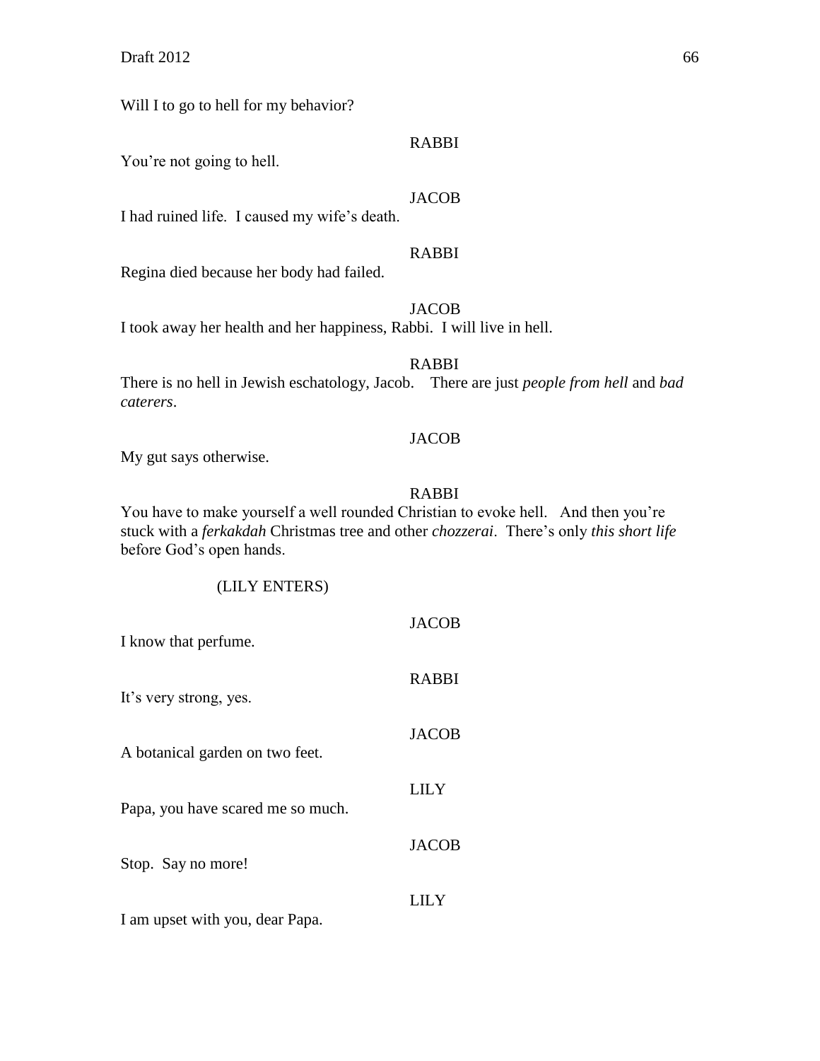Will I to go to hell for my behavior?

RABBI

You're not going to hell.

JACOB

I had ruined life. I caused my wife's death.

RABBI

Regina died because her body had failed.

JACOB

I took away her health and her happiness, Rabbi. I will live in hell.

RABBI

There is no hell in Jewish eschatology, Jacob. There are just *people from hell* and *bad caterers*.

JACOB

My gut says otherwise.

RABBI

You have to make yourself a well rounded Christian to evoke hell. And then you're stuck with a *ferkakdah* Christmas tree and other *chozzerai*. There's only *this short life* before God's open hands.

(LILY ENTERS)

JACOB

I know that perfume.

RABBI

It's very strong, yes.

JACOB

A botanical garden on two feet.

LILY

Papa, you have scared me so much.

JACOB

Stop. Say no more!

LILY

I am upset with you, dear Papa.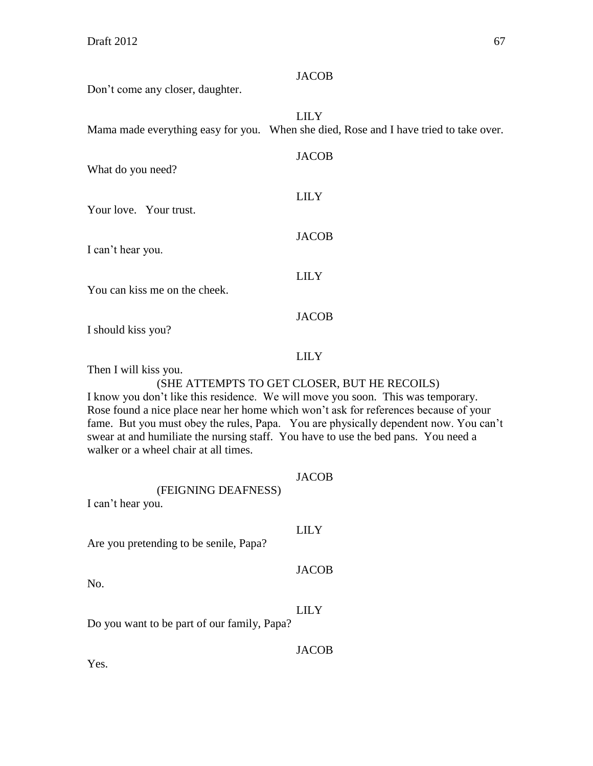JACOB

Don't come any closer, daughter.

LILY

Mama made everything easy for you. When she died, Rose and I have tried to take over.

JACOB

What do you need?

LILY

Your love. Your trust.

JACOB

I can't hear you.

LILY

You can kiss me on the cheek.

JACOB

I should kiss you?

LILY

Then I will kiss you.

(SHE ATTEMPTS TO GET CLOSER, BUT HE RECOILS)

I know you don't like this residence. We will move you soon. This was temporary. Rose found a nice place near her home which won't ask for references because of your fame. But you must obey the rules, Papa. You are physically dependent now. You can't swear at and humiliate the nursing staff. You have to use the bed pans. You need a walker or a wheel chair at all times.

JACOB

(FEIGNING DEAFNESS)

I can't hear you.

LILY

Are you pretending to be senile, Papa?

JACOB

No.

LILY

Do you want to be part of our family, Papa?

JACOB

Yes.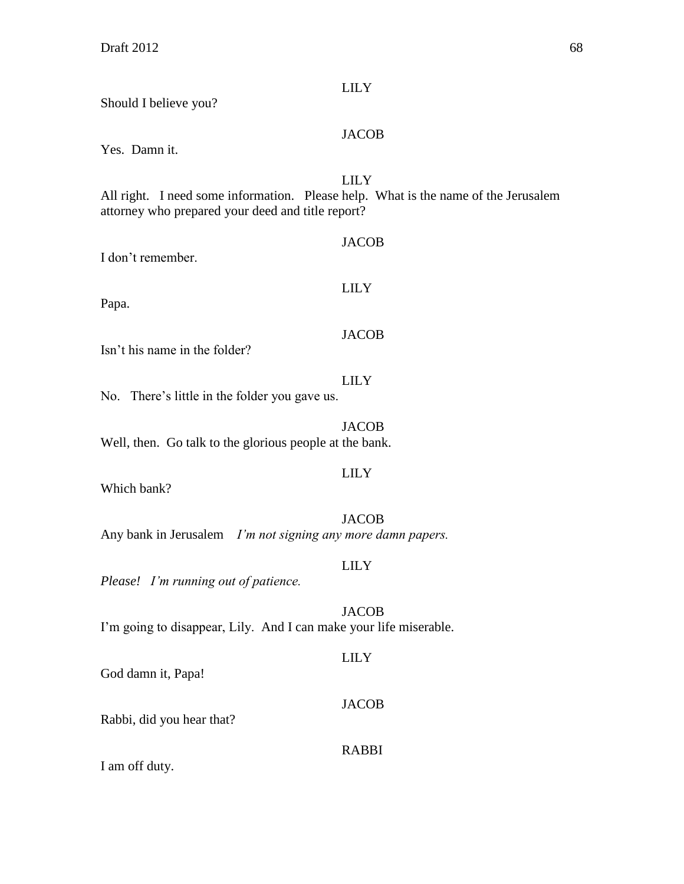LILY

Should I believe you?

JACOB

Yes. Damn it.

LILY

All right. I need some information. Please help. What is the name of the Jerusalem attorney who prepared your deed and title report?

JACOB

I don't remember.

LILY

Papa.

JACOB

Isn't his name in the folder?

LILY

No. There's little in the folder you gave us.

JACOB

Well, then. Go talk to the glorious people at the bank.

LILY

Which bank?

JACOB

Any bank in Jerusalem *I'm not signing any more damn papers.*

LILY

*Please! I'm running out of patience.*

JACOB

I'm going to disappear, Lily. And I can make your life miserable.

LILY

God damn it, Papa!

JACOB

Rabbi, did you hear that?

RABBI

I am off duty.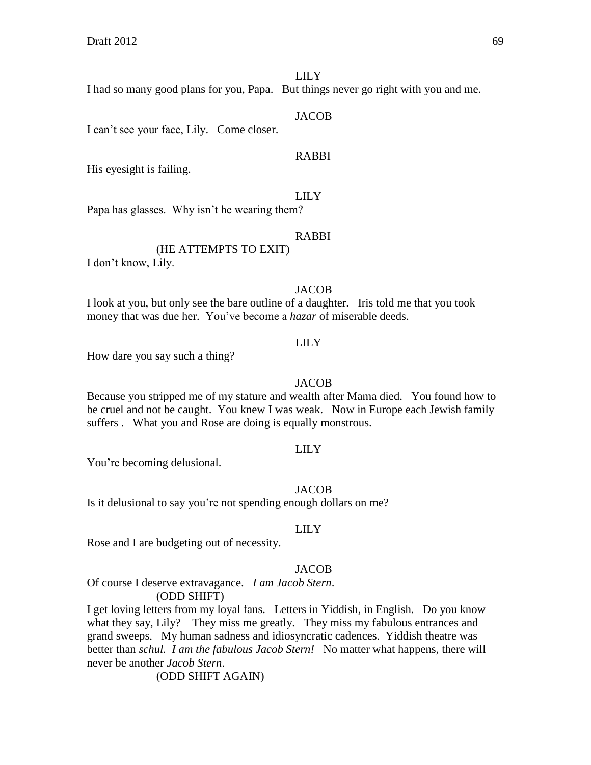LILY

I had so many good plans for you, Papa. But things never go right with you and me.

JACOB

I can't see your face, Lily. Come closer.

RABBI

His eyesight is failing.

LILY

Papa has glasses. Why isn't he wearing them?

RABBI

(HE ATTEMPTS TO EXIT)

I don't know, Lily.

JACOB

I look at you, but only see the bare outline of a daughter. Iris told me that you took money that was due her. You've become a *hazar* of miserable deeds.

LILY

How dare you say such a thing?

JACOB

Because you stripped me of my stature and wealth after Mama died. You found how to be cruel and not be caught. You knew I was weak. Now in Europe each Jewish family suffers . What you and Rose are doing is equally monstrous.

LILY

You're becoming delusional.

JACOB

Is it delusional to say you're not spending enough dollars on me?

LILY

Rose and I are budgeting out of necessity.

JACOB

Of course I deserve extravagance. *I am Jacob Stern*.

(ODD SHIFT)

I get loving letters from my loyal fans. Letters in Yiddish, in English. Do you know what they say, Lily? They miss me greatly. They miss my fabulous entrances and grand sweeps. My human sadness and idiosyncratic cadences. Yiddish theatre was better than *schul. I am the fabulous Jacob Stern!* No matter what happens, there will never be another *Jacob Stern*.

(ODD SHIFT AGAIN)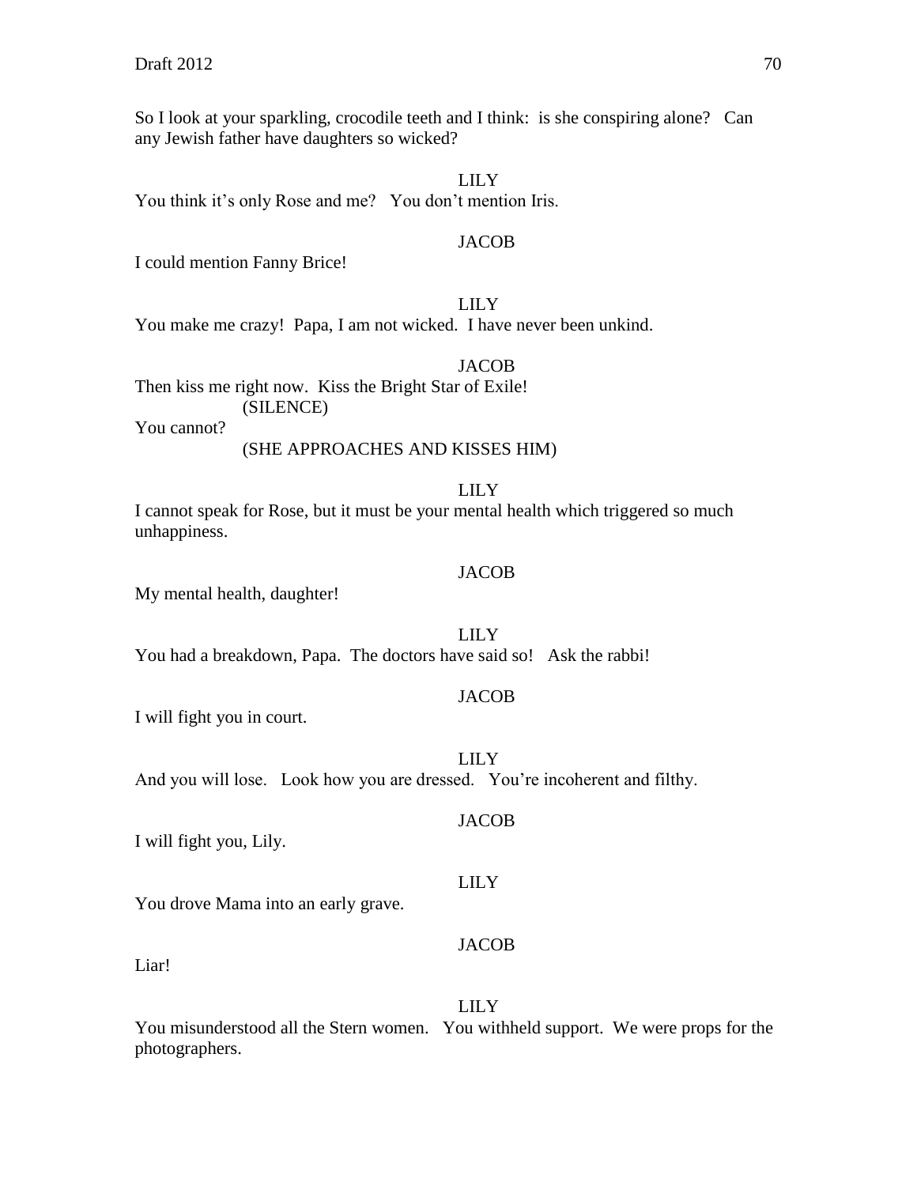So I look at your sparkling, crocodile teeth and I think: is she conspiring alone? Can any Jewish father have daughters so wicked?

LILY

You think it's only Rose and me? You don't mention Iris.

JACOB

I could mention Fanny Brice!

LILY

You make me crazy! Papa, I am not wicked. I have never been unkind.

JACOB

Then kiss me right now. Kiss the Bright Star of Exile!

(SILENCE)

You cannot?

(SHE APPROACHES AND KISSES HIM)

LILY

I cannot speak for Rose, but it must be your mental health which triggered so much unhappiness.

JACOB

My mental health, daughter!

LILY

You had a breakdown, Papa. The doctors have said so! Ask the rabbi!

JACOB

I will fight you in court.

LILY

And you will lose. Look how you are dressed. You're incoherent and filthy.

JACOB

I will fight you, Lily.

LILY

You drove Mama into an early grave.

JACOB

Liar!

LILY

You misunderstood all the Stern women. You withheld support. We were props for the photographers.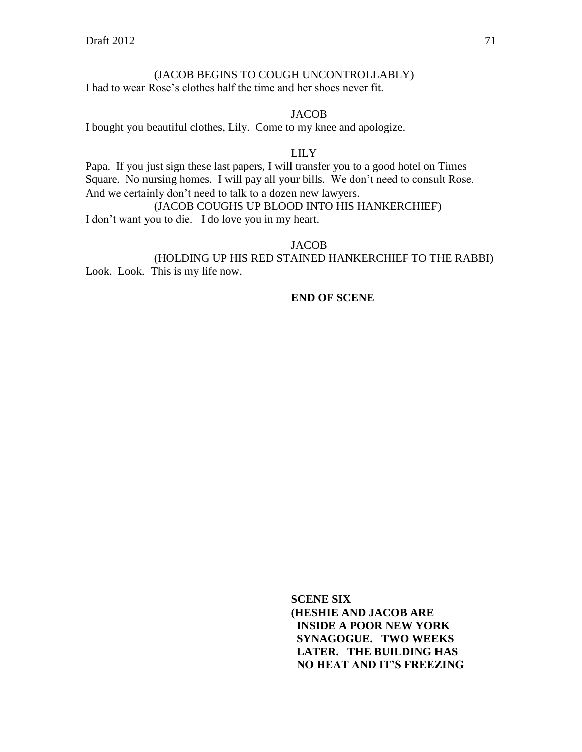(JACOB BEGINS TO COUGH UNCONTROLLABLY)

I had to wear Rose's clothes half the time and her shoes never fit.

JACOB

I bought you beautiful clothes, Lily. Come to my knee and apologize.

LILY

Papa. If you just sign these last papers, I will transfer you to a good hotel on Times Square. No nursing homes. I will pay all your bills. We don't need to consult Rose. And we certainly don't need to talk to a dozen new lawyers.

(JACOB COUGHS UP BLOOD INTO HIS HANKERCHIEF)

I don't want you to die. I do love you in my heart.

JACOB

(HOLDING UP HIS RED STAINED HANKERCHIEF TO THE RABBI)

Look. Look. This is my life now.

**END OF SCENE**

**SCENE SIX**

**(HESHIE AND JACOB ARE INSIDE A POOR NEW YORK SYNAGOGUE. TWO WEEKS LATER. THE BUILDING HAS NO HEAT AND IT'S FREEZING**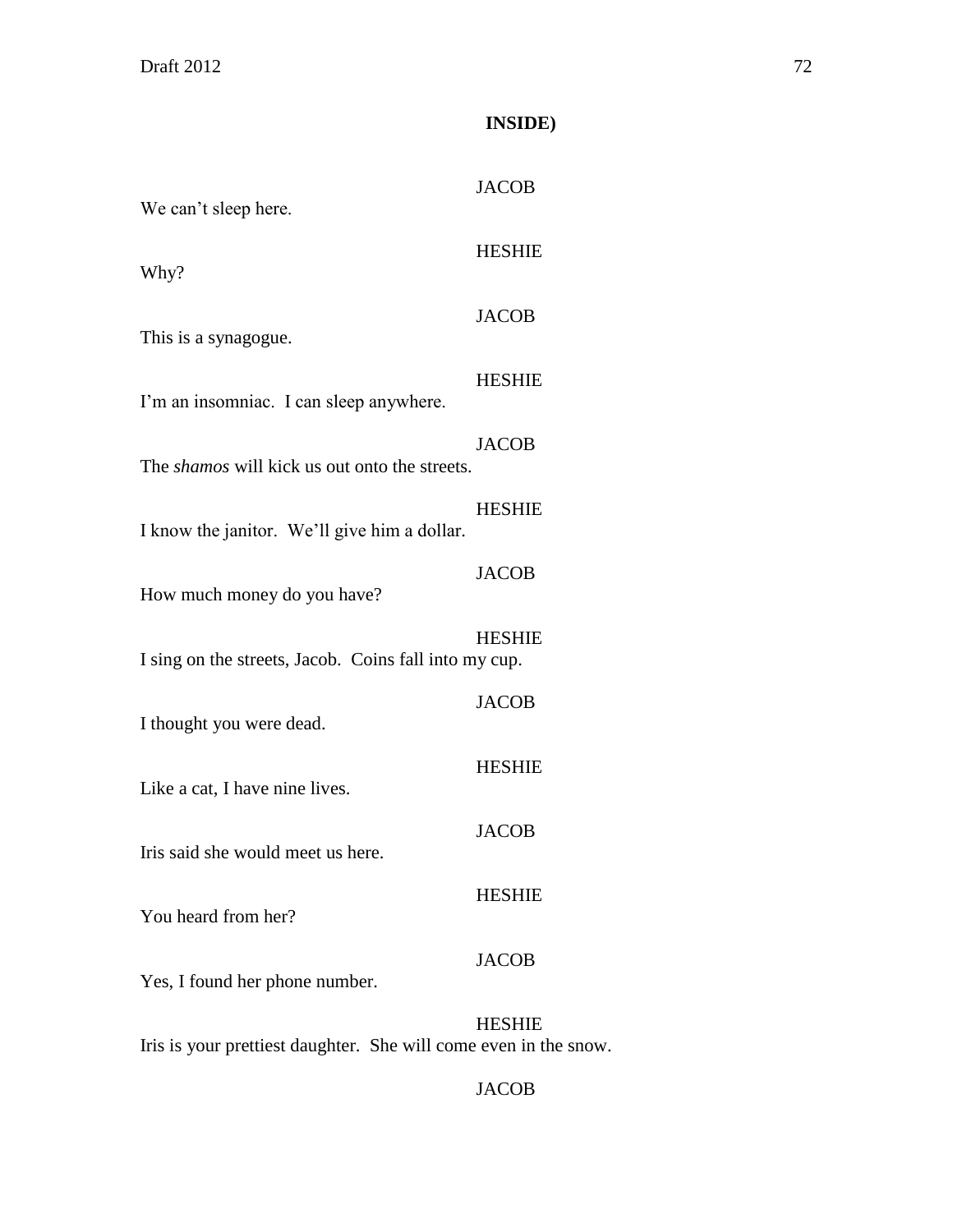**INSIDE)**

JACOB

We can't sleep here.

HESHIE

Why?

JACOB

This is a synagogue.

HESHIE

I'm an insomniac. I can sleep anywhere.

JACOB

The *shamos* will kick us out onto the streets.

HESHIE

I know the janitor. We'll give him a dollar.

JACOB

How much money do you have?

HESHIE

I sing on the streets, Jacob. Coins fall into my cup.

JACOB

I thought you were dead.

HESHIE

Like a cat, I have nine lives.

JACOB

Iris said she would meet us here.

HESHIE

You heard from her?

JACOB

Yes, I found her phone number.

HESHIE

Iris is your prettiest daughter. She will come even in the snow.

JACOB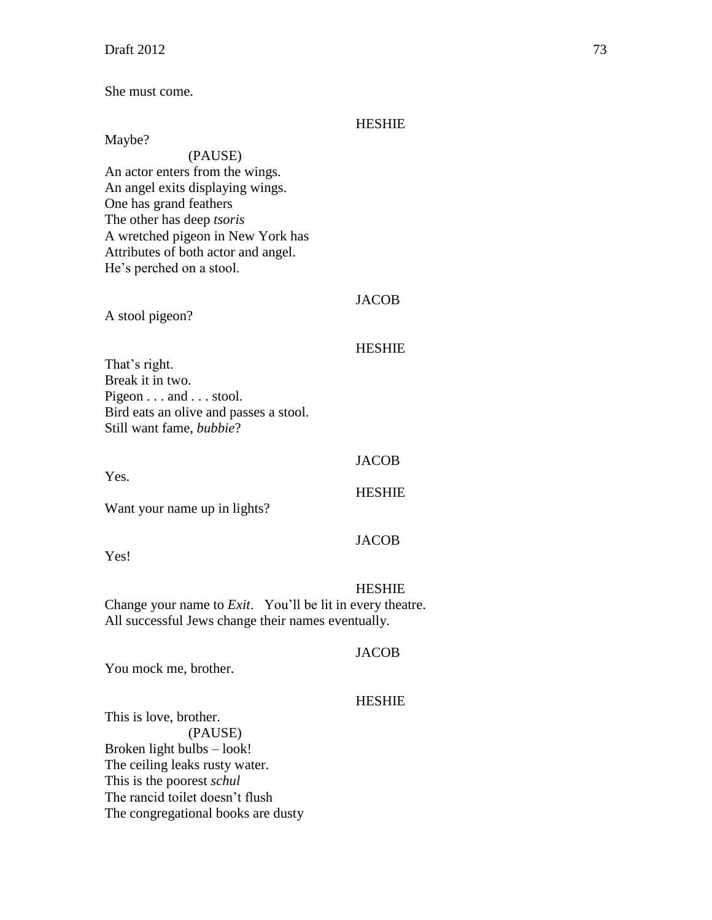She must come.

HESHIE

Maybe?

(PAUSE)

An actor enters from the wings.  
An angel exits displaying wings.  
One has grand feathers  
The other has deep *tsoris*  
A wretched pigeon in New York has  
Attributes of both actor and angel.  
He's perched on a stool.

JACOB

A stool pigeon?

HESHIE

That's right.  
Break it in two.  
Pigeon . . . and . . . stool.  
Bird eats an olive and passes a stool.  
Still want fame, *bubbie*?

JACOB

Yes.

HESHIE

Want your name up in lights?

JACOB

Yes!

HESHIE

Change your name to *Exit*.   You'll be lit in every theatre.  
All successful Jews change their names eventually.

JACOB

You mock me, brother.

HESHIE

This is love, brother.

(PAUSE)

Broken light bulbs – look!  
The ceiling leaks rusty water.  
This is the poorest *schul*  
The rancid toilet doesn't flush  
The congregational books are dusty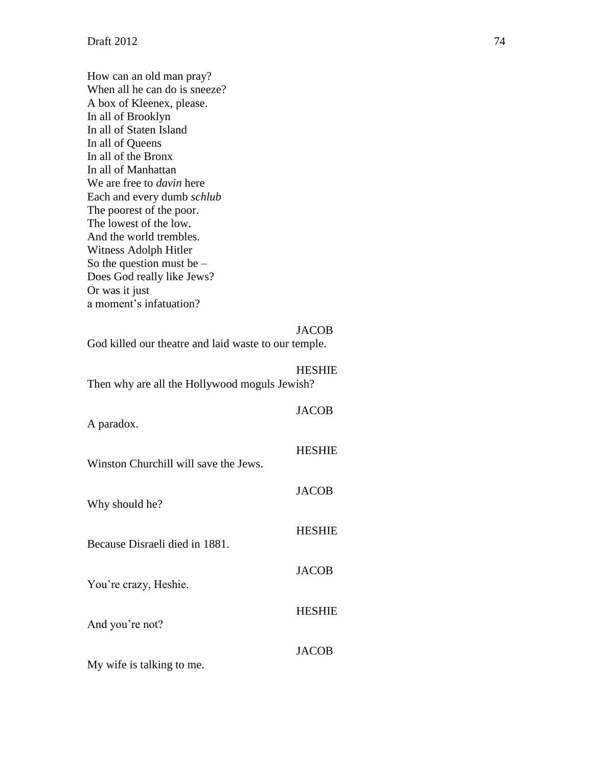How can an old man pray?
When all he can do is sneeze?
A box of Kleenex, please.
In all of Brooklyn
In all of Staten Island
In all of Queens
In all of the Bronx
In all of Manhattan
We are free to *davin* here
Each and every dumb *schlub*
The poorest of the poor.
The lowest of the low.
And the world trembles.
Witness Adolph Hitler
So the question must be –
Does God really like Jews?
Or was it just
a moment's infatuation?

JACOB

God killed our theatre and laid waste to our temple.

HESHIE

Then why are all the Hollywood moguls Jewish?

JACOB

A paradox.

HESHIE

Winston Churchill will save the Jews.

JACOB

Why should he?

HESHIE

Because Disraeli died in 1881.

JACOB

You're crazy, Heshie.

HESHIE

And you're not?

JACOB

My wife is talking to me.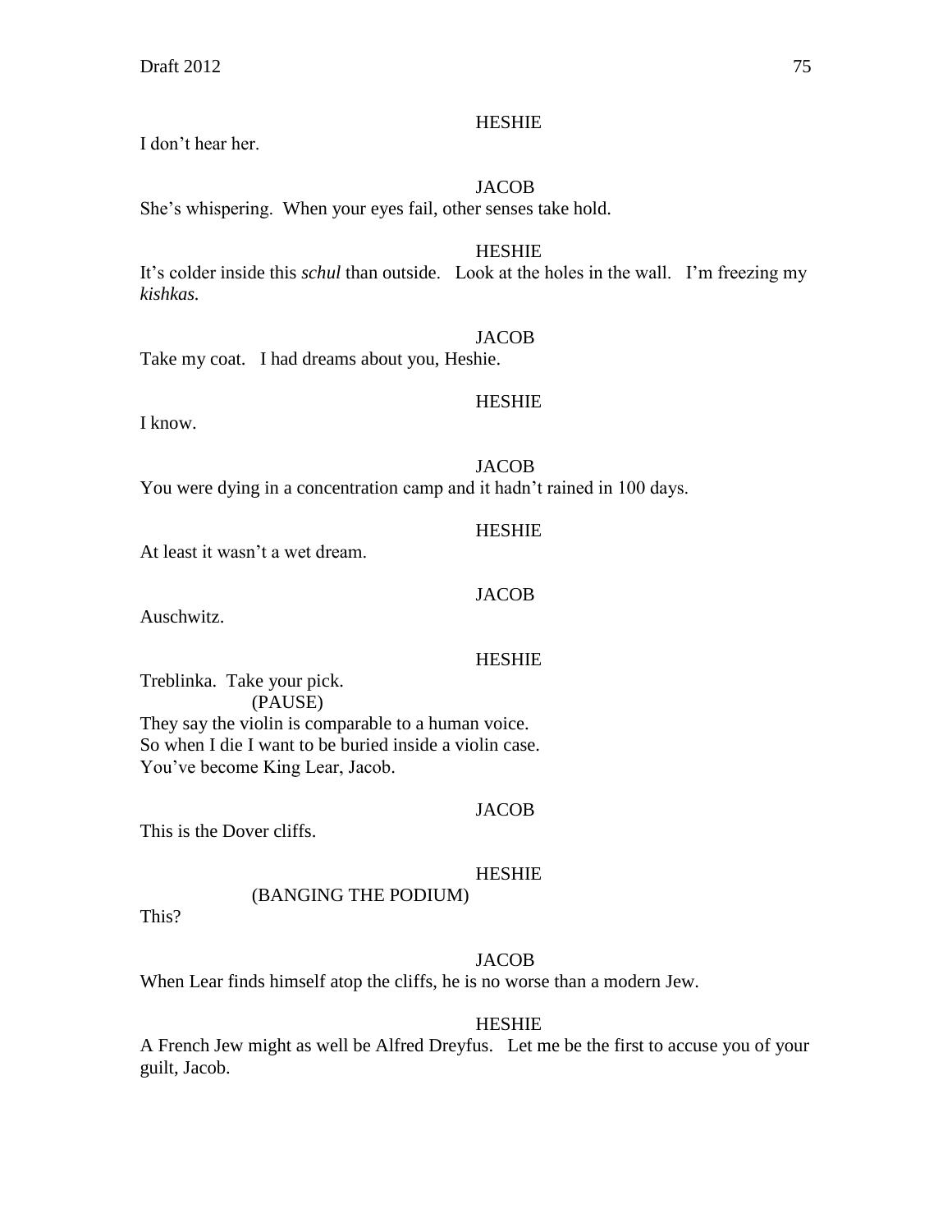HESHIE

I don't hear her.

JACOB

She's whispering. When your eyes fail, other senses take hold.

HESHIE

It's colder inside this *schul* than outside. Look at the holes in the wall. I'm freezing my *kishkas.*

JACOB

Take my coat. I had dreams about you, Heshie.

HESHIE

I know.

JACOB

You were dying in a concentration camp and it hadn't rained in 100 days.

HESHIE

At least it wasn't a wet dream.

JACOB

Auschwitz.

HESHIE

Treblinka. Take your pick.
(PAUSE)
They say the violin is comparable to a human voice.
So when I die I want to be buried inside a violin case.
You've become King Lear, Jacob.

JACOB

This is the Dover cliffs.

HESHIE

(BANGING THE PODIUM)

This?

JACOB

When Lear finds himself atop the cliffs, he is no worse than a modern Jew.

HESHIE

A French Jew might as well be Alfred Dreyfus. Let me be the first to accuse you of your guilt, Jacob.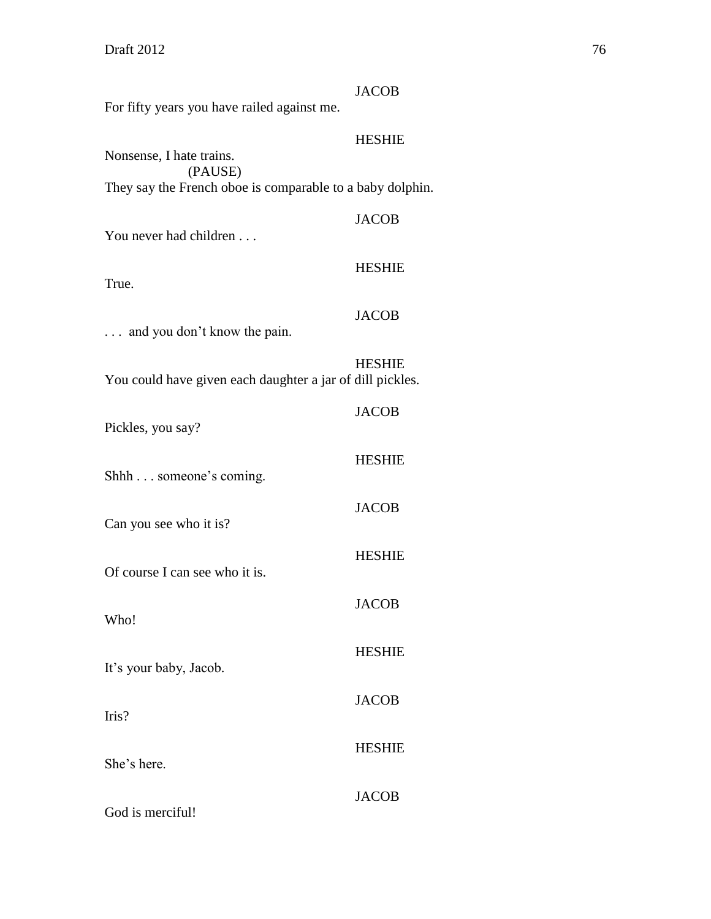JACOB

For fifty years you have railed against me.

HESHIE

Nonsense, I hate trains.

(PAUSE)

They say the French oboe is comparable to a baby dolphin.

JACOB

You never had children . . .

HESHIE

True.

JACOB

. . . and you don't know the pain.

HESHIE

You could have given each daughter a jar of dill pickles.

JACOB

Pickles, you say?

HESHIE

Shhh . . . someone's coming.

JACOB

Can you see who it is?

HESHIE

Of course I can see who it is.

JACOB

Who!

HESHIE

It's your baby, Jacob.

JACOB

Iris?

HESHIE

She's here.

JACOB

God is merciful!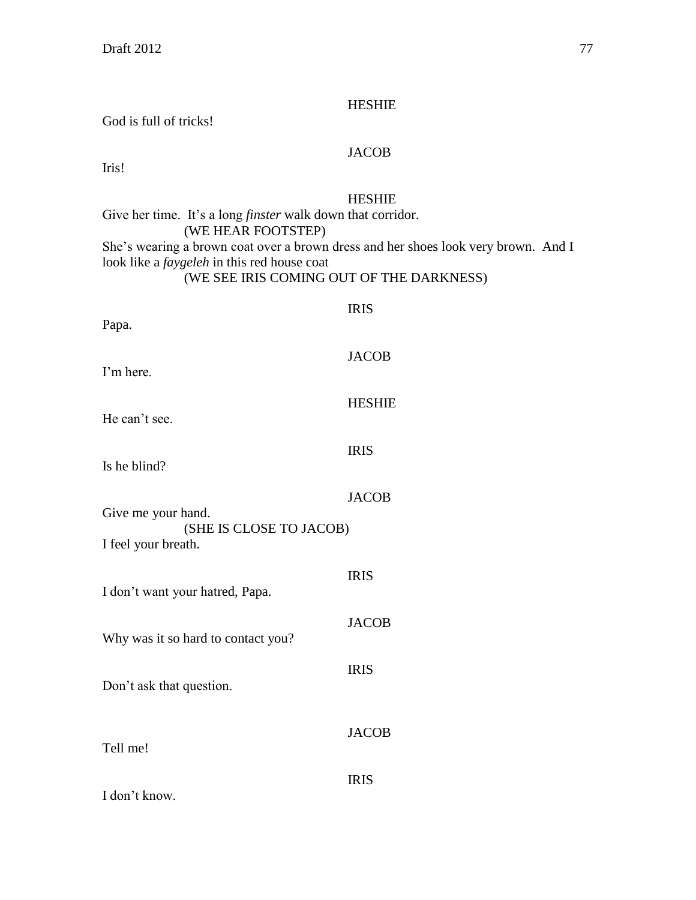HESHIE

God is full of tricks!

JACOB

Iris!

HESHIE

Give her time. It's a long *finster* walk down that corridor.

(WE HEAR FOOTSTEP)

She's wearing a brown coat over a brown dress and her shoes look very brown. And I look like a *faygeleh* in this red house coat

(WE SEE IRIS COMING OUT OF THE DARKNESS)

IRIS

Papa.

JACOB

I'm here.

HESHIE

He can't see.

IRIS

Is he blind?

JACOB

Give me your hand.

(SHE IS CLOSE TO JACOB)

I feel your breath.

IRIS

I don't want your hatred, Papa.

JACOB

Why was it so hard to contact you?

IRIS

Don't ask that question.

JACOB

Tell me!

IRIS

I don't know.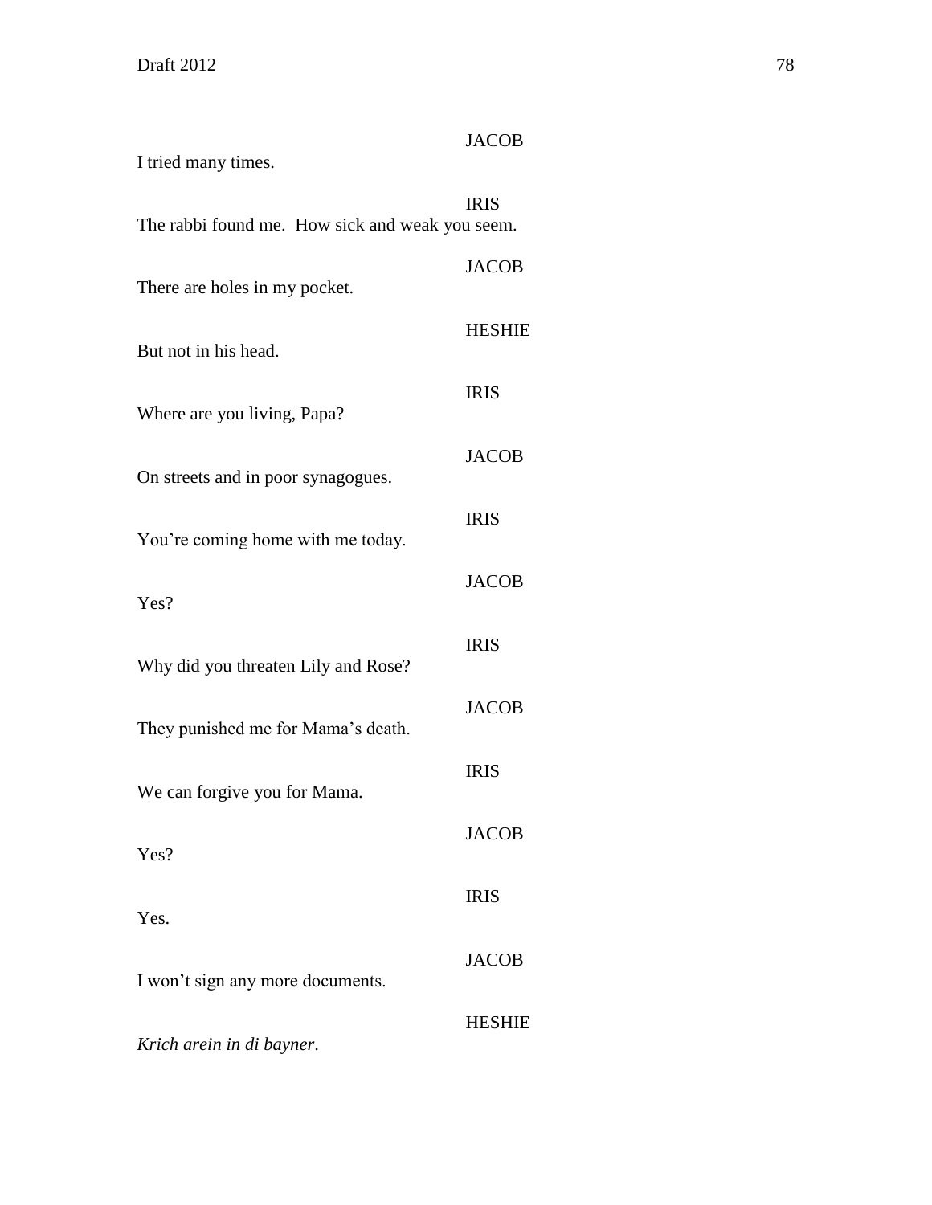JACOB

I tried many times.

IRIS

The rabbi found me.  How sick and weak you seem.

JACOB

There are holes in my pocket.

HESHIE

But not in his head.

IRIS

Where are you living, Papa?

JACOB

On streets and in poor synagogues.

IRIS

You're coming home with me today.

JACOB

Yes?

IRIS

Why did you threaten Lily and Rose?

JACOB

They punished me for Mama's death.

IRIS

We can forgive you for Mama.

JACOB

Yes?

IRIS

Yes.

JACOB

I won't sign any more documents.

HESHIE

*Krich arein in di bayner*.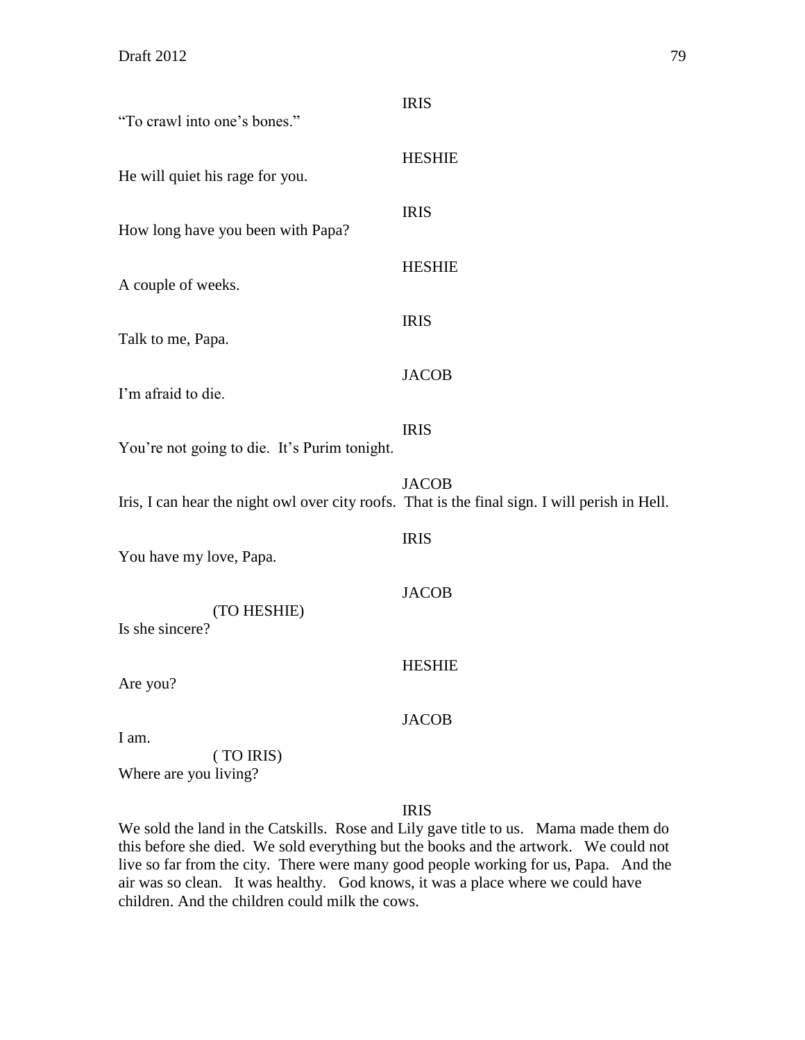IRIS

"To crawl into one's bones."

HESHIE

He will quiet his rage for you.

IRIS

How long have you been with Papa?

HESHIE

A couple of weeks.

IRIS

Talk to me, Papa.

JACOB

I'm afraid to die.

IRIS

You're not going to die. It's Purim tonight.

JACOB

Iris, I can hear the night owl over city roofs. That is the final sign. I will perish in Hell.

IRIS

You have my love, Papa.

JACOB

(TO HESHIE)

Is she sincere?

HESHIE

Are you?

JACOB

I am.

( TO IRIS)

Where are you living?

IRIS

We sold the land in the Catskills. Rose and Lily gave title to us. Mama made them do this before she died. We sold everything but the books and the artwork. We could not live so far from the city. There were many good people working for us, Papa. And the air was so clean. It was healthy. God knows, it was a place where we could have children. And the children could milk the cows.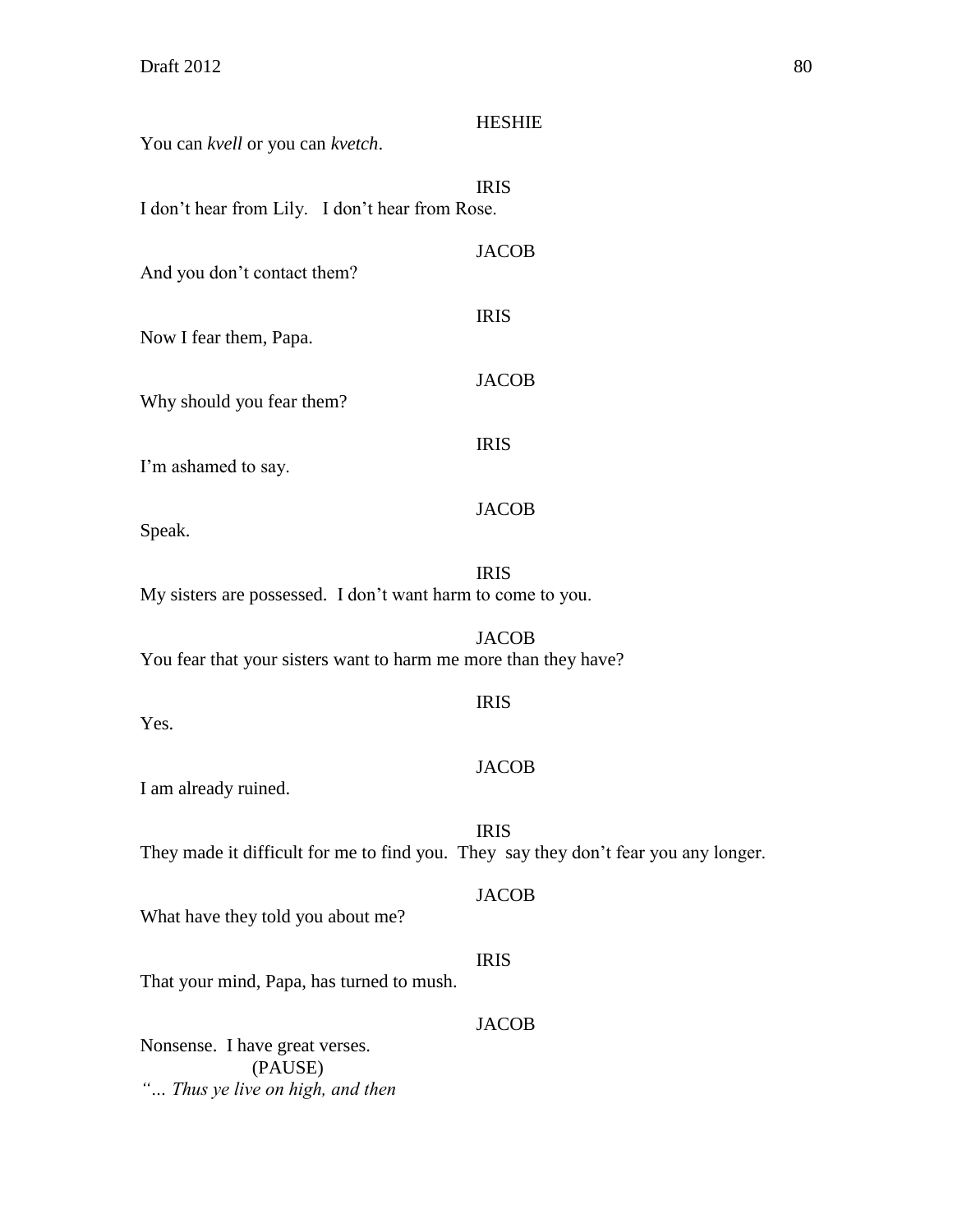HESHIE

You can *kvell* or you can *kvetch*.

IRIS

I don't hear from Lily.   I don't hear from Rose.

JACOB

And you don't contact them?

IRIS

Now I fear them, Papa.

JACOB

Why should you fear them?

IRIS

I'm ashamed to say.

JACOB

Speak.

IRIS

My sisters are possessed.  I don't want harm to come to you.

JACOB

You fear that your sisters want to harm me more than they have?

IRIS

Yes.

JACOB

I am already ruined.

IRIS

They made it difficult for me to find you.  They  say they don't fear you any longer.

JACOB

What have they told you about me?

IRIS

That your mind, Papa, has turned to mush.

JACOB

Nonsense.  I have great verses.

(PAUSE)

*"… Thus ye live on high, and then*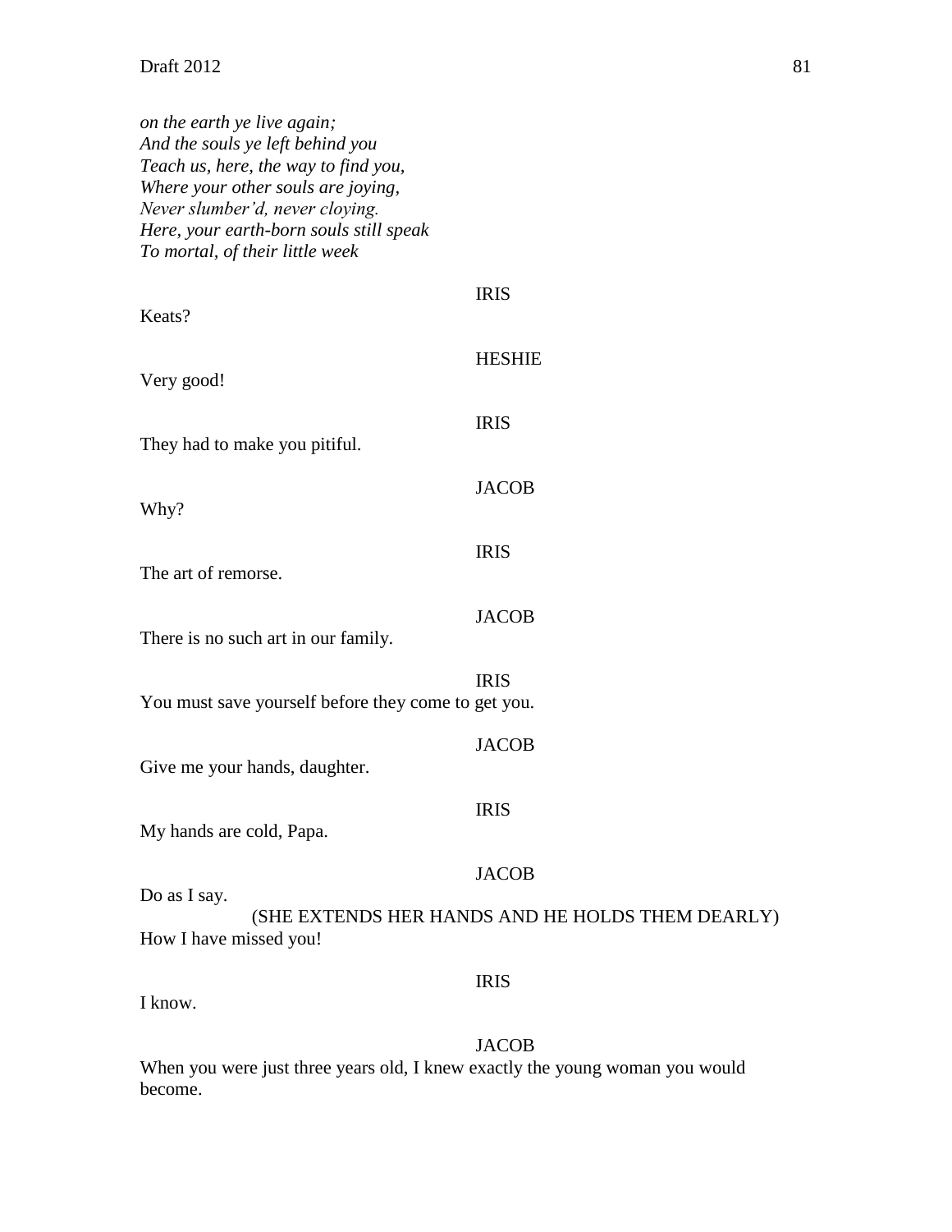*on the earth ye live again;*
*And the souls ye left behind you*
*Teach us, here, the way to find you,*
*Where your other souls are joying,*
*Never slumber'd, never cloying.*
*Here, your earth-born souls still speak*
*To mortal, of their little week*

IRIS

Keats?

HESHIE

Very good!

IRIS

They had to make you pitiful.

JACOB

Why?

IRIS

The art of remorse.

JACOB

There is no such art in our family.

IRIS

You must save yourself before they come to get you.

JACOB

Give me your hands, daughter.

IRIS

My hands are cold, Papa.

JACOB

Do as I say.

(SHE EXTENDS HER HANDS AND HE HOLDS THEM DEARLY)

How I have missed you!

IRIS

I know.

JACOB

When you were just three years old, I knew exactly the young woman you would become.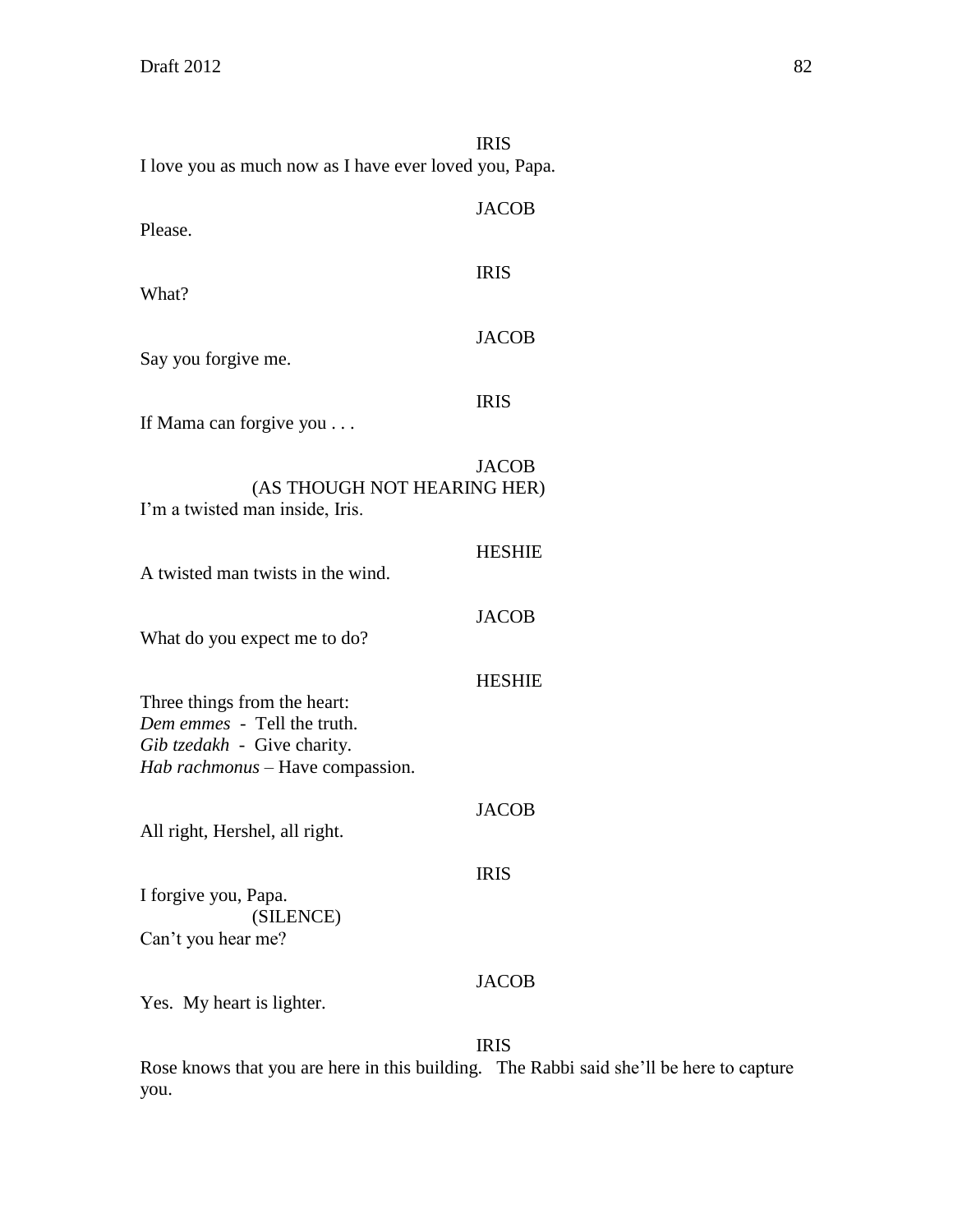IRIS

I love you as much now as I have ever loved you, Papa.

JACOB

Please.

IRIS

What?

JACOB

Say you forgive me.

IRIS

If Mama can forgive you . . .

JACOB

(AS THOUGH NOT HEARING HER)

I'm a twisted man inside, Iris.

HESHIE

A twisted man twists in the wind.

JACOB

What do you expect me to do?

HESHIE

Three things from the heart:
*Dem emmes* - Tell the truth.
*Gib tzedakh* - Give charity.
*Hab rachmonus* – Have compassion.

JACOB

All right, Hershel, all right.

IRIS

I forgive you, Papa.

(SILENCE)

Can't you hear me?

JACOB

Yes. My heart is lighter.

IRIS

Rose knows that you are here in this building. The Rabbi said she'll be here to capture you.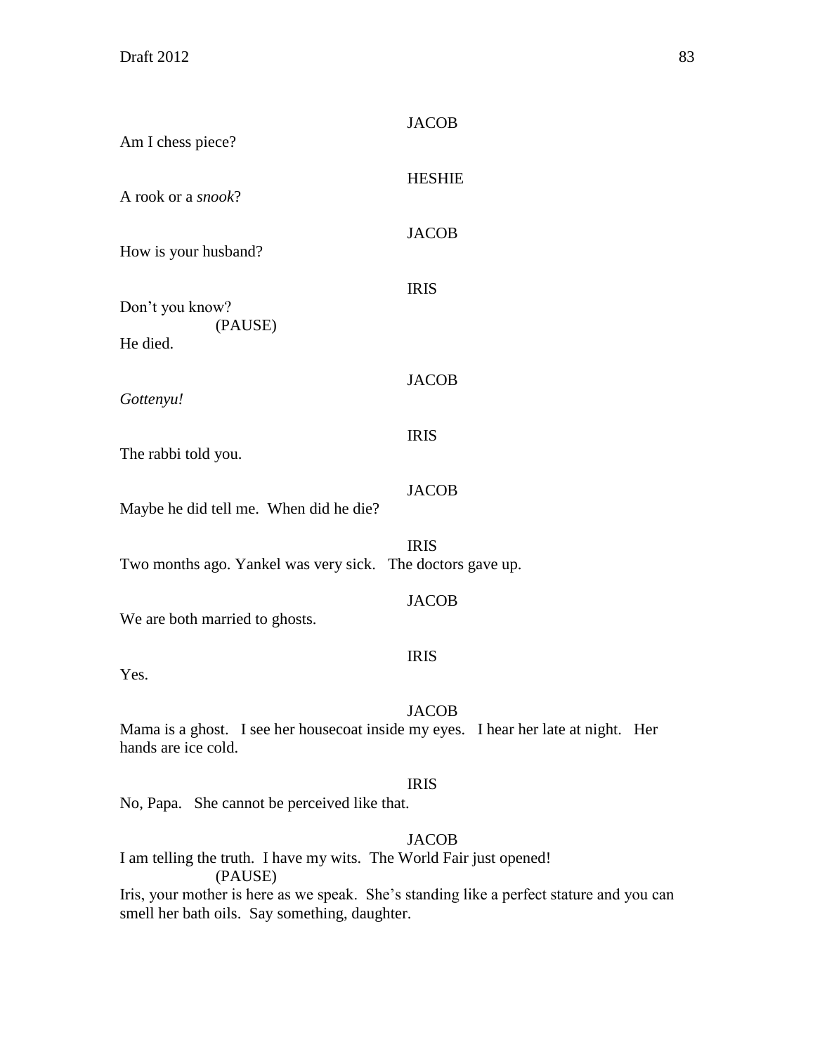JACOB

Am I chess piece?

HESHIE

A rook or a *snook*?

JACOB

How is your husband?

IRIS

Don't you know?

(PAUSE)

He died.

JACOB

*Gottenyu!*

IRIS

The rabbi told you.

JACOB

Maybe he did tell me. When did he die?

IRIS

Two months ago. Yankel was very sick. The doctors gave up.

JACOB

We are both married to ghosts.

IRIS

Yes.

JACOB

Mama is a ghost. I see her housecoat inside my eyes. I hear her late at night. Her hands are ice cold.

IRIS

No, Papa. She cannot be perceived like that.

JACOB

I am telling the truth. I have my wits. The World Fair just opened!

(PAUSE)

Iris, your mother is here as we speak. She's standing like a perfect stature and you can smell her bath oils. Say something, daughter.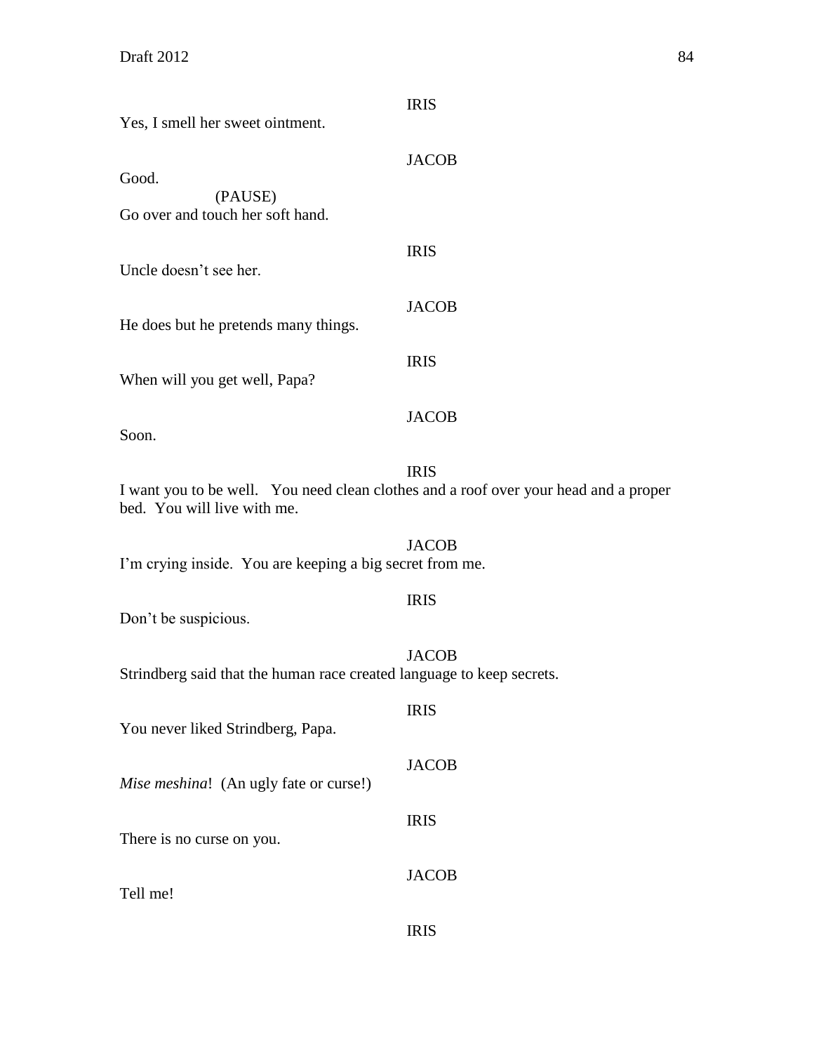IRIS

Yes, I smell her sweet ointment.

JACOB

Good.

(PAUSE)

Go over and touch her soft hand.

IRIS

Uncle doesn't see her.

JACOB

He does but he pretends many things.

IRIS

When will you get well, Papa?

JACOB

Soon.

IRIS

I want you to be well. You need clean clothes and a roof over your head and a proper bed. You will live with me.

JACOB

I'm crying inside. You are keeping a big secret from me.

IRIS

Don't be suspicious.

JACOB

Strindberg said that the human race created language to keep secrets.

IRIS

You never liked Strindberg, Papa.

JACOB

*Mise meshina*! (An ugly fate or curse!)

IRIS

There is no curse on you.

JACOB

Tell me!

IRIS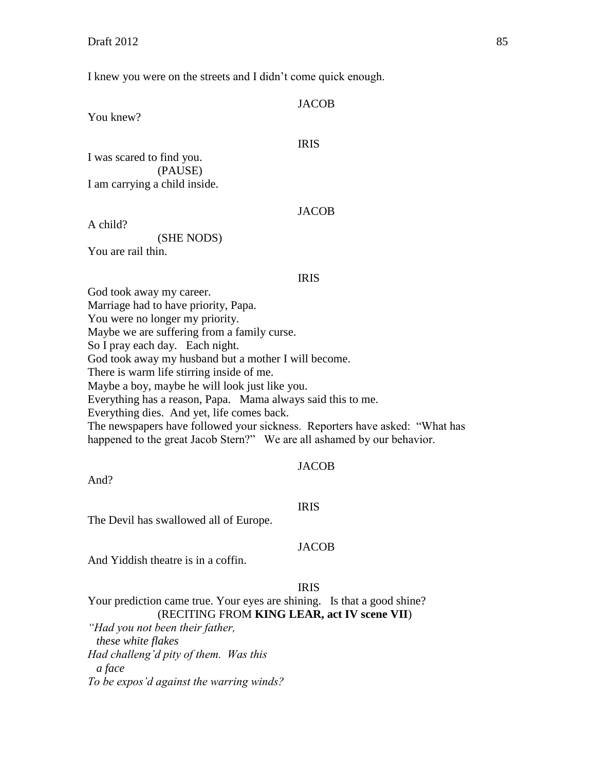I knew you were on the streets and I didn't come quick enough.

JACOB

You knew?

IRIS

I was scared to find you.
(PAUSE)
I am carrying a child inside.

JACOB

A child?
(SHE NODS)
You are rail thin.

IRIS

God took away my career.
Marriage had to have priority, Papa.
You were no longer my priority.
Maybe we are suffering from a family curse.
So I pray each day. Each night.
God took away my husband but a mother I will become.
There is warm life stirring inside of me.
Maybe a boy, maybe he will look just like you.
Everything has a reason, Papa. Mama always said this to me.
Everything dies. And yet, life comes back.
The newspapers have followed your sickness. Reporters have asked: "What has happened to the great Jacob Stern?" We are all ashamed by our behavior.

JACOB

And?

IRIS

The Devil has swallowed all of Europe.

JACOB

And Yiddish theatre is in a coffin.

IRIS

Your prediction came true. Your eyes are shining. Is that a good shine?
(RECITING FROM **KING LEAR, act IV scene VII**)
*"Had you not been their father,*
*these white flakes*
*Had challeng'd pity of them. Was this*
*a face*
*To be expos'd against the warring winds?*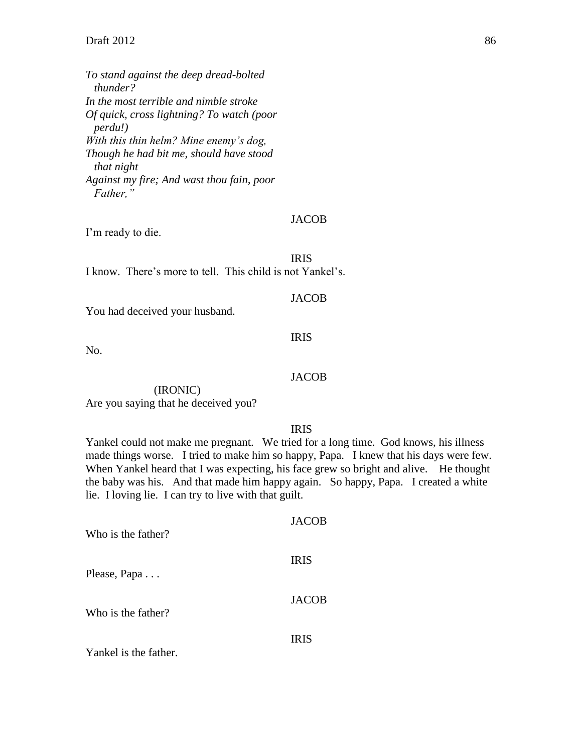*To stand against the deep dread-bolted*
*thunder?*
*In the most terrible and nimble stroke*
*Of quick, cross lightning? To watch (poor*
*perdu!)*
*With this thin helm? Mine enemy's dog,*
*Though he had bit me, should have stood*
*that night*
*Against my fire; And wast thou fain, poor*
*Father,"*

JACOB

I'm ready to die.

IRIS

I know. There's more to tell. This child is not Yankel's.

JACOB

You had deceived your husband.

IRIS

No.

JACOB

(IRONIC)

Are you saying that he deceived you?

IRIS

Yankel could not make me pregnant. We tried for a long time. God knows, his illness made things worse. I tried to make him so happy, Papa. I knew that his days were few. When Yankel heard that I was expecting, his face grew so bright and alive. He thought the baby was his. And that made him happy again. So happy, Papa. I created a white lie. I loving lie. I can try to live with that guilt.

JACOB

Who is the father?

IRIS

Please, Papa . . .

JACOB

Who is the father?

IRIS

Yankel is the father.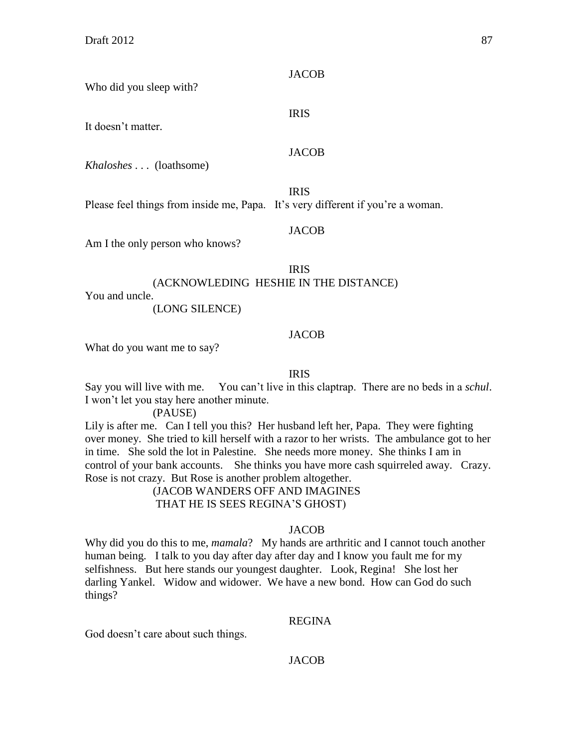JACOB

Who did you sleep with?

IRIS

It doesn't matter.

JACOB

*Khaloshes* . . . (loathsome)

IRIS

Please feel things from inside me, Papa. It's very different if you're a woman.

JACOB

Am I the only person who knows?

IRIS

(ACKNOWLEDING HESHIE IN THE DISTANCE)

You and uncle.

(LONG SILENCE)

JACOB

What do you want me to say?

IRIS

Say you will live with me. You can't live in this claptrap. There are no beds in a *schul*. I won't let you stay here another minute.

(PAUSE)

Lily is after me. Can I tell you this? Her husband left her, Papa. They were fighting over money. She tried to kill herself with a razor to her wrists. The ambulance got to her in time. She sold the lot in Palestine. She needs more money. She thinks I am in control of your bank accounts. She thinks you have more cash squirreled away. Crazy. Rose is not crazy. But Rose is another problem altogether.

(JACOB WANDERS OFF AND IMAGINES THAT HE IS SEES REGINA'S GHOST)

JACOB

Why did you do this to me, *mamala*? My hands are arthritic and I cannot touch another human being. I talk to you day after day after day and I know you fault me for my selfishness. But here stands our youngest daughter. Look, Regina! She lost her darling Yankel. Widow and widower. We have a new bond. How can God do such things?

REGINA

God doesn't care about such things.

JACOB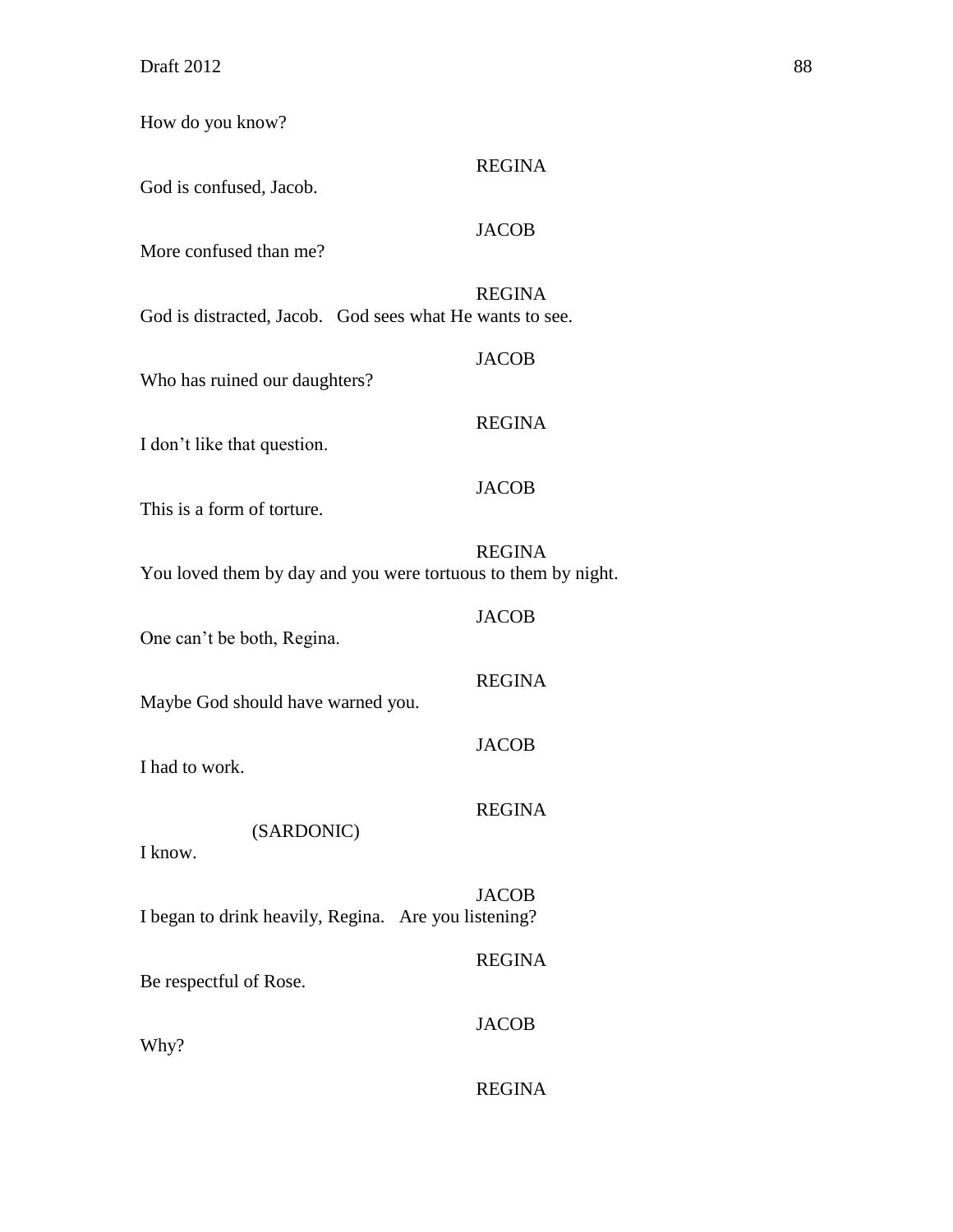How do you know?

REGINA

God is confused, Jacob.

JACOB

More confused than me?

REGINA

God is distracted, Jacob.   God sees what He wants to see.

JACOB

Who has ruined our daughters?

REGINA

I don't like that question.

JACOB

This is a form of torture.

REGINA

You loved them by day and you were tortuous to them by night.

JACOB

One can't be both, Regina.

REGINA

Maybe God should have warned you.

JACOB

I had to work.

REGINA

(SARDONIC)

I know.

JACOB

I began to drink heavily, Regina.   Are you listening?

REGINA

Be respectful of Rose.

JACOB

Why?

REGINA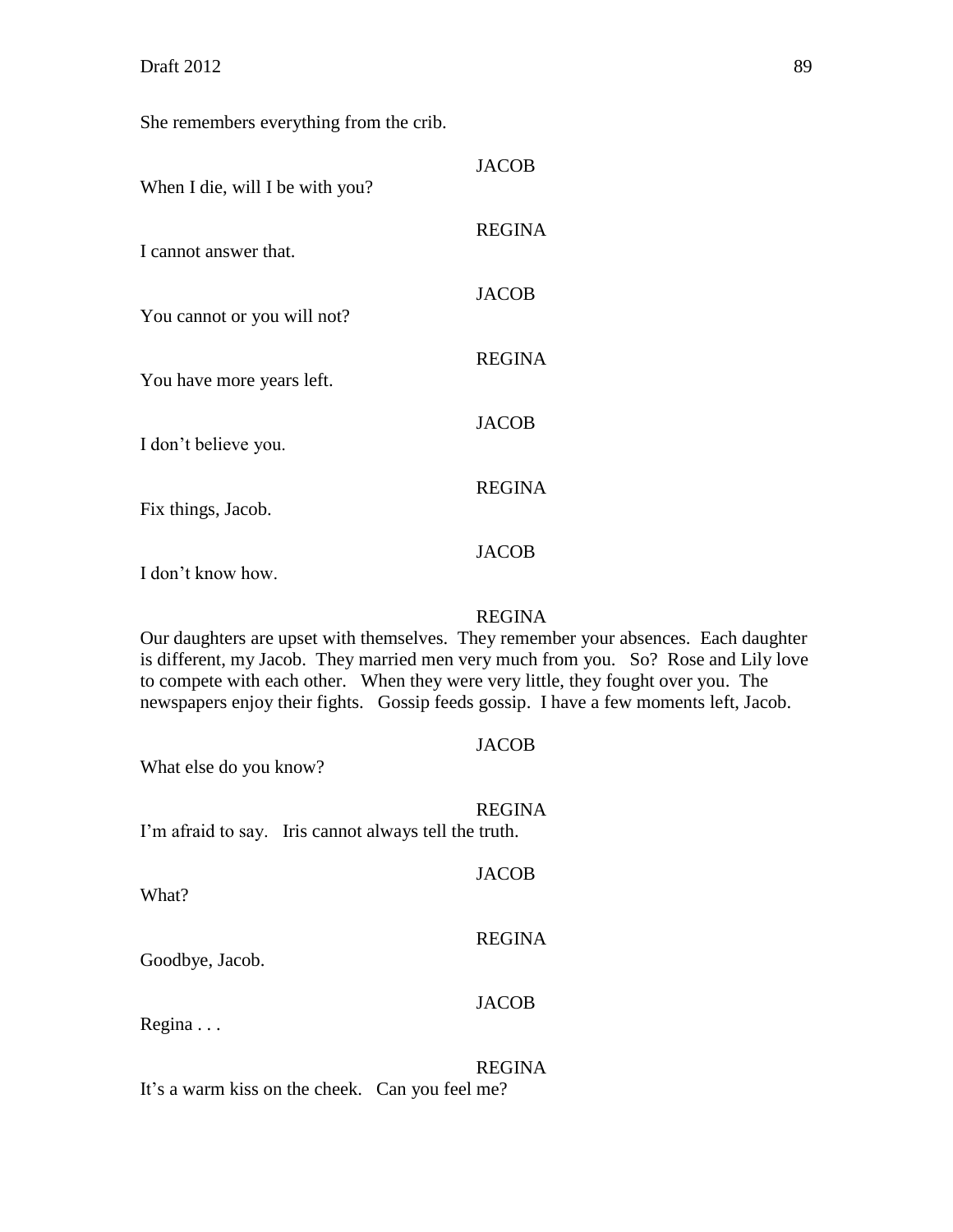She remembers everything from the crib.

JACOB

When I die, will I be with you?

REGINA

I cannot answer that.

JACOB

You cannot or you will not?

REGINA

You have more years left.

JACOB

I don't believe you.

REGINA

Fix things, Jacob.

JACOB

I don't know how.

REGINA

Our daughters are upset with themselves. They remember your absences. Each daughter is different, my Jacob. They married men very much from you. So? Rose and Lily love to compete with each other. When they were very little, they fought over you. The newspapers enjoy their fights. Gossip feeds gossip. I have a few moments left, Jacob.

JACOB

What else do you know?

REGINA

I'm afraid to say. Iris cannot always tell the truth.

JACOB

What?

REGINA

Goodbye, Jacob.

JACOB

Regina . . .

REGINA

It's a warm kiss on the cheek. Can you feel me?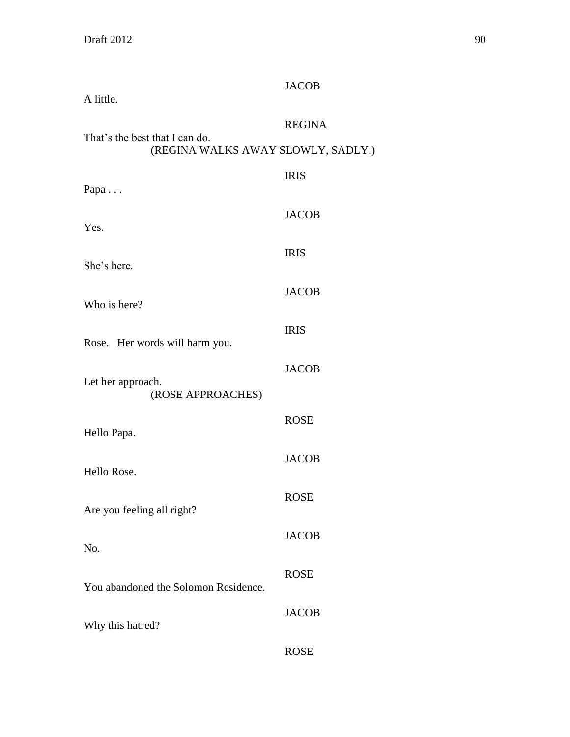JACOB

A little.

REGINA

That's the best that I can do.

(REGINA WALKS AWAY SLOWLY, SADLY.)

IRIS

Papa . . .

JACOB

Yes.

IRIS

She's here.

JACOB

Who is here?

IRIS

Rose. Her words will harm you.

JACOB

Let her approach.

(ROSE APPROACHES)

ROSE

Hello Papa.

JACOB

Hello Rose.

ROSE

Are you feeling all right?

JACOB

No.

ROSE

You abandoned the Solomon Residence.

JACOB

Why this hatred?

ROSE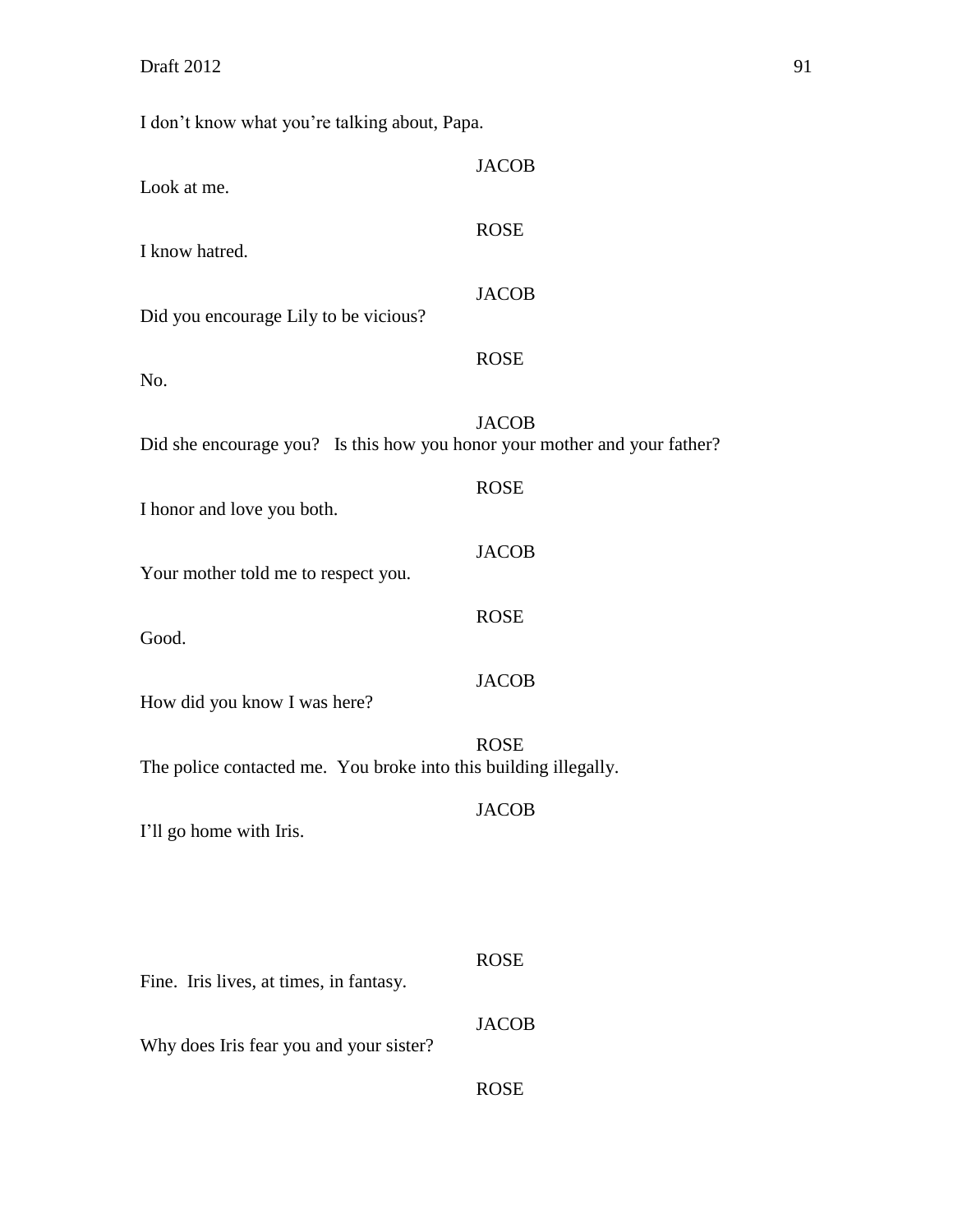I don't know what you're talking about, Papa.

JACOB

Look at me.

ROSE

I know hatred.

JACOB

Did you encourage Lily to be vicious?

ROSE

No.

JACOB

Did she encourage you? Is this how you honor your mother and your father?

ROSE

I honor and love you both.

JACOB

Your mother told me to respect you.

ROSE

Good.

JACOB

How did you know I was here?

ROSE

The police contacted me. You broke into this building illegally.

JACOB

I'll go home with Iris.

ROSE

Fine. Iris lives, at times, in fantasy.

JACOB

Why does Iris fear you and your sister?

ROSE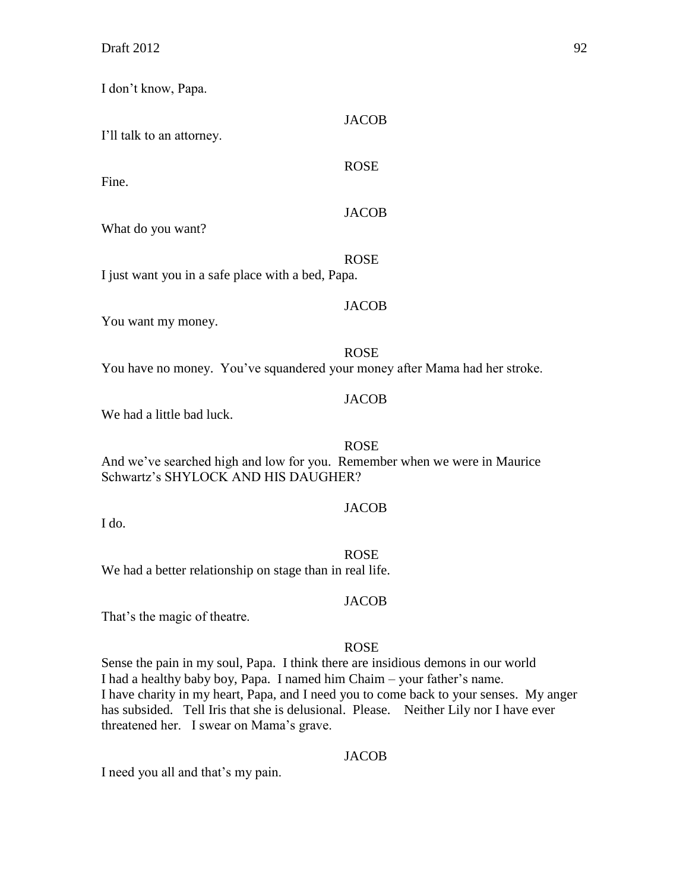I don't know, Papa.

JACOB

I'll talk to an attorney.

ROSE

Fine.

JACOB

What do you want?

ROSE

I just want you in a safe place with a bed, Papa.

JACOB

You want my money.

ROSE

You have no money. You've squandered your money after Mama had her stroke.

JACOB

We had a little bad luck.

ROSE

And we've searched high and low for you. Remember when we were in Maurice Schwartz's SHYLOCK AND HIS DAUGHER?

JACOB

I do.

ROSE

We had a better relationship on stage than in real life.

JACOB

That's the magic of theatre.

ROSE

Sense the pain in my soul, Papa. I think there are insidious demons in our world
I had a healthy baby boy, Papa. I named him Chaim – your father's name.
I have charity in my heart, Papa, and I need you to come back to your senses. My anger has subsided. Tell Iris that she is delusional. Please. Neither Lily nor I have ever threatened her. I swear on Mama's grave.

JACOB

I need you all and that's my pain.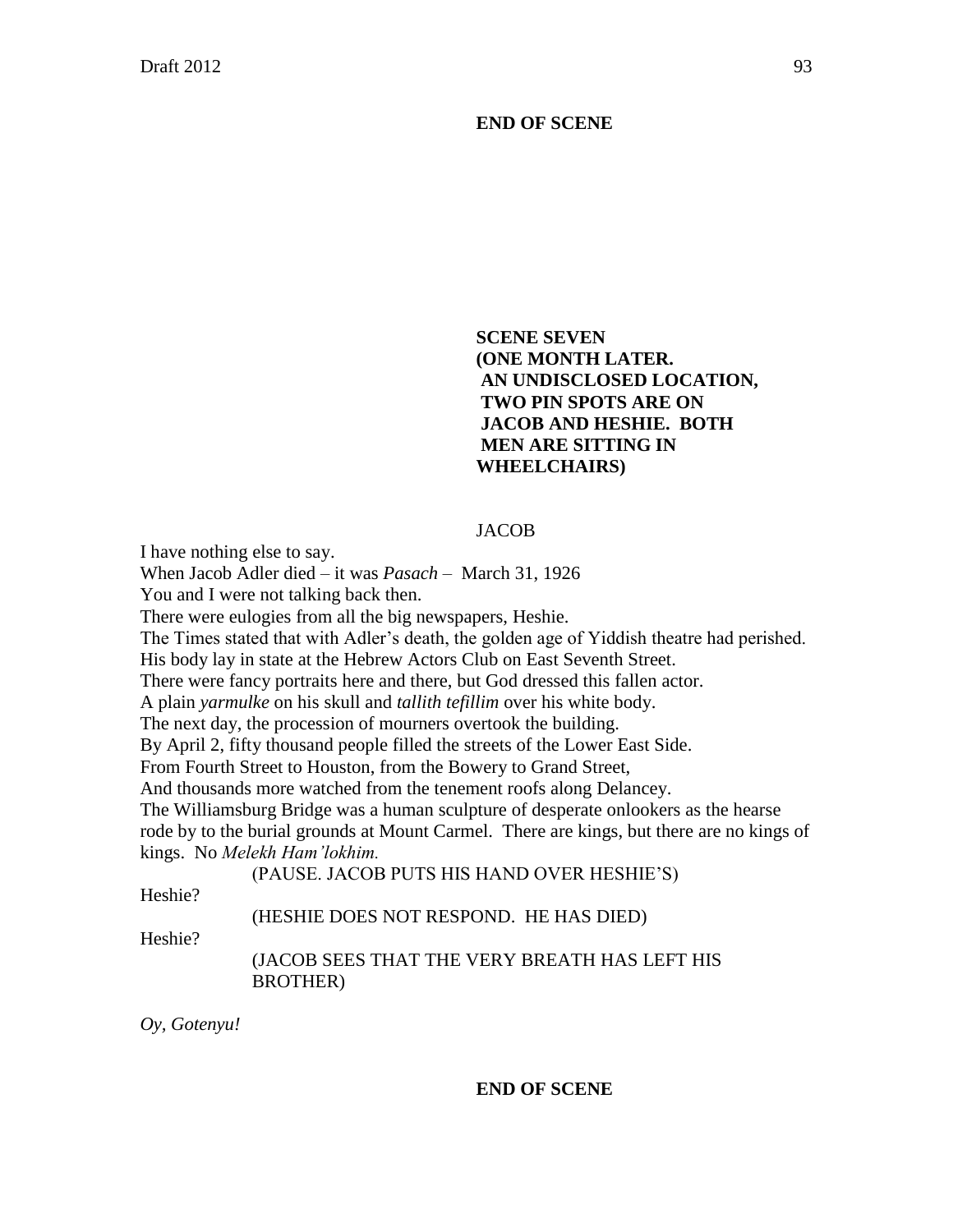**END OF SCENE**

**SCENE SEVEN**
**(ONE MONTH LATER.**
**AN UNDISCLOSED LOCATION,**
**TWO PIN SPOTS ARE ON**
**JACOB AND HESHIE. BOTH**
**MEN ARE SITTING IN**
**WHEELCHAIRS)**

JACOB

I have nothing else to say.
When Jacob Adler died – it was *Pasach* – March 31, 1926
You and I were not talking back then.
There were eulogies from all the big newspapers, Heshie.
The Times stated that with Adler's death, the golden age of Yiddish theatre had perished.
His body lay in state at the Hebrew Actors Club on East Seventh Street.
There were fancy portraits here and there, but God dressed this fallen actor.
A plain *yarmulke* on his skull and *tallith tefillim* over his white body.
The next day, the procession of mourners overtook the building.
By April 2, fifty thousand people filled the streets of the Lower East Side.
From Fourth Street to Houston, from the Bowery to Grand Street,
And thousands more watched from the tenement roofs along Delancey.
The Williamsburg Bridge was a human sculpture of desperate onlookers as the hearse rode by to the burial grounds at Mount Carmel. There are kings, but there are no kings of kings. No *Melekh Ham'lokhim.*

(PAUSE. JACOB PUTS HIS HAND OVER HESHIE'S)

Heshie?

(HESHIE DOES NOT RESPOND. HE HAS DIED)

Heshie?

(JACOB SEES THAT THE VERY BREATH HAS LEFT HIS BROTHER)

*Oy, Gotenyu!*

**END OF SCENE**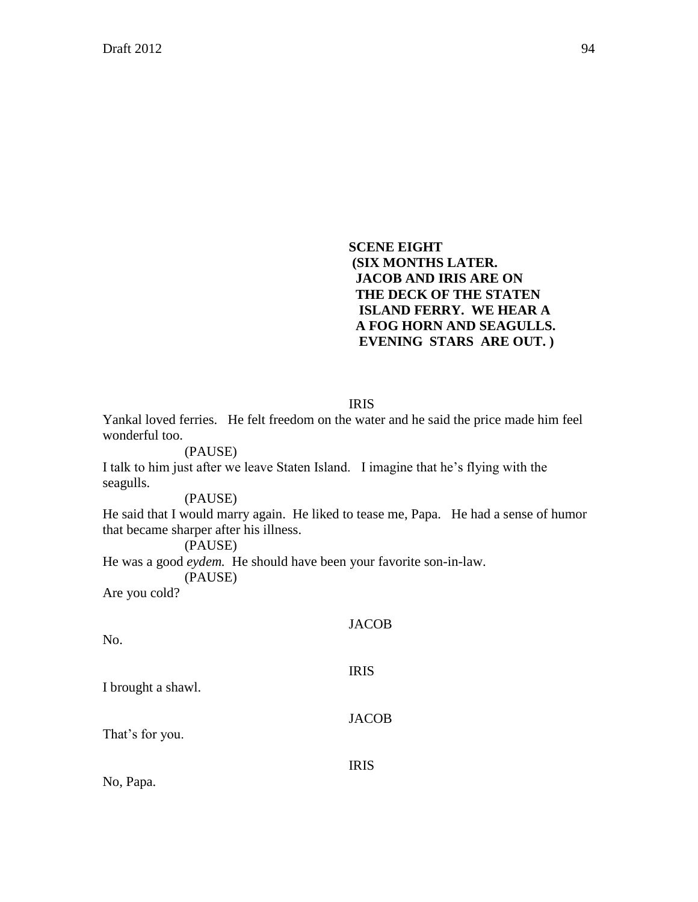**SCENE EIGHT**
**(SIX MONTHS LATER.**
**JACOB AND IRIS ARE ON**
**THE DECK OF THE STATEN**
**ISLAND FERRY. WE HEAR A**
**A FOG HORN AND SEAGULLS.**
**EVENING STARS ARE OUT. )**

IRIS

Yankal loved ferries. He felt freedom on the water and he said the price made him feel wonderful too.

(PAUSE)

I talk to him just after we leave Staten Island. I imagine that he's flying with the seagulls.

(PAUSE)

He said that I would marry again. He liked to tease me, Papa. He had a sense of humor that became sharper after his illness.

(PAUSE)

He was a good *eydem.* He should have been your favorite son-in-law.

(PAUSE)

Are you cold?

JACOB

No.

IRIS

I brought a shawl.

JACOB

That's for you.

IRIS

No, Papa.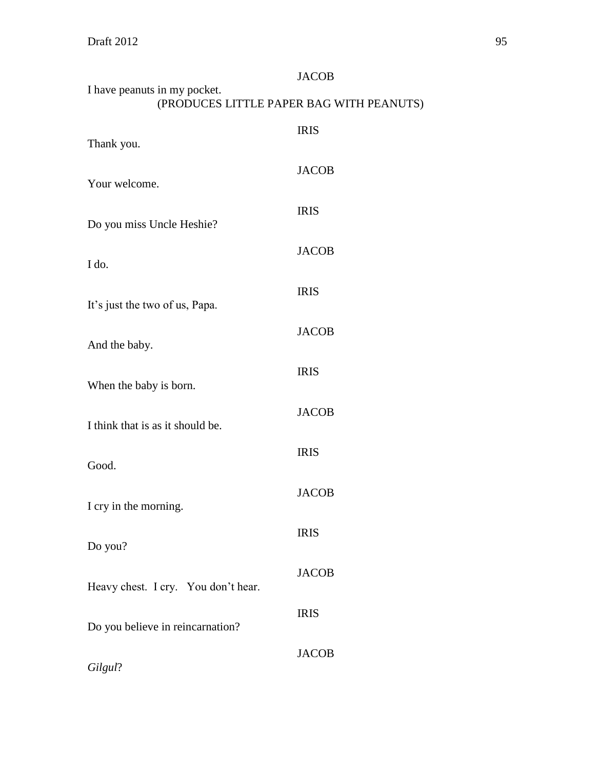JACOB

I have peanuts in my pocket.

(PRODUCES LITTLE PAPER BAG WITH PEANUTS)

IRIS

Thank you.

JACOB

Your welcome.

IRIS

Do you miss Uncle Heshie?

JACOB

I do.

IRIS

It's just the two of us, Papa.

JACOB

And the baby.

IRIS

When the baby is born.

JACOB

I think that is as it should be.

IRIS

Good.

JACOB

I cry in the morning.

IRIS

Do you?

JACOB

Heavy chest. I cry. You don't hear.

IRIS

Do you believe in reincarnation?

JACOB

*Gilgul*?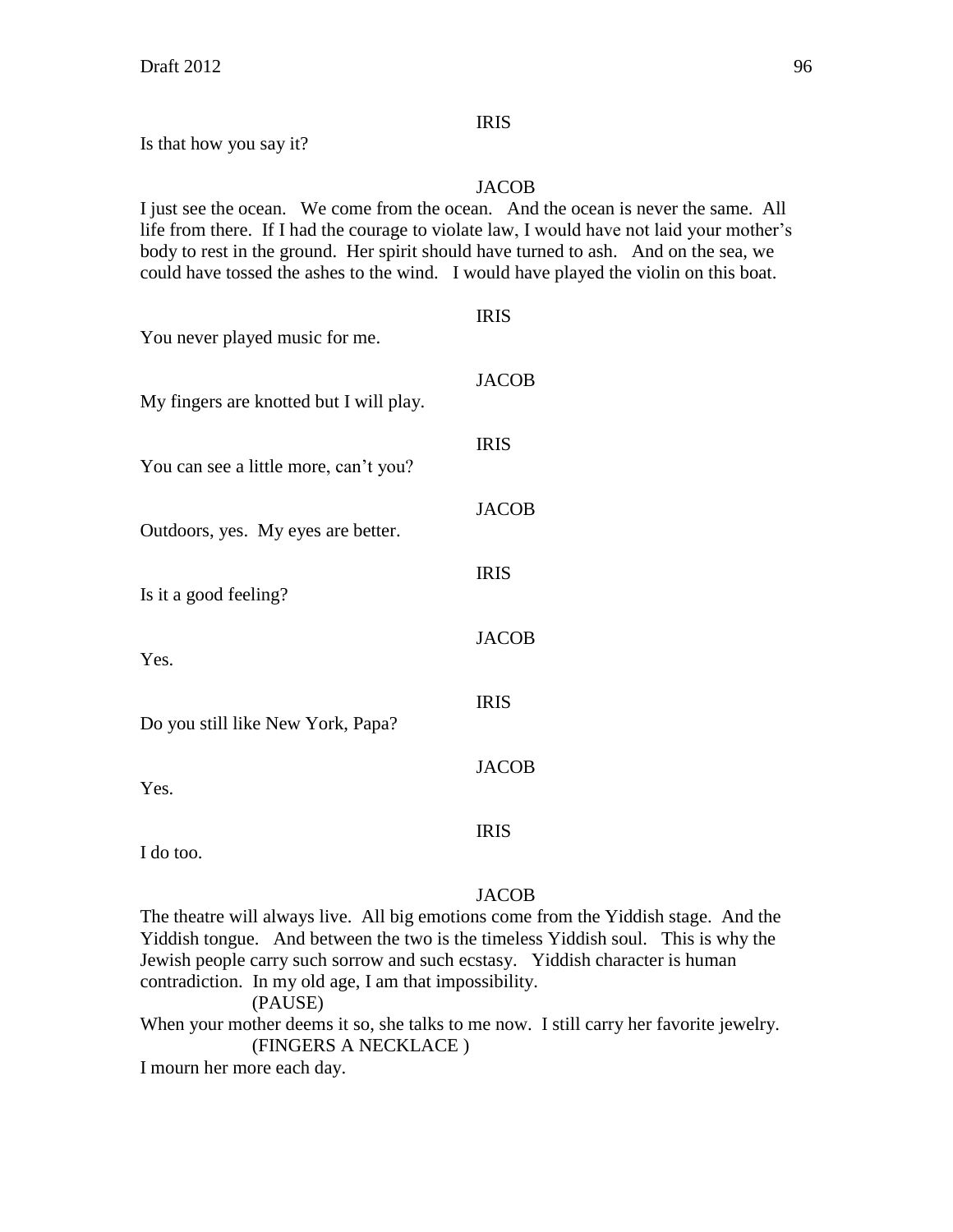IRIS

Is that how you say it?

JACOB

I just see the ocean. We come from the ocean. And the ocean is never the same. All life from there. If I had the courage to violate law, I would have not laid your mother's body to rest in the ground. Her spirit should have turned to ash. And on the sea, we could have tossed the ashes to the wind. I would have played the violin on this boat.

IRIS

You never played music for me.

JACOB

My fingers are knotted but I will play.

IRIS

You can see a little more, can't you?

JACOB

Outdoors, yes. My eyes are better.

IRIS

Is it a good feeling?

JACOB

Yes.

IRIS

Do you still like New York, Papa?

JACOB

Yes.

IRIS

I do too.

JACOB

The theatre will always live. All big emotions come from the Yiddish stage. And the Yiddish tongue. And between the two is the timeless Yiddish soul. This is why the Jewish people carry such sorrow and such ecstasy. Yiddish character is human contradiction. In my old age, I am that impossibility.

(PAUSE)

When your mother deems it so, she talks to me now. I still carry her favorite jewelry.

(FINGERS A NECKLACE )

I mourn her more each day.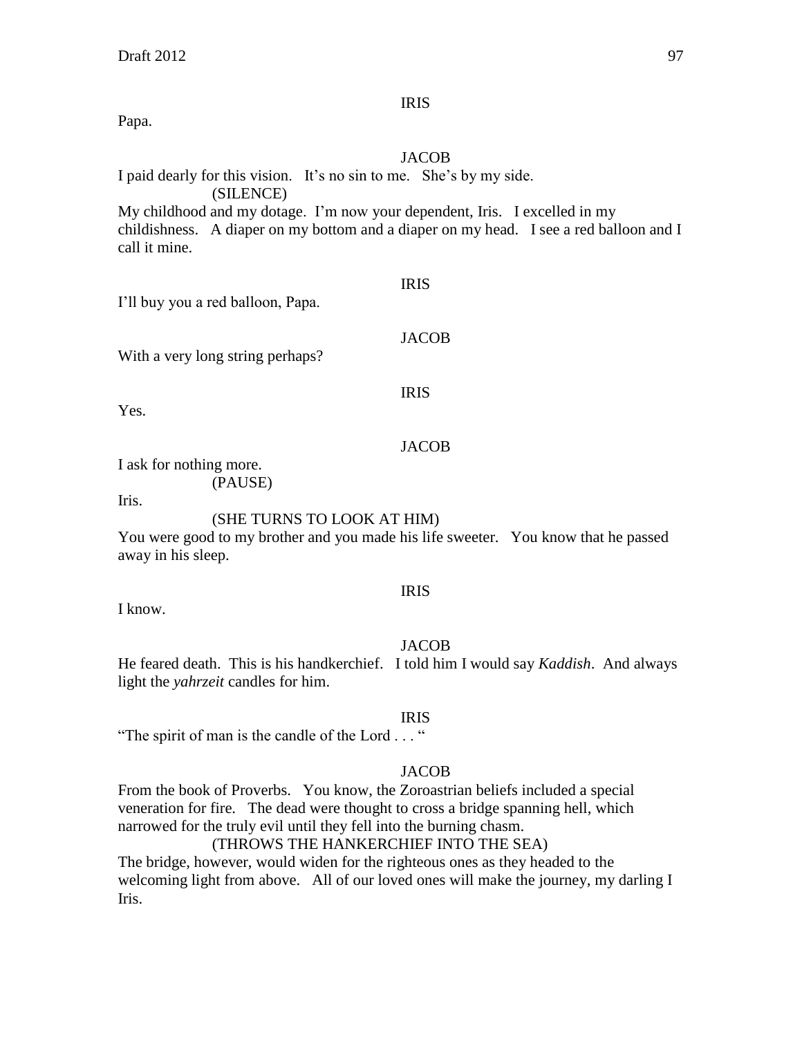IRIS

Papa.

JACOB

I paid dearly for this vision. It's no sin to me. She's by my side.

(SILENCE)

My childhood and my dotage. I'm now your dependent, Iris. I excelled in my childishness. A diaper on my bottom and a diaper on my head. I see a red balloon and I call it mine.

IRIS

I'll buy you a red balloon, Papa.

JACOB

With a very long string perhaps?

IRIS

Yes.

JACOB

I ask for nothing more.

(PAUSE)

Iris.

(SHE TURNS TO LOOK AT HIM)

You were good to my brother and you made his life sweeter. You know that he passed away in his sleep.

IRIS

I know.

JACOB

He feared death. This is his handkerchief. I told him I would say *Kaddish*. And always light the *yahrzeit* candles for him.

IRIS

"The spirit of man is the candle of the Lord . . . "

JACOB

From the book of Proverbs. You know, the Zoroastrian beliefs included a special veneration for fire. The dead were thought to cross a bridge spanning hell, which narrowed for the truly evil until they fell into the burning chasm.

(THROWS THE HANKERCHIEF INTO THE SEA)

The bridge, however, would widen for the righteous ones as they headed to the welcoming light from above. All of our loved ones will make the journey, my darling I Iris.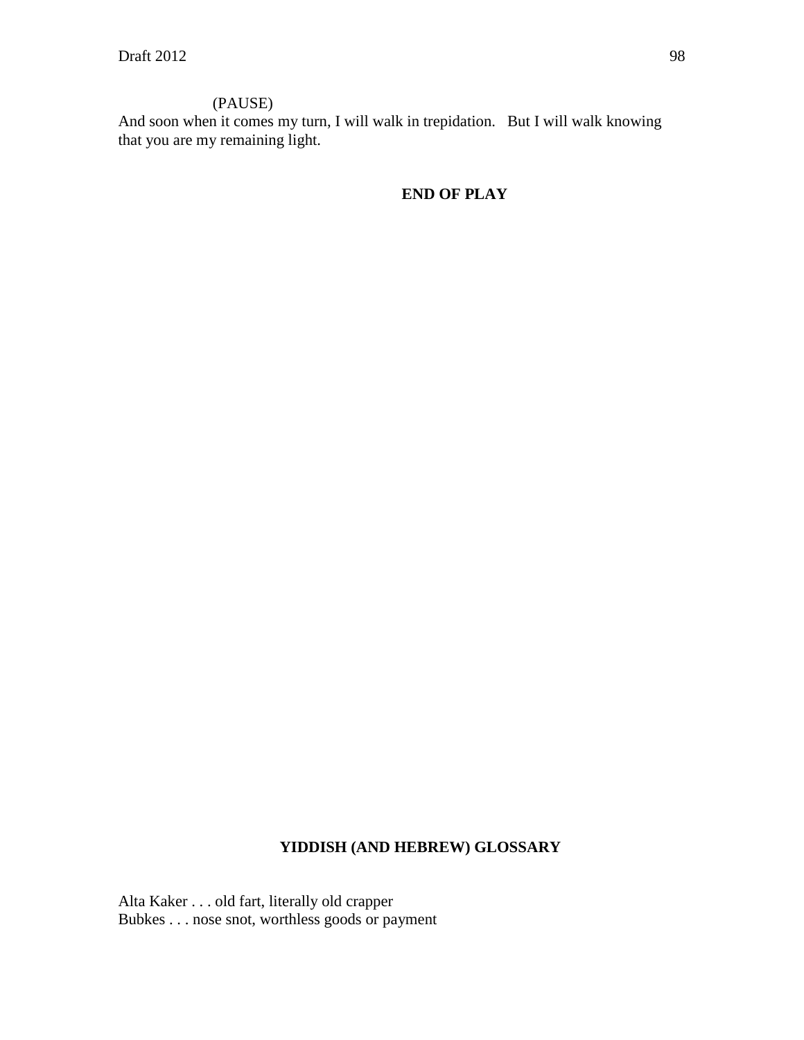(PAUSE)

And soon when it comes my turn, I will walk in trepidation.   But I will walk knowing that you are my remaining light.

**END OF PLAY**

**YIDDISH (AND HEBREW) GLOSSARY**

Alta Kaker . . . old fart, literally old crapper
Bubkes . . . nose snot, worthless goods or payment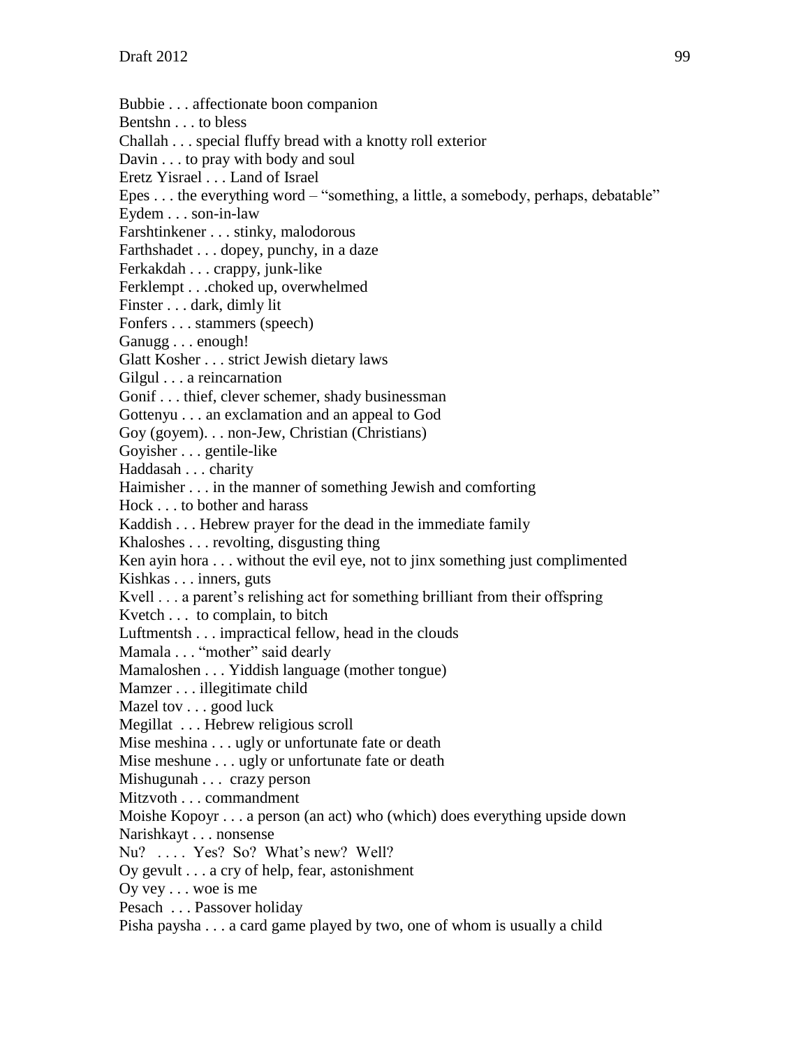Bubbie . . . affectionate boon companion
Bentshn . . . to bless
Challah . . . special fluffy bread with a knotty roll exterior
Davin . . . to pray with body and soul
Eretz Yisrael . . . Land of Israel
Epes . . . the everything word – "something, a little, a somebody, perhaps, debatable"
Eydem . . . son-in-law
Farshtinkener . . . stinky, malodorous
Farthshadet . . . dopey, punchy, in a daze
Ferkakdah . . . crappy, junk-like
Ferklempt . . .choked up, overwhelmed
Finster . . . dark, dimly lit
Fonfers . . . stammers (speech)
Ganugg . . . enough!
Glatt Kosher . . . strict Jewish dietary laws
Gilgul . . . a reincarnation
Gonif . . . thief, clever schemer, shady businessman
Gottenyu . . . an exclamation and an appeal to God
Goy (goyem). . . non-Jew, Christian (Christians)
Goyisher . . . gentile-like
Haddasah . . . charity
Haimisher . . . in the manner of something Jewish and comforting
Hock . . . to bother and harass
Kaddish . . . Hebrew prayer for the dead in the immediate family
Khaloshes . . . revolting, disgusting thing
Ken ayin hora . . . without the evil eye, not to jinx something just complimented
Kishkas . . . inners, guts
Kvell . . . a parent's relishing act for something brilliant from their offspring
Kvetch . . . to complain, to bitch
Luftmentsh . . . impractical fellow, head in the clouds
Mamala . . . "mother" said dearly
Mamaloshen . . . Yiddish language (mother tongue)
Mamzer . . . illegitimate child
Mazel tov . . . good luck
Megillat . . . Hebrew religious scroll
Mise meshina . . . ugly or unfortunate fate or death
Mise meshune . . . ugly or unfortunate fate or death
Mishugunah . . . crazy person
Mitzvoth . . . commandment
Moishe Kopoyr . . . a person (an act) who (which) does everything upside down
Narishkayt . . . nonsense
Nu? . . . . Yes? So? What's new? Well?
Oy gevult . . . a cry of help, fear, astonishment
Oy vey . . . woe is me
Pesach . . . Passover holiday
Pisha paysha . . . a card game played by two, one of whom is usually a child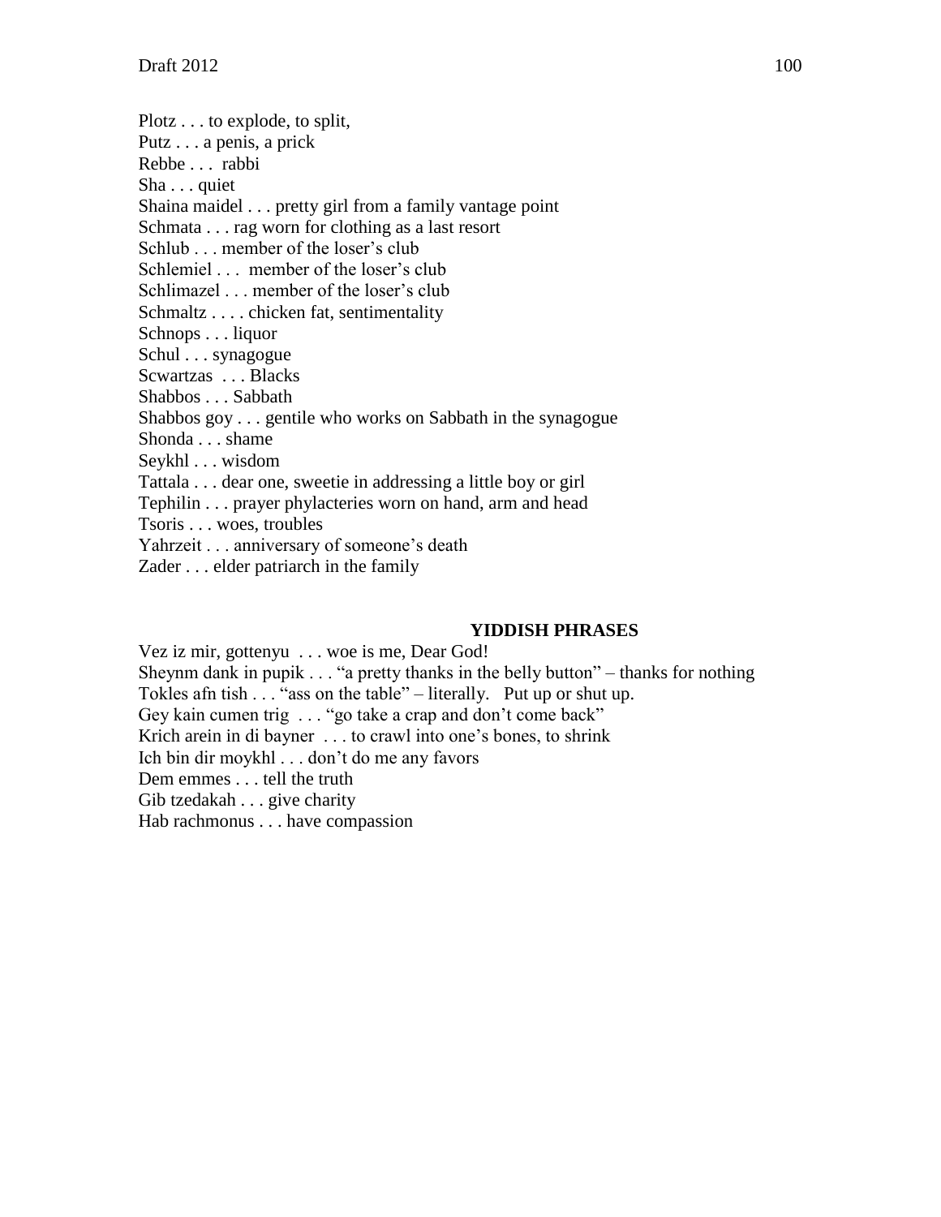Plotz . . . to explode, to split,
Putz . . . a penis, a prick
Rebbe . . . rabbi
Sha . . . quiet
Shaina maidel . . . pretty girl from a family vantage point
Schmata . . . rag worn for clothing as a last resort
Schlub . . . member of the loser's club
Schlemiel . . . member of the loser's club
Schlimazel . . . member of the loser's club
Schmaltz . . . . chicken fat, sentimentality
Schnops . . . liquor
Schul . . . synagogue
Scwartzas . . . Blacks
Shabbos . . . Sabbath
Shabbos goy . . . gentile who works on Sabbath in the synagogue
Shonda . . . shame
Seykhl . . . wisdom
Tattala . . . dear one, sweetie in addressing a little boy or girl
Tephilin . . . prayer phylacteries worn on hand, arm and head
Tsoris . . . woes, troubles
Yahrzeit . . . anniversary of someone's death
Zader . . . elder patriarch in the family

**YIDDISH PHRASES**

Vez iz mir, gottenyu . . . woe is me, Dear God!
Sheynm dank in pupik . . . "a pretty thanks in the belly button" – thanks for nothing
Tokles afn tish . . . "ass on the table" – literally. Put up or shut up.
Gey kain cumen trig . . . "go take a crap and don't come back"
Krich arein in di bayner . . . to crawl into one's bones, to shrink
Ich bin dir moykhl . . . don't do me any favors
Dem emmes . . . tell the truth
Gib tzedakah . . . give charity
Hab rachmonus . . . have compassion